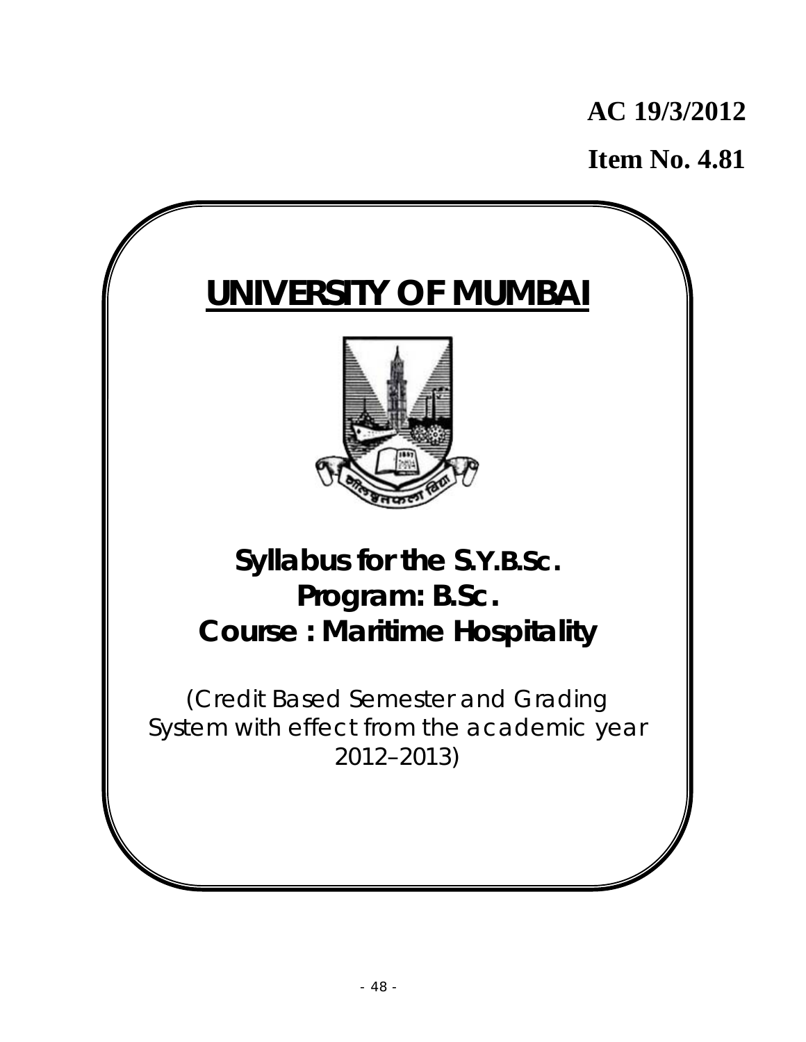**AC 19/3/2012**

**Item No. 4.81**

# UNIVERSITY OF MUMBAI

## Syllabus for the S.Y.B.Sc.
## Program: B.Sc.
## Course : Maritime Hospitality

(Credit Based Semester and Grading System with effect from the academic year 2012–2013)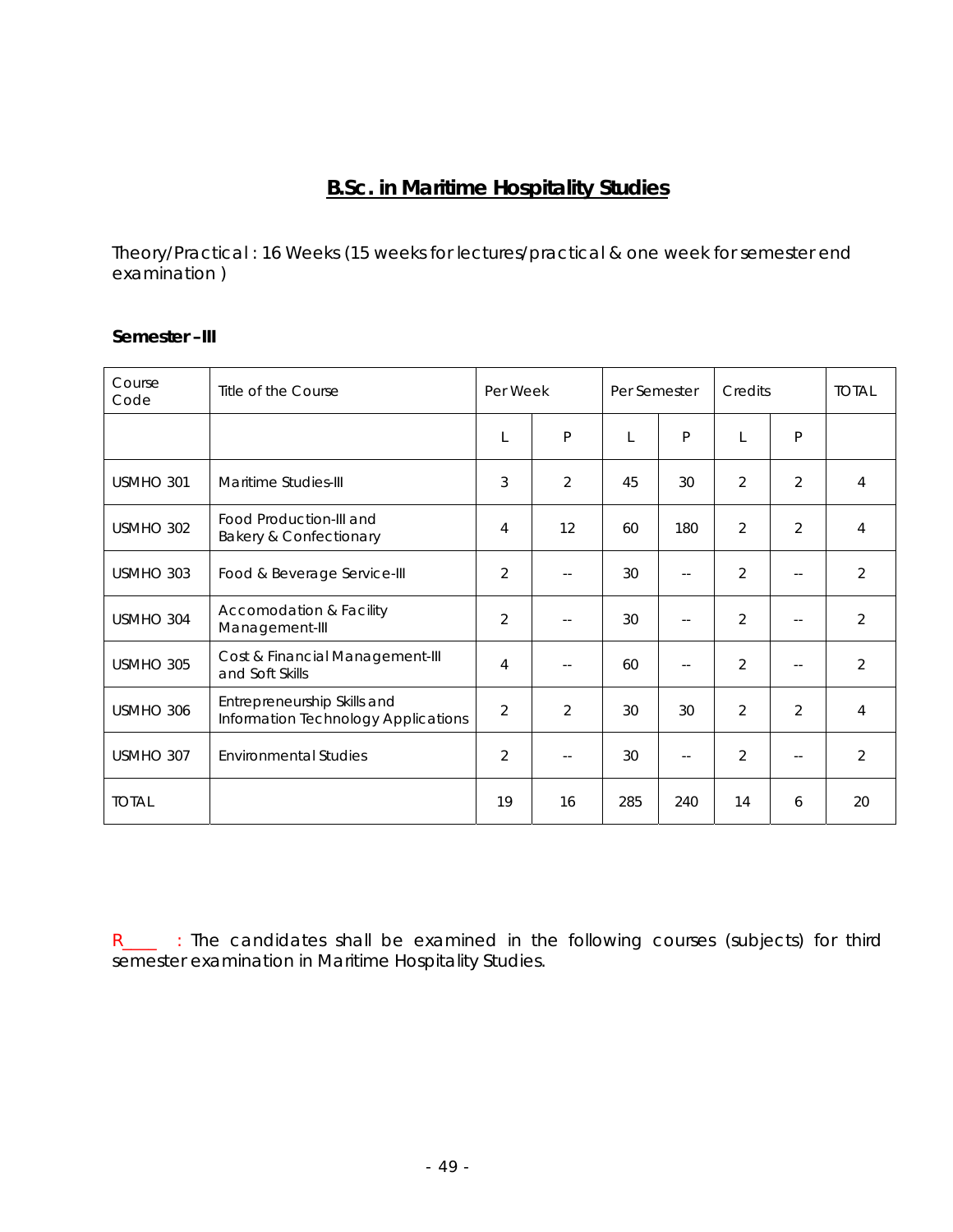# B.Sc. in Maritime Hospitality Studies

Theory/Practical : 16 Weeks (15 weeks for lectures/practical & one week for semester end examination )

**Semester –III**

| Course Code | Title of the Course | Per Week | | Per Semester | | Credits | | TOTAL |
|---|---|---|---|---|---|---|---|---|
| | | L | P | L | P | L | P | |
| USMHO 301 | Maritime Studies-III | 3 | 2 | 45 | 30 | 2 | 2 | 4 |
| USMHO 302 | Food Production-III and Bakery & Confectionary | 4 | 12 | 60 | 180 | 2 | 2 | 4 |
| USMHO 303 | Food & Beverage Service-III | 2 | -- | 30 | -- | 2 | -- | 2 |
| USMHO 304 | Accomodation & Facility Management-III | 2 | -- | 30 | -- | 2 | -- | 2 |
| USMHO 305 | Cost & Financial Management-III and Soft Skills | 4 | -- | 60 | -- | 2 | -- | 2 |
| USMHO 306 | Entrepreneurship Skills and Information Technology Applications | 2 | 2 | 30 | 30 | 2 | 2 | 4 |
| USMHO 307 | Environmental Studies | 2 | -- | 30 | -- | 2 | -- | 2 |
| TOTAL | | 19 | 16 | 285 | 240 | 14 | 6 | 20 |

R____ : The candidates shall be examined in the following courses (subjects) for third semester examination in Maritime Hospitality Studies.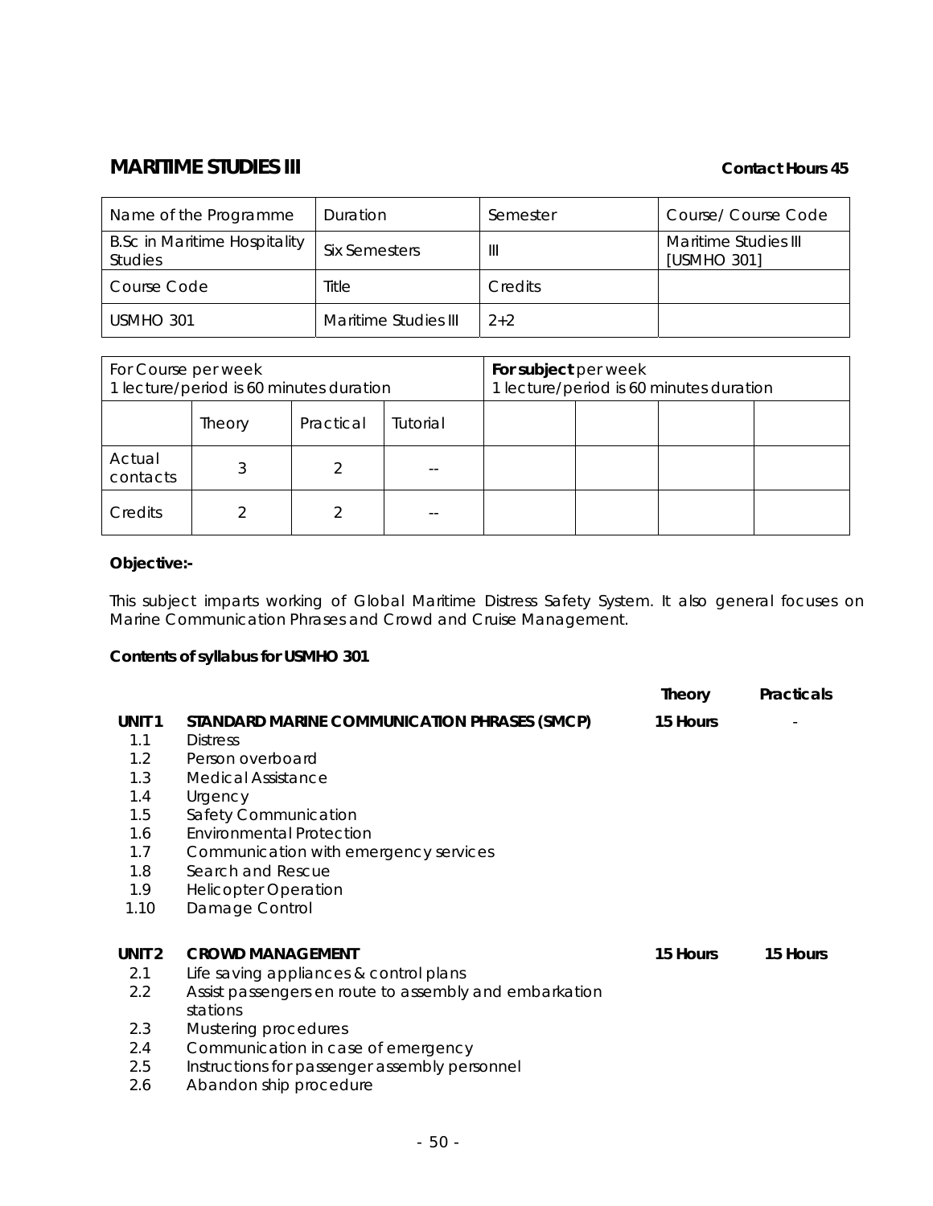## MARITIME STUDIES III

**Contact Hours 45**

| Name of the Programme | Duration | Semester | Course/ Course Code |
|---|---|---|---|
| B.Sc in Maritime Hospitality Studies | Six Semesters | III | Maritime Studies III [USMHO 301] |
| Course Code | Title | Credits | |
| USMHO 301 | Maritime Studies III | 2+2 | |

| For Course per week 1 lecture/period is 60 minutes duration | | | | **For subject** per week 1 lecture/period is 60 minutes duration | | | |
|---|---|---|---|---|---|---|---|
| | Theory | Practical | Tutorial | | | | |
| Actual contacts | 3 | 2 | -- | | | | |
| Credits | 2 | 2 | -- | | | | |

**Objective:-**

This subject imparts working of Global Maritime Distress Safety System. It also general focuses on Marine Communication Phrases and Crowd and Cruise Management.

**Contents of syllabus for USMHO 301**

| | | **Theory** | **Practicals** |
|---|---|---|---|
| **UNIT 1** | **STANDARD MARINE COMMUNICATION PHRASES (SMCP)** | **15 Hours** | - |
| 1.1 | Distress | | |
| 1.2 | Person overboard | | |
| 1.3 | Medical Assistance | | |
| 1.4 | Urgency | | |
| 1.5 | Safety Communication | | |
| 1.6 | Environmental Protection | | |
| 1.7 | Communication with emergency services | | |
| 1.8 | Search and Rescue | | |
| 1.9 | Helicopter Operation | | |
| 1.10 | Damage Control | | |
| **UNIT 2** | **CROWD MANAGEMENT** | **15 Hours** | **15 Hours** |
| 2.1 | Life saving appliances & control plans | | |
| 2.2 | Assist passengers en route to assembly and embarkation stations | | |
| 2.3 | Mustering procedures | | |
| 2.4 | Communication in case of emergency | | |
| 2.5 | Instructions for passenger assembly personnel | | |
| 2.6 | Abandon ship procedure | | |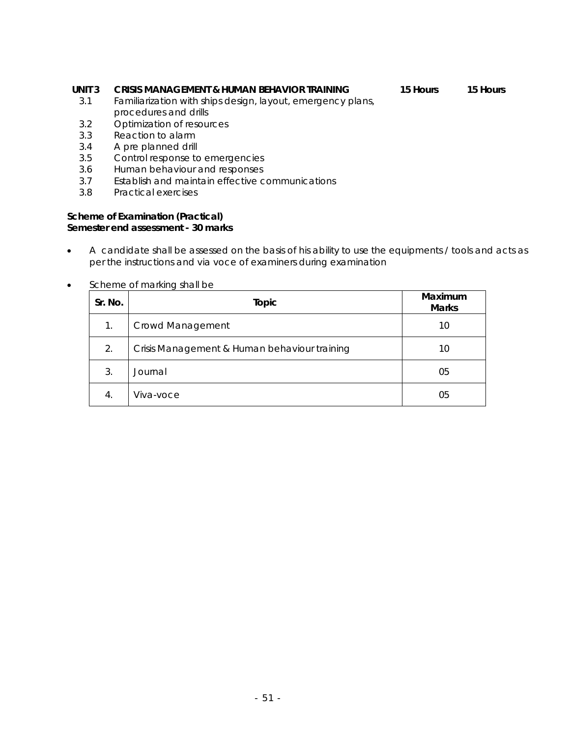**UNIT 3 CRISIS MANAGEMENT & HUMAN BEHAVIOR TRAINING 15 Hours 15 Hours**

- 3.1 Familiarization with ships design, layout, emergency plans, procedures and drills
- 3.2 Optimization of resources
- 3.3 Reaction to alarm
- 3.4 A pre planned drill
- 3.5 Control response to emergencies
- 3.6 Human behaviour and responses
- 3.7 Establish and maintain effective communications
- 3.8 Practical exercises

**Scheme of Examination (Practical)**
**Semester end assessment - 30 marks**

- A candidate shall be assessed on the basis of his ability to use the equipments / tools and acts as per the instructions and via voce of examiners during examination
- Scheme of marking shall be

| Sr. No. | Topic | Maximum Marks |
|---|---|---|
| 1. | Crowd Management | 10 |
| 2. | Crisis Management & Human behaviour training | 10 |
| 3. | Journal | 05 |
| 4. | Viva-voce | 05 |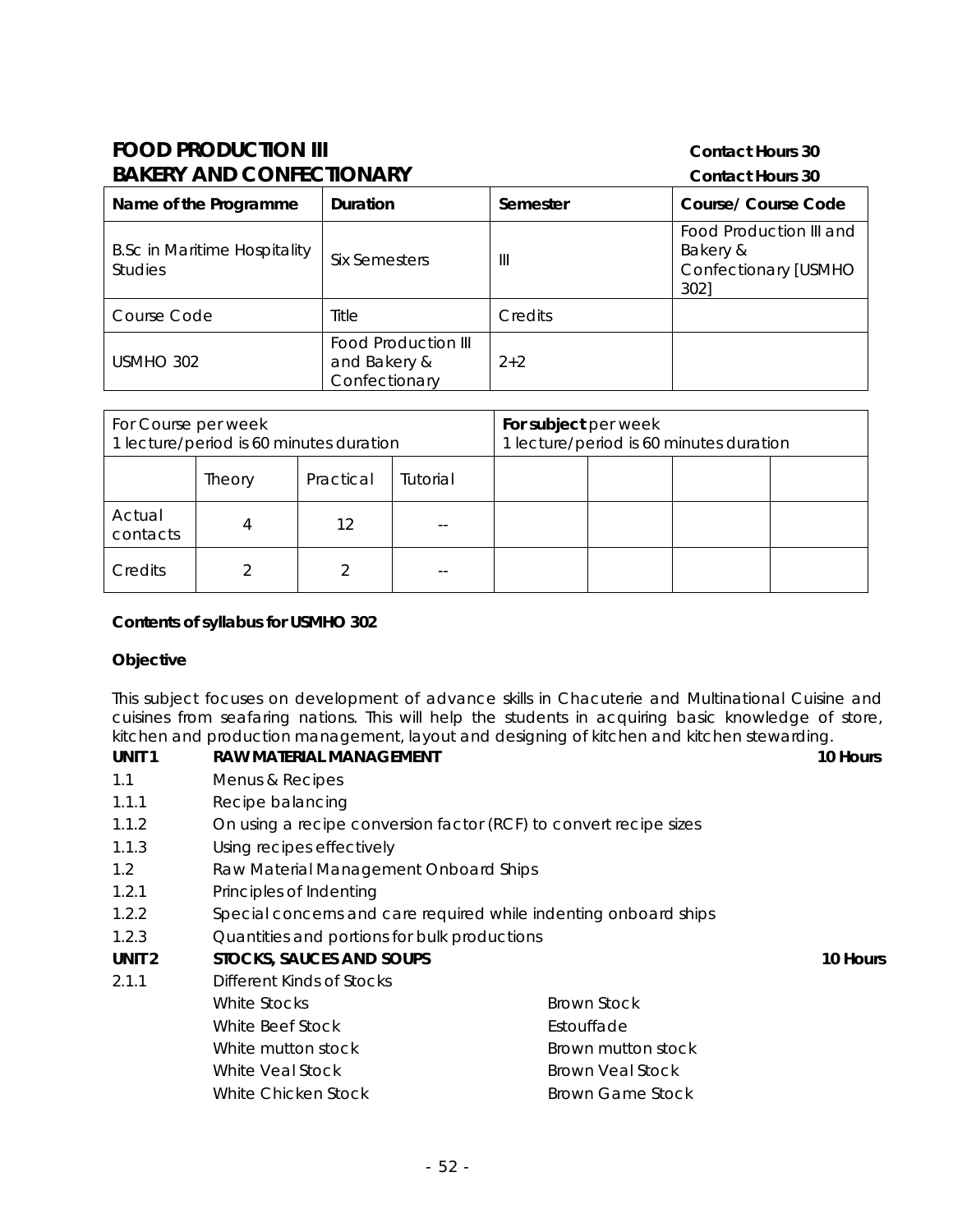# FOOD PRODUCTION III — Contact Hours 30
# BAKERY AND CONFECTIONARY — Contact Hours 30

| Name of the Programme | Duration | Semester | Course/ Course Code |
|---|---|---|---|
| B.Sc in Maritime Hospitality Studies | Six Semesters | III | Food Production III and Bakery & Confectionary [USMHO 302] |
| Course Code | Title | Credits | |
| USMHO 302 | Food Production III and Bakery & Confectionary | 2+2 | |

| For Course per week 1 lecture/period is 60 minutes duration | | | | For subject per week 1 lecture/period is 60 minutes duration | | | |
|---|---|---|---|---|---|---|---|
| | Theory | Practical | Tutorial | | | | |
| Actual contacts | 4 | 12 | -- | | | | |
| Credits | 2 | 2 | -- | | | | |

**Contents of syllabus for USMHO 302**

**Objective**

This subject focuses on development of advance skills in Chacuterie and Multinational Cuisine and cuisines from seafaring nations. This will help the students in acquiring basic knowledge of store, kitchen and production management, layout and designing of kitchen and kitchen stewarding.

**UNIT 1 RAW MATERIAL MANAGEMENT — 10 Hours**

- 1.1 Menus & Recipes
- 1.1.1 Recipe balancing
- 1.1.2 On using a recipe conversion factor (RCF) to convert recipe sizes
- 1.1.3 Using recipes effectively
- 1.2 Raw Material Management Onboard Ships
- 1.2.1 Principles of Indenting
- 1.2.2 Special concerns and care required while indenting onboard ships
- 1.2.3 Quantities and portions for bulk productions

**UNIT 2 STOCKS, SAUCES AND SOUPS — 10 Hours**

- 2.1.1 Different Kinds of Stocks

| | |
|---|---|
| White Stocks | Brown Stock |
| White Beef Stock | Estouffade |
| White mutton stock | Brown mutton stock |
| White Veal Stock | Brown Veal Stock |
| White Chicken Stock | Brown Game Stock |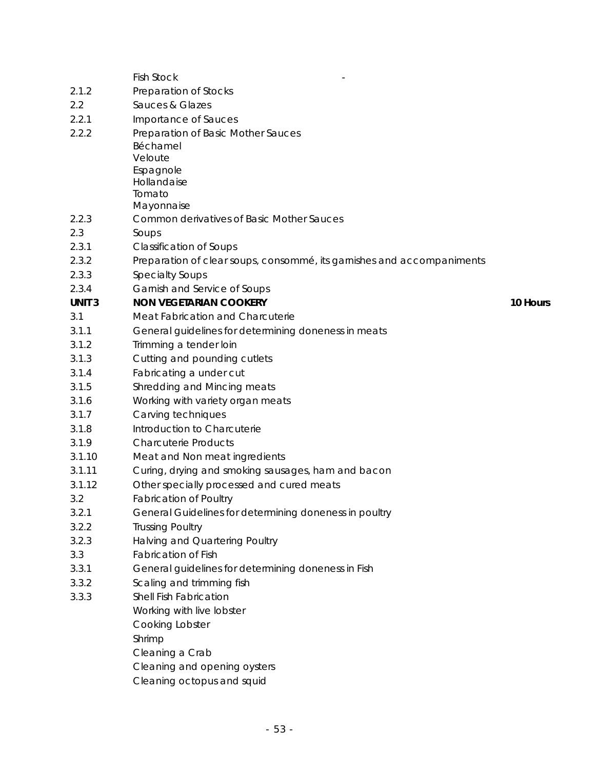| | | |
|---|---|---|
| | Fish Stock | - |
| 2.1.2 | Preparation of Stocks | |
| 2.2 | Sauces & Glazes | |
| 2.2.1 | Importance of Sauces | |
| 2.2.2 | Preparation of Basic Mother Sauces<br>Béchamel<br>Veloute<br>Espagnole<br>Hollandaise<br>Tomato<br>Mayonnaise | |
| 2.2.3 | Common derivatives of Basic Mother Sauces | |
| 2.3 | Soups | |
| 2.3.1 | Classification of Soups | |
| 2.3.2 | Preparation of clear soups, consommé, its garnishes and accompaniments | |
| 2.3.3 | Specialty Soups | |
| 2.3.4 | Garnish and Service of Soups | |
| **UNIT 3** | **NON VEGETARIAN COOKERY** | **10 Hours** |
| 3.1 | Meat Fabrication and Charcuterie | |
| 3.1.1 | General guidelines for determining doneness in meats | |
| 3.1.2 | Trimming a tender loin | |
| 3.1.3 | Cutting and pounding cutlets | |
| 3.1.4 | Fabricating a under cut | |
| 3.1.5 | Shredding and Mincing meats | |
| 3.1.6 | Working with variety organ meats | |
| 3.1.7 | Carving techniques | |
| 3.1.8 | Introduction to Charcuterie | |
| 3.1.9 | Charcuterie Products | |
| 3.1.10 | Meat and Non meat ingredients | |
| 3.1.11 | Curing, drying and smoking sausages, ham and bacon | |
| 3.1.12 | Other specially processed and cured meats | |
| 3.2 | Fabrication of Poultry | |
| 3.2.1 | General Guidelines for determining doneness in poultry | |
| 3.2.2 | Trussing Poultry | |
| 3.2.3 | Halving and Quartering Poultry | |
| 3.3 | Fabrication of Fish | |
| 3.3.1 | General guidelines for determining doneness in Fish | |
| 3.3.2 | Scaling and trimming fish | |
| 3.3.3 | Shell Fish Fabrication<br>Working with live lobster<br>Cooking Lobster<br>Shrimp<br>Cleaning a Crab<br>Cleaning and opening oysters<br>Cleaning octopus and squid | |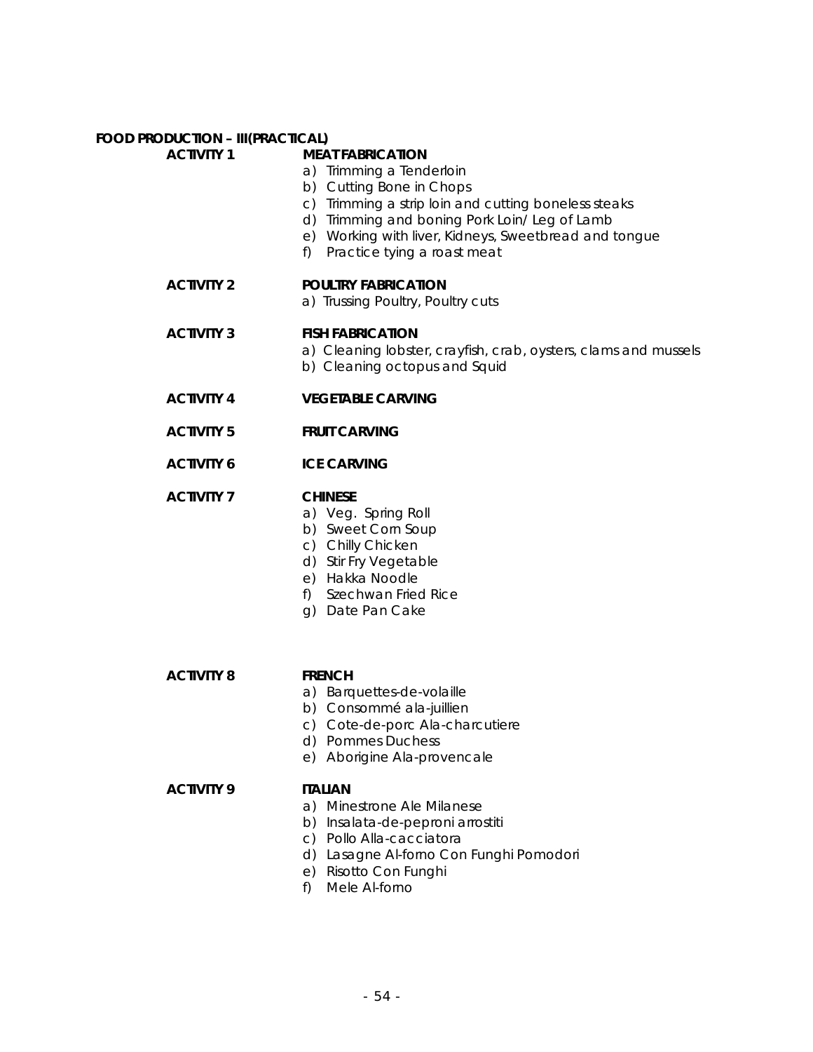**FOOD PRODUCTION – III(PRACTICAL)**

**ACTIVITY 1** **MEAT FABRICATION**

a) Trimming a Tenderloin
b) Cutting Bone in Chops
c) Trimming a strip loin and cutting boneless steaks
d) Trimming and boning Pork Loin/ Leg of Lamb
e) Working with liver, Kidneys, Sweetbread and tongue
f) Practice tying a roast meat

**ACTIVITY 2** **POULTRY FABRICATION**

a) Trussing Poultry, Poultry cuts

**ACTIVITY 3** **FISH FABRICATION**

a) Cleaning lobster, crayfish, crab, oysters, clams and mussels
b) Cleaning octopus and Squid

**ACTIVITY 4** **VEGETABLE CARVING**

**ACTIVITY 5** **FRUIT CARVING**

**ACTIVITY 6** **ICE CARVING**

**ACTIVITY 7** **CHINESE**

a) Veg. Spring Roll
b) Sweet Corn Soup
c) Chilly Chicken
d) Stir Fry Vegetable
e) Hakka Noodle
f) Szechwan Fried Rice
g) Date Pan Cake

**ACTIVITY 8** **FRENCH**

a) Barquettes-de-volaille
b) Consommé ala-juillien
c) Cote-de-porc Ala-charcutiere
d) Pommes Duchess
e) Aborigine Ala-provencale

**ACTIVITY 9** **ITALIAN**

a) Minestrone Ale Milanese
b) Insalata-de-peproni arrostiti
c) Pollo Alla-cacciatora
d) Lasagne Al-forno Con Funghi Pomodori
e) Risotto Con Funghi
f) Mele Al-forno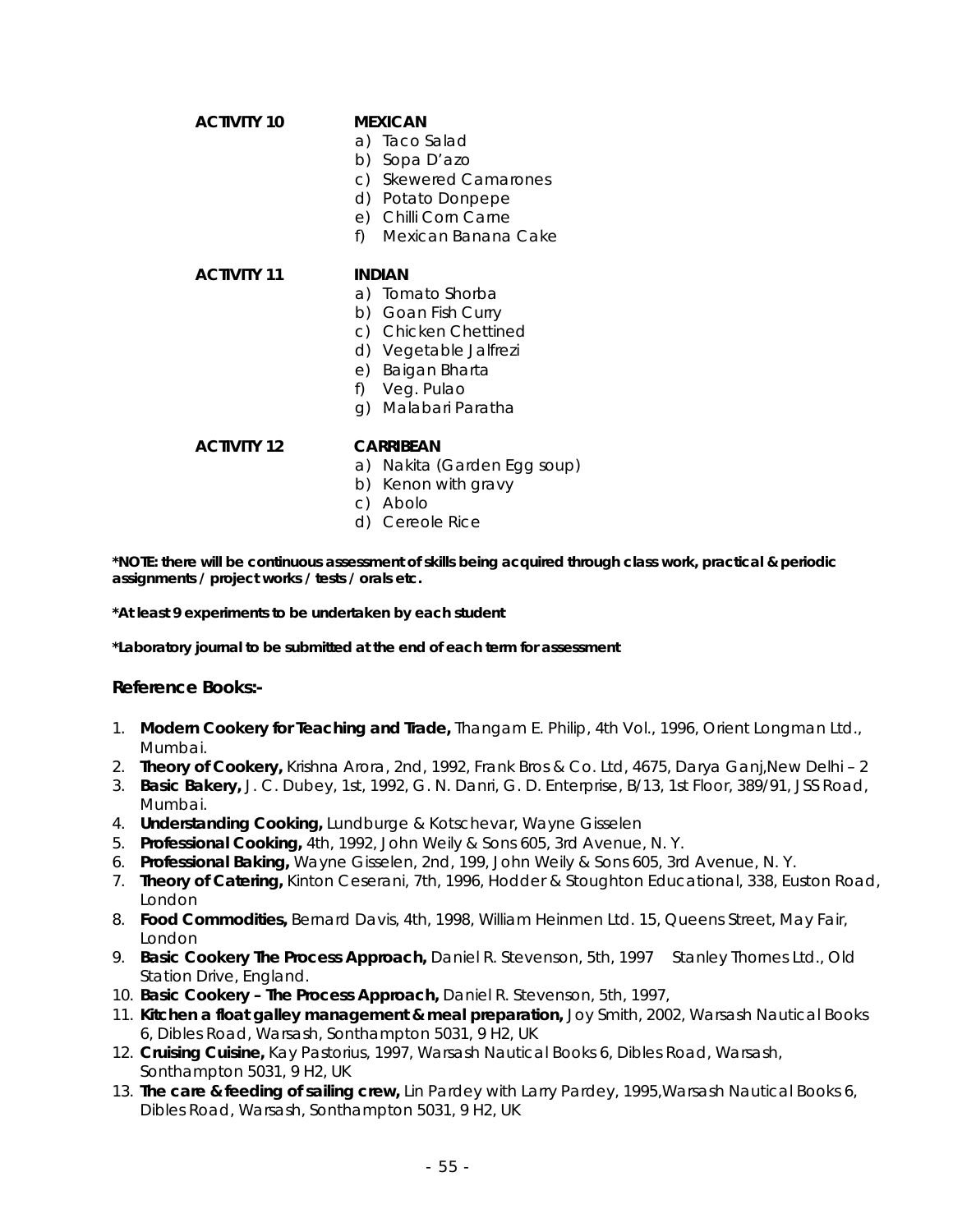**ACTIVITY 10** **MEXICAN**

a) Taco Salad
b) Sopa D'azo
c) Skewered Camarones
d) Potato Donpepe
e) Chilli Corn Carne
f) Mexican Banana Cake

**ACTIVITY 11** **INDIAN**

a) Tomato Shorba
b) Goan Fish Curry
c) Chicken Chettined
d) Vegetable Jalfrezi
e) Baigan Bharta
f) Veg. Pulao
g) Malabari Paratha

**ACTIVITY 12** **CARRIBEAN**

a) Nakita (Garden Egg soup)
b) Kenon with gravy
c) Abolo
d) Cereole Rice

**\*NOTE: there will be continuous assessment of skills being acquired through class work, practical & periodic assignments / project works / tests / orals etc.**

**\*At least 9 experiments to be undertaken by each student**

**\*Laboratory journal to be submitted at the end of each term for assessment**

### Reference Books:-

1. **Modern Cookery for Teaching and Trade,** Thangam E. Philip, 4th Vol., 1996, Orient Longman Ltd., Mumbai.
2. **Theory of Cookery,** Krishna Arora, 2nd, 1992, Frank Bros & Co. Ltd, 4675, Darya Ganj,New Delhi – 2
3. **Basic Bakery,** J. C. Dubey, 1st, 1992, G. N. Danri, G. D. Enterprise, B/13, 1st Floor, 389/91, JSS Road, Mumbai.
4. **Understanding Cooking,** Lundburge & Kotschevar, Wayne Gisselen
5. **Professional Cooking,** 4th, 1992, John Weily & Sons 605, 3rd Avenue, N. Y.
6. **Professional Baking,** Wayne Gisselen, 2nd, 199, John Weily & Sons 605, 3rd Avenue, N. Y.
7. **Theory of Catering,** Kinton Ceserani, 7th, 1996, Hodder & Stoughton Educational, 338, Euston Road, London
8. **Food Commodities,** Bernard Davis, 4th, 1998, William Heinmen Ltd. 15, Queens Street, May Fair, London
9. **Basic Cookery The Process Approach,** Daniel R. Stevenson, 5th, 1997 Stanley Thornes Ltd., Old Station Drive, England.
10. **Basic Cookery – The Process Approach,** Daniel R. Stevenson, 5th, 1997,
11. **Kitchen a float galley management & meal preparation,** Joy Smith, 2002, Warsash Nautical Books 6, Dibles Road, Warsash, Sonthampton 5031, 9 H2, UK
12. **Cruising Cuisine,** Kay Pastorius, 1997, Warsash Nautical Books 6, Dibles Road, Warsash, Sonthampton 5031, 9 H2, UK
13. **The care & feeding of sailing crew,** Lin Pardey with Larry Pardey, 1995,Warsash Nautical Books 6, Dibles Road, Warsash, Sonthampton 5031, 9 H2, UK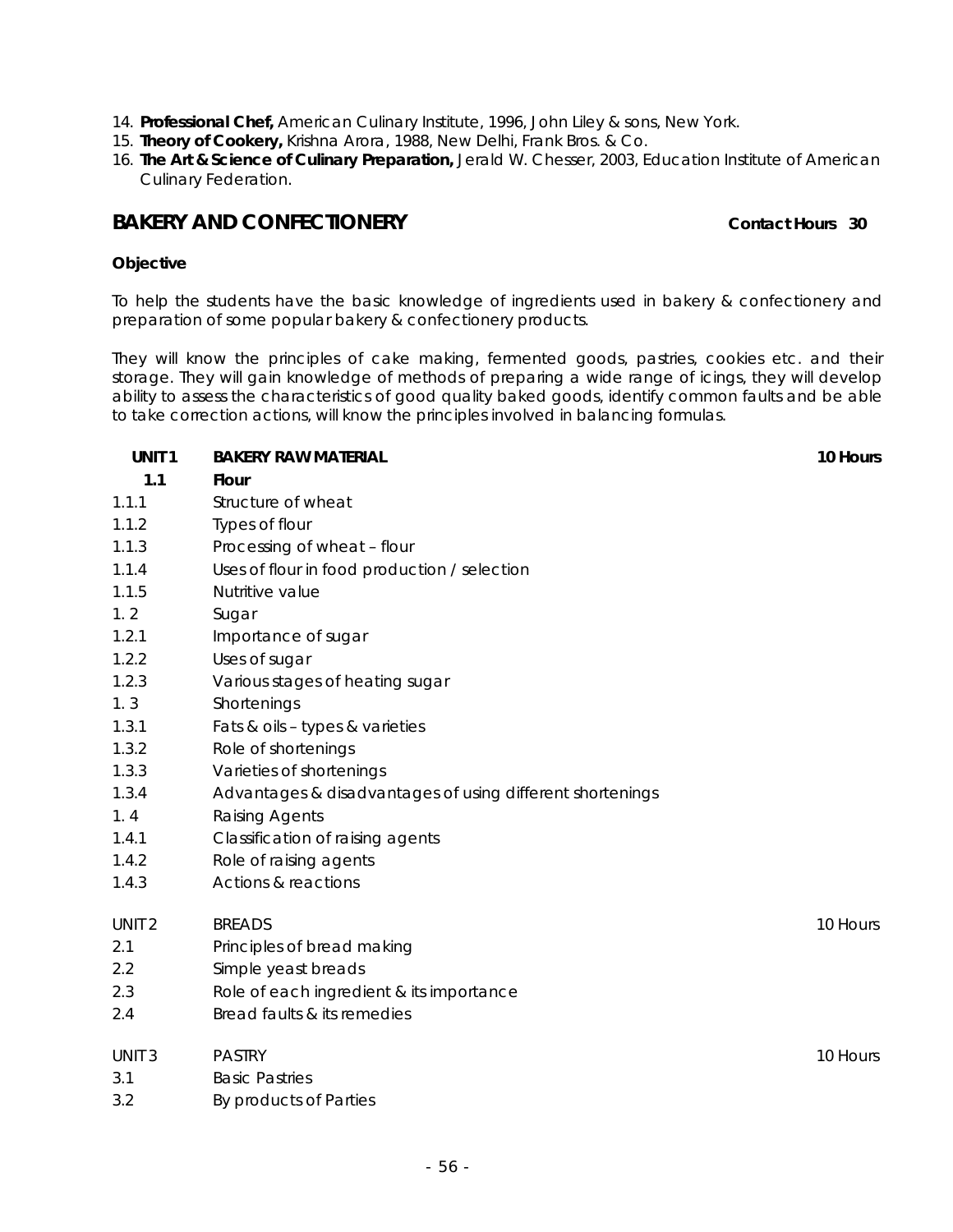14. **Professional Chef,** American Culinary Institute, 1996, John Liley & sons, New York.
15. **Theory of Cookery,** Krishna Arora, 1988, New Delhi, Frank Bros. & Co.
16. **The Art & Science of Culinary Preparation,** Jerald W. Chesser, 2003, Education Institute of American Culinary Federation.

## BAKERY AND CONFECTIONERY

**Contact Hours 30**

**Objective**

To help the students have the basic knowledge of ingredients used in bakery & confectionery and preparation of some popular bakery & confectionery products.

They will know the principles of cake making, fermented goods, pastries, cookies etc. and their storage. They will gain knowledge of methods of preparing a wide range of icings, they will develop ability to assess the characteristics of good quality baked goods, identify common faults and be able to take correction actions, will know the principles involved in balancing formulas.

| | | |
|---|---|---|
| **UNIT 1** | **BAKERY RAW MATERIAL** | **10 Hours** |
| **1.1** | **Flour** | |
| 1.1.1 | Structure of wheat | |
| 1.1.2 | Types of flour | |
| 1.1.3 | Processing of wheat – flour | |
| 1.1.4 | Uses of flour in food production / selection | |
| 1.1.5 | Nutritive value | |
| 1. 2 | Sugar | |
| 1.2.1 | Importance of sugar | |
| 1.2.2 | Uses of sugar | |
| 1.2.3 | Various stages of heating sugar | |
| 1. 3 | Shortenings | |
| 1.3.1 | Fats & oils – types & varieties | |
| 1.3.2 | Role of shortenings | |
| 1.3.3 | Varieties of shortenings | |
| 1.3.4 | Advantages & disadvantages of using different shortenings | |
| 1. 4 | Raising Agents | |
| 1.4.1 | Classification of raising agents | |
| 1.4.2 | Role of raising agents | |
| 1.4.3 | Actions & reactions | |
| UNIT 2 | BREADS | 10 Hours |
| 2.1 | Principles of bread making | |
| 2.2 | Simple yeast breads | |
| 2.3 | Role of each ingredient & its importance | |
| 2.4 | Bread faults & its remedies | |
| UNIT 3 | PASTRY | 10 Hours |
| 3.1 | Basic Pastries | |
| 3.2 | By products of Parties | |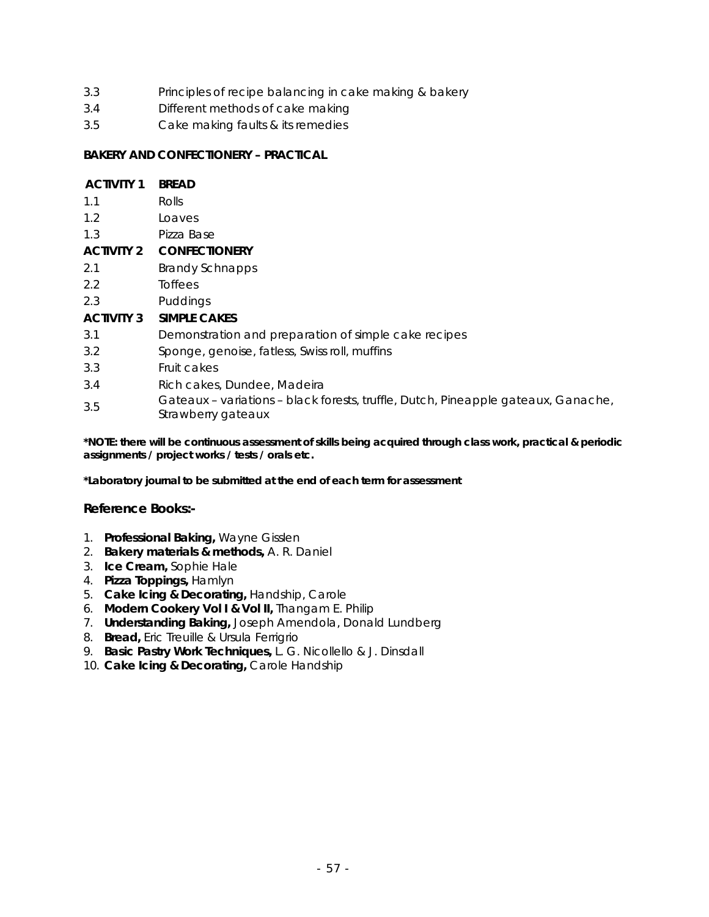3.3 Principles of recipe balancing in cake making & bakery
3.4 Different methods of cake making
3.5 Cake making faults & its remedies

**BAKERY AND CONFECTIONERY – PRACTICAL**

**ACTIVITY 1 BREAD**

1.1 Rolls
1.2 Loaves
1.3 Pizza Base

**ACTIVITY 2 CONFECTIONERY**

2.1 Brandy Schnapps
2.2 Toffees
2.3 Puddings

**ACTIVITY 3 SIMPLE CAKES**

3.1 Demonstration and preparation of simple cake recipes
3.2 Sponge, genoise, fatless, Swiss roll, muffins
3.3 Fruit cakes
3.4 Rich cakes, Dundee, Madeira
3.5 Gateaux – variations – black forests, truffle, Dutch, Pineapple gateaux, Ganache, Strawberry gateaux

**\*NOTE: there will be continuous assessment of skills being acquired through class work, practical & periodic assignments / project works / tests / orals etc.**

**\*Laboratory journal to be submitted at the end of each term for assessment**

## Reference Books:-

1. **Professional Baking,** Wayne Gisslen
2. **Bakery materials & methods,** A. R. Daniel
3. **Ice Cream,** Sophie Hale
4. **Pizza Toppings,** Hamlyn
5. **Cake Icing & Decorating,** Handship, Carole
6. **Modern Cookery Vol I & Vol II,** Thangam E. Philip
7. **Understanding Baking,** Joseph Amendola, Donald Lundberg
8. **Bread,** Eric Treuille & Ursula Ferrigrio
9. **Basic Pastry Work Techniques,** L. G. Nicollello & J. Dinsdall
10. **Cake Icing & Decorating,** Carole Handship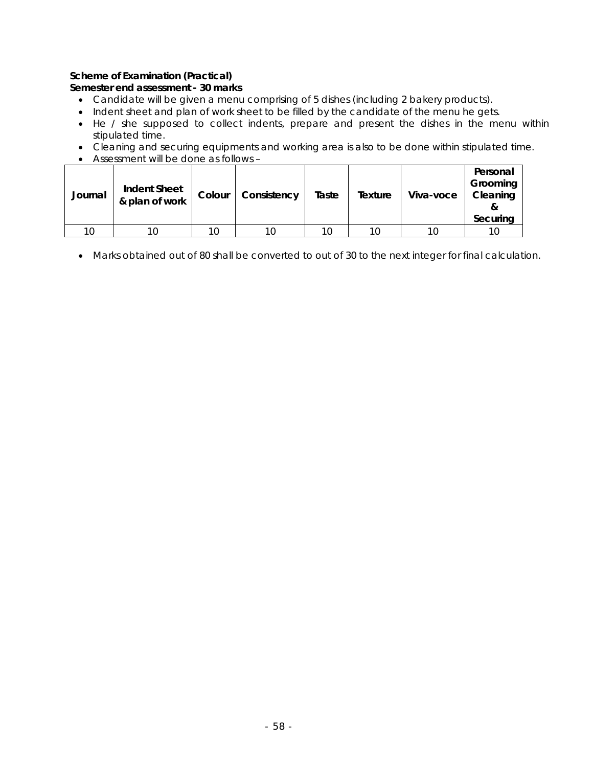**Scheme of Examination (Practical)**
**Semester end assessment - 30 marks**

- Candidate will be given a menu comprising of 5 dishes (including 2 bakery products).
- Indent sheet and plan of work sheet to be filled by the candidate of the menu he gets.
- He / she supposed to collect indents, prepare and present the dishes in the menu within stipulated time.
- Cleaning and securing equipments and working area is also to be done within stipulated time.
- Assessment will be done as follows –

| Journal | Indent Sheet & plan of work | Colour | Consistency | Taste | Texture | Viva-voce | Personal Grooming Cleaning & Securing |
|---|---|---|---|---|---|---|---|
| 10 | 10 | 10 | 10 | 10 | 10 | 10 | 10 |

- Marks obtained out of 80 shall be converted to out of 30 to the next integer for final calculation.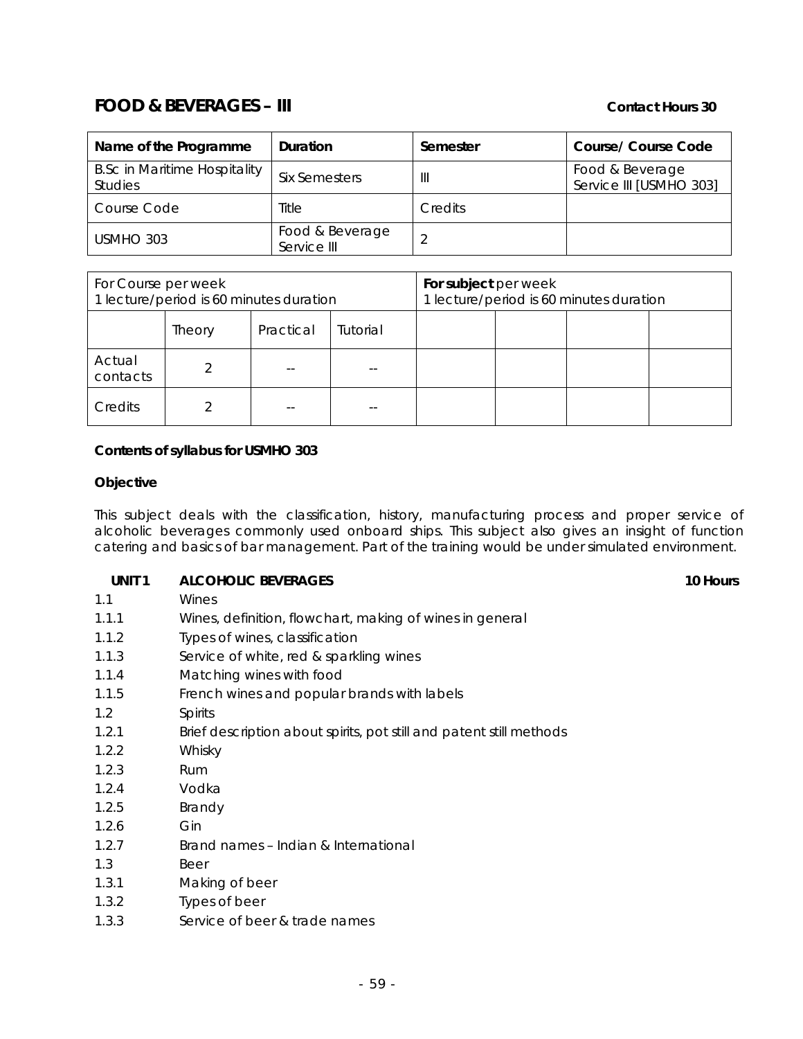## FOOD & BEVERAGES – III

**Contact Hours 30**

| Name of the Programme | Duration | Semester | Course/ Course Code |
| --- | --- | --- | --- |
| B.Sc in Maritime Hospitality Studies | Six Semesters | III | Food & Beverage Service III [USMHO 303] |
| Course Code | Title | Credits | |
| USMHO 303 | Food & Beverage Service III | 2 | |

| For Course per week<br>1 lecture/period is 60 minutes duration | | | | **For subject** per week<br>1 lecture/period is 60 minutes duration | | | |
| --- | --- | --- | --- | --- | --- | --- | --- |
| | Theory | Practical | Tutorial | | | | |
| Actual contacts | 2 | -- | -- | | | | |
| Credits | 2 | -- | -- | | | | |

**Contents of syllabus for USMHO 303**

**Objective**

This subject deals with the classification, history, manufacturing process and proper service of alcoholic beverages commonly used onboard ships. This subject also gives an insight of function catering and basics of bar management. Part of the training would be under simulated environment.

**UNIT 1 ALCOHOLIC BEVERAGES** **10 Hours**

1.1 Wines
1.1.1 Wines, definition, flowchart, making of wines in general
1.1.2 Types of wines, classification
1.1.3 Service of white, red & sparkling wines
1.1.4 Matching wines with food
1.1.5 French wines and popular brands with labels
1.2 Spirits
1.2.1 Brief description about spirits, pot still and patent still methods
1.2.2 Whisky
1.2.3 Rum
1.2.4 Vodka
1.2.5 Brandy
1.2.6 Gin
1.2.7 Brand names – Indian & International
1.3 Beer
1.3.1 Making of beer
1.3.2 Types of beer
1.3.3 Service of beer & trade names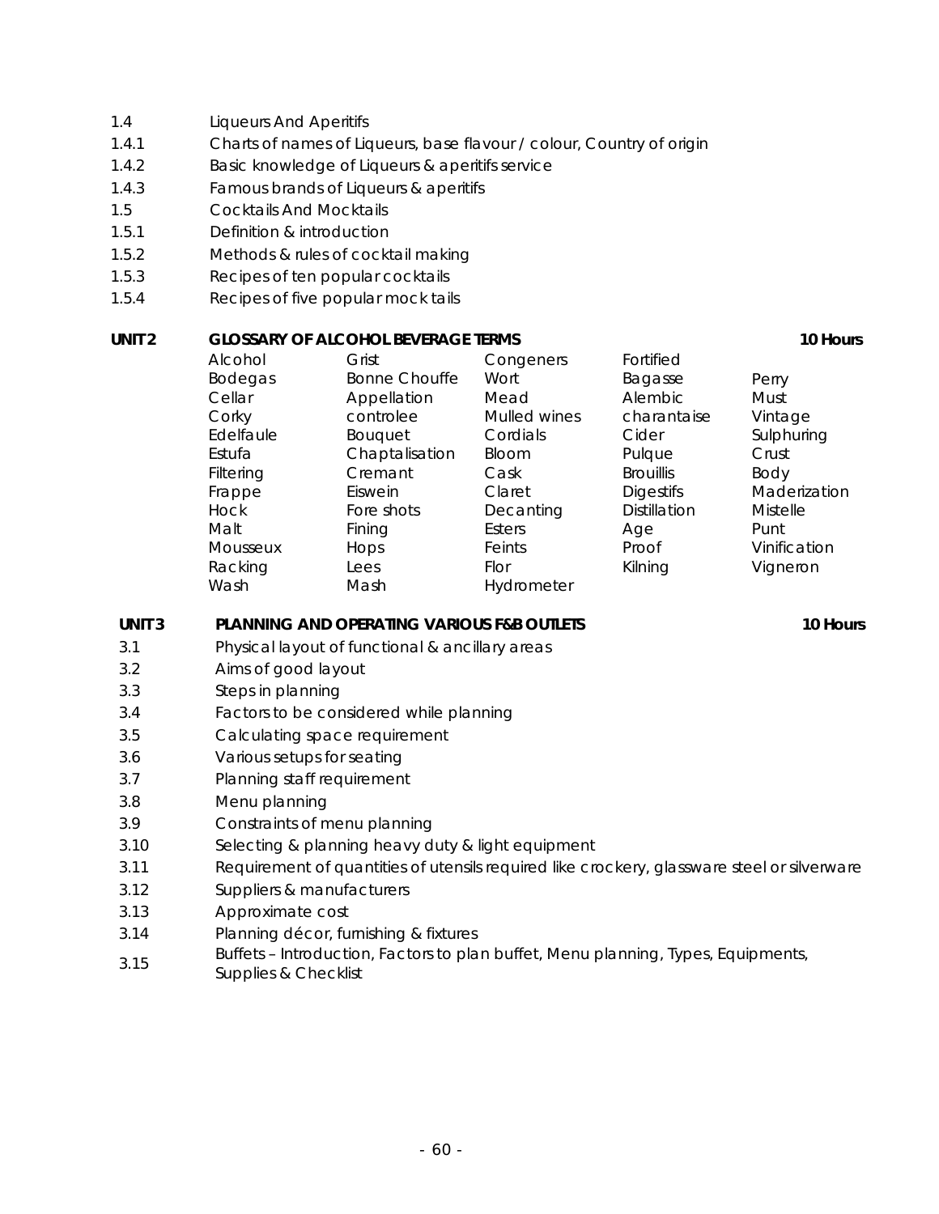1.4 Liqueurs And Aperitifs

1.4.1 Charts of names of Liqueurs, base flavour / colour, Country of origin

1.4.2 Basic knowledge of Liqueurs & aperitifs service

1.4.3 Famous brands of Liqueurs & aperitifs

1.5 Cocktails And Mocktails

1.5.1 Definition & introduction

1.5.2 Methods & rules of cocktail making

1.5.3 Recipes of ten popular cocktails

1.5.4 Recipes of five popular mock tails

## UNIT 2 GLOSSARY OF ALCOHOL BEVERAGE TERMS — 10 Hours

| | | | | |
|---|---|---|---|---|
| Alcohol | Grist | Congeners | Fortified | |
| Bodegas | Bonne Chouffe | Wort | Bagasse | Perry |
| Cellar | Appellation | Mead | Alembic | Must |
| Corky | controlee | Mulled wines | charantaise | Vintage |
| Edelfaule | Bouquet | Cordials | Cider | Sulphuring |
| Estufa | Chaptalisation | Bloom | Pulque | Crust |
| Filtering | Cremant | Cask | Brouillis | Body |
| Frappe | Eiswein | Claret | Digestifs | Maderization |
| Hock | Fore shots | Decanting | Distillation | Mistelle |
| Malt | Fining | Esters | Age | Punt |
| Mousseux | Hops | Feints | Proof | Vinification |
| Racking | Lees | Flor | Kilning | Vigneron |
| Wash | Mash | Hydrometer | | |

## UNIT 3 PLANNING AND OPERATING VARIOUS F&B OUTLETS — 10 Hours

3.1 Physical layout of functional & ancillary areas

3.2 Aims of good layout

3.3 Steps in planning

3.4 Factors to be considered while planning

3.5 Calculating space requirement

3.6 Various setups for seating

3.7 Planning staff requirement

3.8 Menu planning

3.9 Constraints of menu planning

3.10 Selecting & planning heavy duty & light equipment

3.11 Requirement of quantities of utensils required like crockery, glassware steel or silverware

3.12 Suppliers & manufacturers

3.13 Approximate cost

3.14 Planning décor, furnishing & fixtures

3.15 Buffets – Introduction, Factors to plan buffet, Menu planning, Types, Equipments, Supplies & Checklist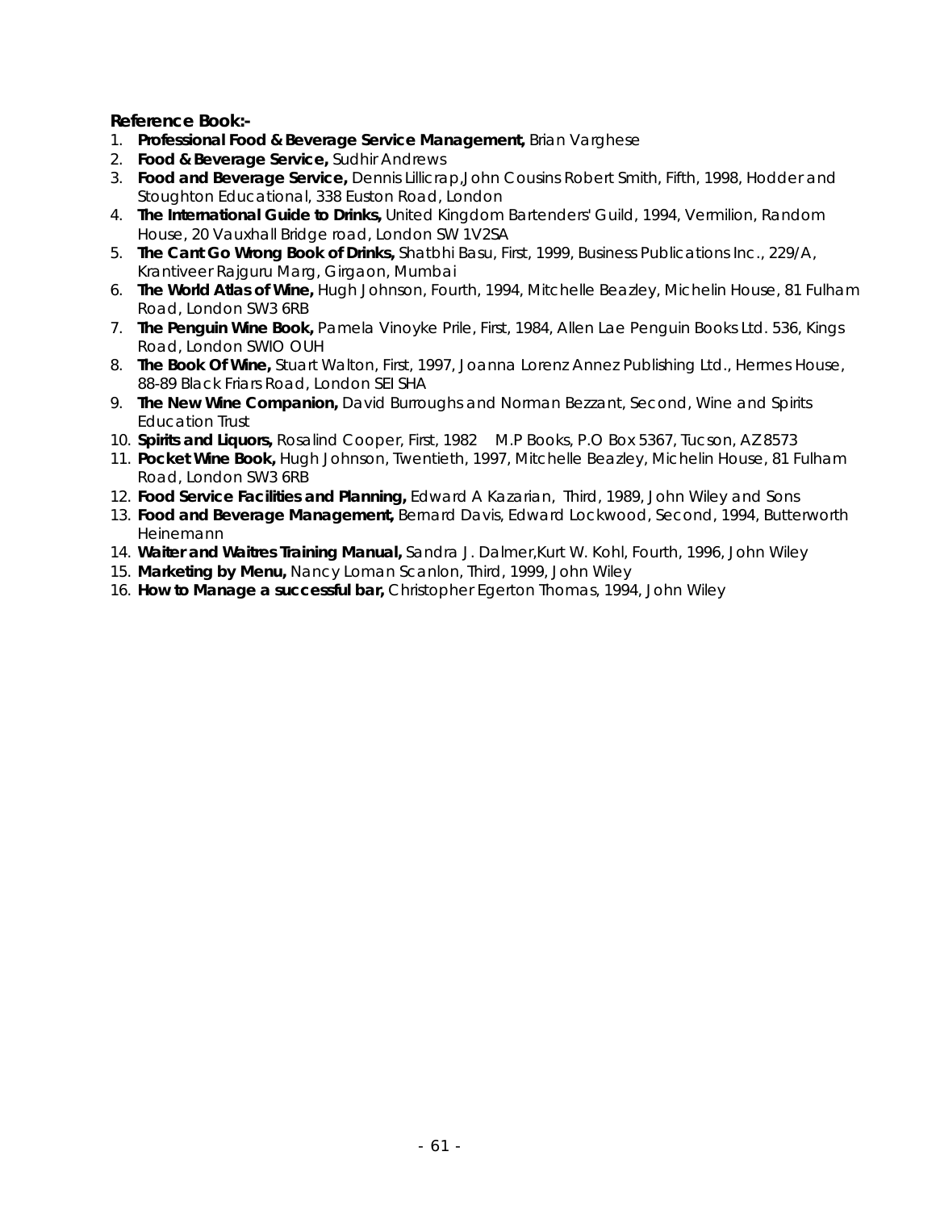**Reference Book:-**

1. **Professional Food & Beverage Service Management,** Brian Varghese
2. **Food & Beverage Service,** Sudhir Andrews
3. **Food and Beverage Service,** Dennis Lillicrap,John Cousins Robert Smith, Fifth, 1998, Hodder and Stoughton Educational, 338 Euston Road, London
4. **The International Guide to Drinks,** United Kingdom Bartenders' Guild, 1994, Vermilion, Random House, 20 Vauxhall Bridge road, London SW 1V2SA
5. **The Cant Go Wrong Book of Drinks,** Shatbhi Basu, First, 1999, Business Publications Inc., 229/A, Krantiveer Rajguru Marg, Girgaon, Mumbai
6. **The World Atlas of Wine,** Hugh Johnson, Fourth, 1994, Mitchelle Beazley, Michelin House, 81 Fulham Road, London SW3 6RB
7. **The Penguin Wine Book,** Pamela Vinoyke Prile, First, 1984, Allen Lae Penguin Books Ltd. 536, Kings Road, London SWIO OUH
8. **The Book Of Wine,** Stuart Walton, First, 1997, Joanna Lorenz Annez Publishing Ltd., Hermes House, 88-89 Black Friars Road, London SEI SHA
9. **The New Wine Companion,** David Burroughs and Norman Bezzant, Second, Wine and Spirits Education Trust
10. **Spirits and Liquors,** Rosalind Cooper, First, 1982 M.P Books, P.O Box 5367, Tucson, AZ 8573
11. **Pocket Wine Book,** Hugh Johnson, Twentieth, 1997, Mitchelle Beazley, Michelin House, 81 Fulham Road, London SW3 6RB
12. **Food Service Facilities and Planning,** Edward A Kazarian, Third, 1989, John Wiley and Sons
13. **Food and Beverage Management,** Bernard Davis, Edward Lockwood, Second, 1994, Butterworth Heinemann
14. **Waiter and Waitres Training Manual,** Sandra J. Dalmer,Kurt W. Kohl, Fourth, 1996, John Wiley
15. **Marketing by Menu,** Nancy Loman Scanlon, Third, 1999, John Wiley
16. **How to Manage a successful bar,** Christopher Egerton Thomas, 1994, John Wiley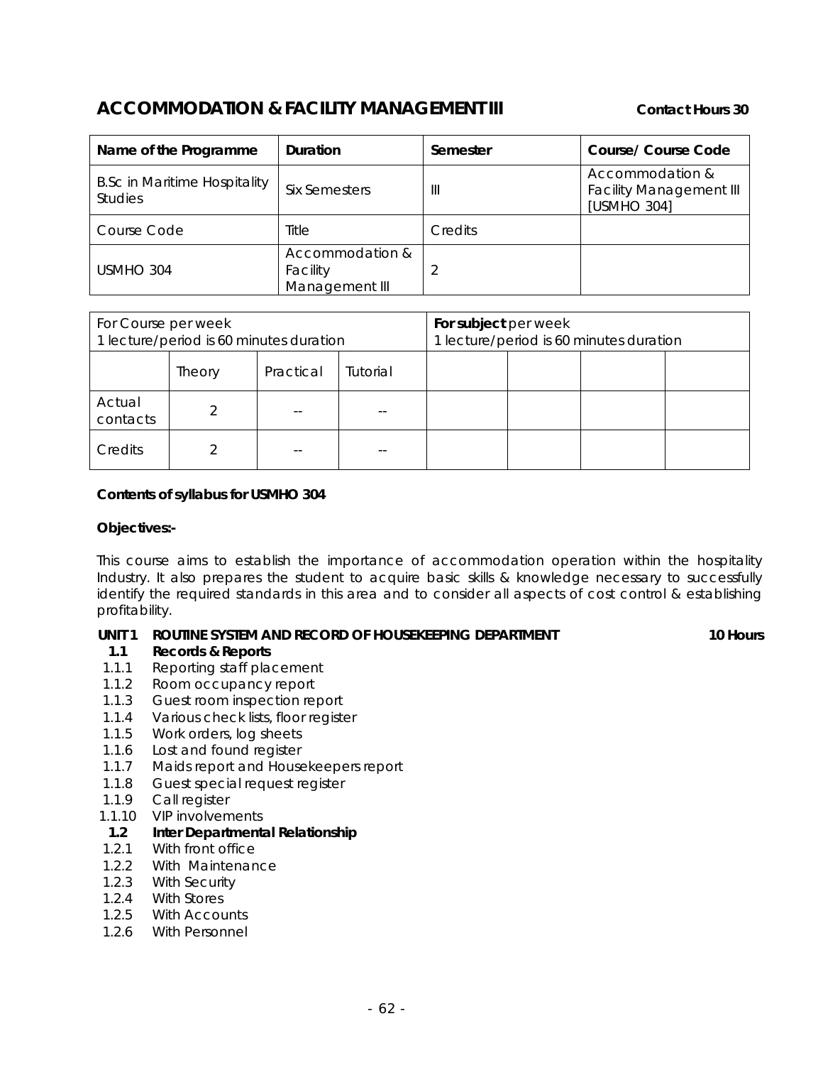## ACCOMMODATION & FACILITY MANAGEMENT III

**Contact Hours 30**

| Name of the Programme | Duration | Semester | Course/ Course Code |
|---|---|---|---|
| B.Sc in Maritime Hospitality Studies | Six Semesters | III | Accommodation & Facility Management III [USMHO 304] |
| Course Code | Title | Credits | |
| USMHO 304 | Accommodation & Facility Management III | 2 | |

| For Course per week<br>1 lecture/period is 60 minutes duration | | | | **For subject** per week<br>1 lecture/period is 60 minutes duration | | | |
|---|---|---|---|---|---|---|---|
| | Theory | Practical | Tutorial | | | | |
| Actual contacts | 2 | -- | -- | | | | |
| Credits | 2 | -- | -- | | | | |

**Contents of syllabus for USMHO 304**

**Objectives:-**

This course aims to establish the importance of accommodation operation within the hospitality Industry. It also prepares the student to acquire basic skills & knowledge necessary to successfully identify the required standards in this area and to consider all aspects of cost control & establishing profitability.

**UNIT 1 ROUTINE SYSTEM AND RECORD OF HOUSEKEEPING DEPARTMENT** **10 Hours**

**1.1 Records & Reports**

- 1.1.1 Reporting staff placement
- 1.1.2 Room occupancy report
- 1.1.3 Guest room inspection report
- 1.1.4 Various check lists, floor register
- 1.1.5 Work orders, log sheets
- 1.1.6 Lost and found register
- 1.1.7 Maids report and Housekeepers report
- 1.1.8 Guest special request register
- 1.1.9 Call register
- 1.1.10 VIP involvements

**1.2 Inter Departmental Relationship**

- 1.2.1 With front office
- 1.2.2 With Maintenance
- 1.2.3 With Security
- 1.2.4 With Stores
- 1.2.5 With Accounts
- 1.2.6 With Personnel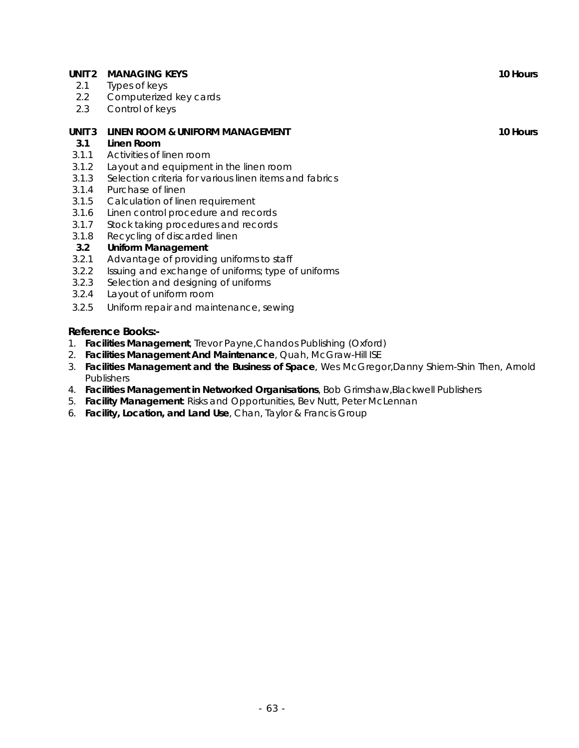**UNIT 2 MANAGING KEYS** **10 Hours**

2.1 Types of keys
2.2 Computerized key cards
2.3 Control of keys

**UNIT 3 LINEN ROOM & UNIFORM MANAGEMENT** **10 Hours**

**3.1 Linen Room**

3.1.1 Activities of linen room
3.1.2 Layout and equipment in the linen room
3.1.3 Selection criteria for various linen items and fabrics
3.1.4 Purchase of linen
3.1.5 Calculation of linen requirement
3.1.6 Linen control procedure and records
3.1.7 Stock taking procedures and records
3.1.8 Recycling of discarded linen

**3.2 Uniform Management**

3.2.1 Advantage of providing uniforms to staff
3.2.2 Issuing and exchange of uniforms; type of uniforms
3.2.3 Selection and designing of uniforms
3.2.4 Layout of uniform room
3.2.5 Uniform repair and maintenance, sewing

**Reference Books:-**

1. **Facilities Management**, Trevor Payne,Chandos Publishing (Oxford)
2. **Facilities Management And Maintenance**, Quah, McGraw-Hill ISE
3. **Facilities Management and the Business of Space**, Wes McGregor,Danny Shiem-Shin Then, Arnold Publishers
4. **Facilities Management in Networked Organisations**, Bob Grimshaw,Blackwell Publishers
5. **Facility Management**: Risks and Opportunities, Bev Nutt, Peter McLennan
6. **Facility, Location, and Land Use**, Chan, Taylor & Francis Group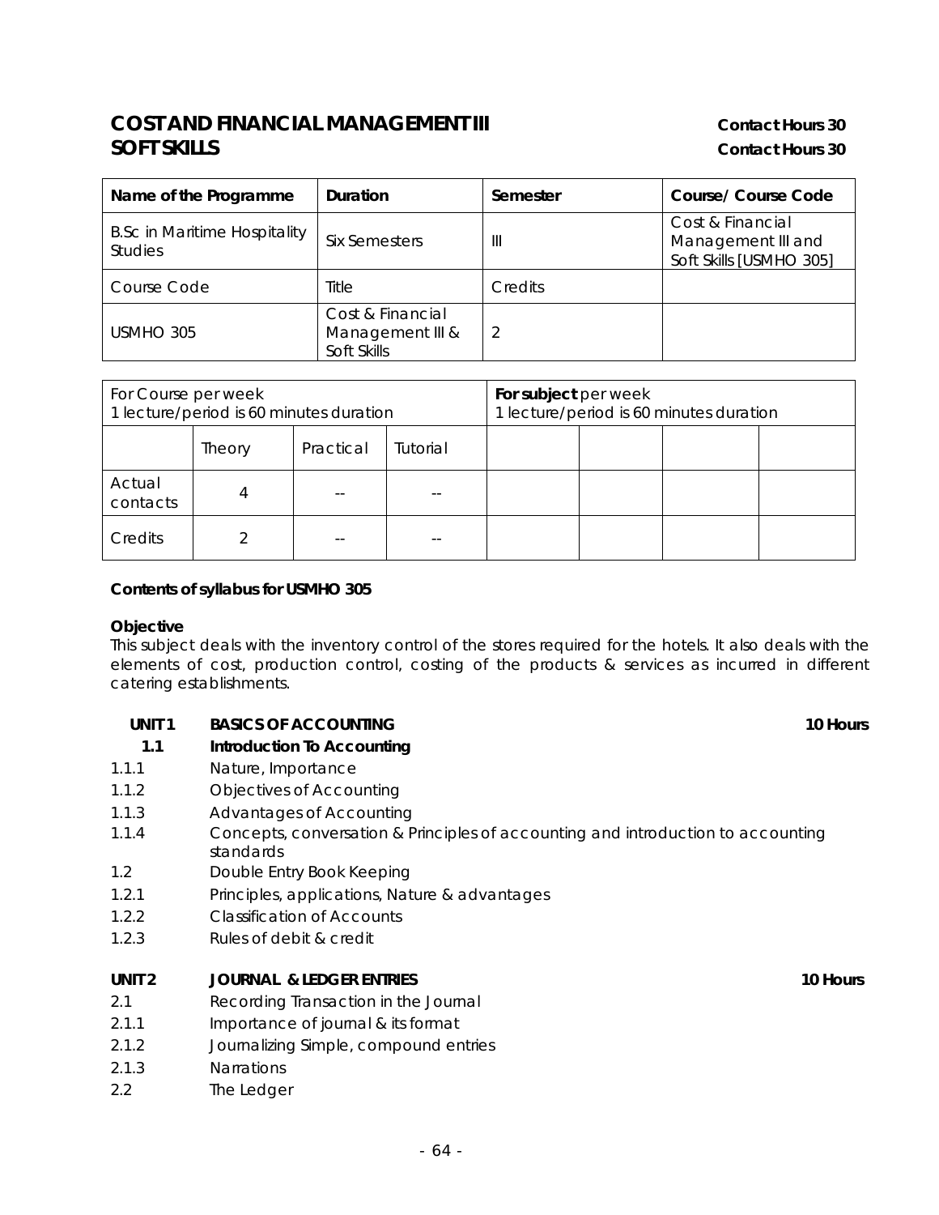# COST AND FINANCIAL MANAGEMENT III — Contact Hours 30
# SOFT SKILLS — Contact Hours 30

| Name of the Programme | Duration | Semester | Course/ Course Code |
|---|---|---|---|
| B.Sc in Maritime Hospitality Studies | Six Semesters | III | Cost & Financial Management III and Soft Skills [USMHO 305] |
| Course Code | Title | Credits | |
| USMHO 305 | Cost & Financial Management III & Soft Skills | 2 | |

| For Course per week<br>1 lecture/period is 60 minutes duration | | | | **For subject** per week<br>1 lecture/period is 60 minutes duration | | | |
|---|---|---|---|---|---|---|---|
| | Theory | Practical | Tutorial | | | | |
| Actual contacts | 4 | -- | -- | | | | |
| Credits | 2 | -- | -- | | | | |

**Contents of syllabus for USMHO 305**

**Objective**

This subject deals with the inventory control of the stores required for the hotels. It also deals with the elements of cost, production control, costing of the products & services as incurred in different catering establishments.

**UNIT 1 BASICS OF ACCOUNTING** — **10 Hours**

**1.1 Introduction To Accounting**

- 1.1.1 Nature, Importance
- 1.1.2 Objectives of Accounting
- 1.1.3 Advantages of Accounting
- 1.1.4 Concepts, conversation & Principles of accounting and introduction to accounting standards
- 1.2 Double Entry Book Keeping
- 1.2.1 Principles, applications, Nature & advantages
- 1.2.2 Classification of Accounts
- 1.2.3 Rules of debit & credit

**UNIT 2 JOURNAL & LEDGER ENTRIES** — **10 Hours**

- 2.1 Recording Transaction in the Journal
- 2.1.1 Importance of journal & its format
- 2.1.2 Journalizing Simple, compound entries
- 2.1.3 Narrations
- 2.2 The Ledger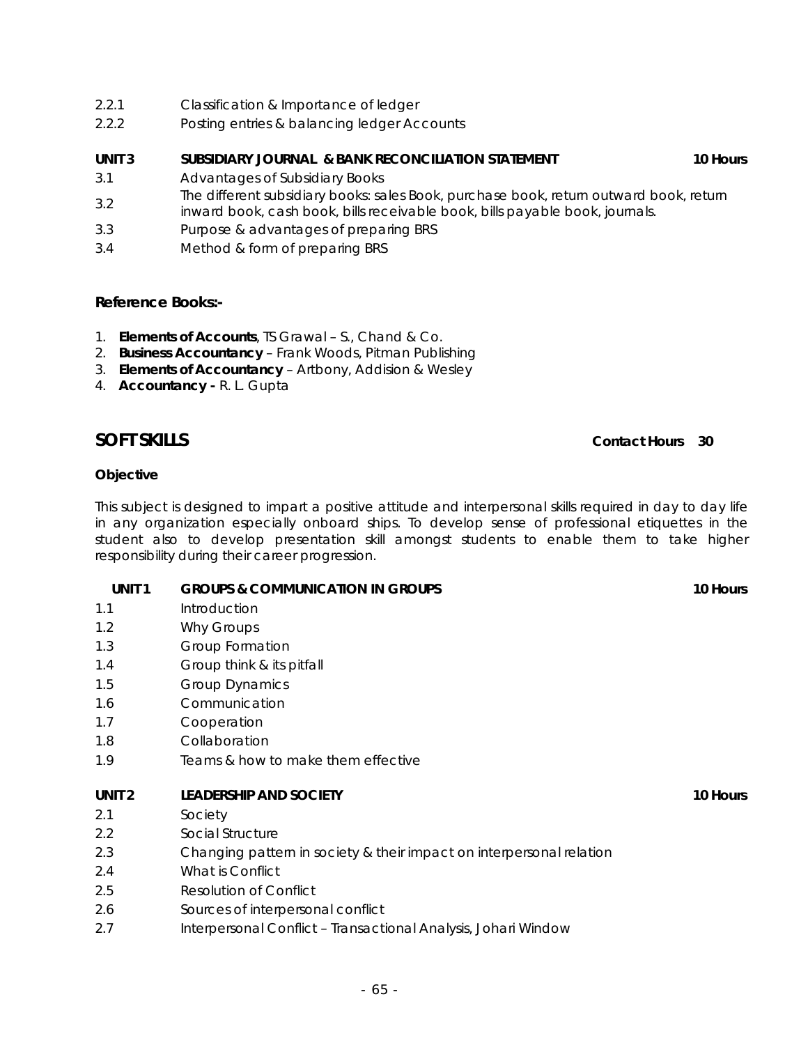2.2.1 Classification & Importance of ledger

2.2.2 Posting entries & balancing ledger Accounts

**UNIT 3 SUBSIDIARY JOURNAL & BANK RECONCILIATION STATEMENT** **10 Hours**

3.1 Advantages of Subsidiary Books

3.2 The different subsidiary books: sales Book, purchase book, return outward book, return inward book, cash book, bills receivable book, bills payable book, journals.

3.3 Purpose & advantages of preparing BRS

3.4 Method & form of preparing BRS

**Reference Books:-**

1. **Elements of Accounts**, TS Grawal – S., Chand & Co.
2. **Business Accountancy** – Frank Woods, Pitman Publishing
3. **Elements of Accountancy** – Artbony, Addision & Wesley
4. **Accountancy -** R. L. Gupta

## SOFT SKILLS

**Contact Hours 30**

**Objective**

This subject is designed to impart a positive attitude and interpersonal skills required in day to day life in any organization especially onboard ships. To develop sense of professional etiquettes in the student also to develop presentation skill amongst students to enable them to take higher responsibility during their career progression.

**UNIT 1 GROUPS & COMMUNICATION IN GROUPS** **10 Hours**

1.1 Introduction

1.2 Why Groups

1.3 Group Formation

1.4 Group think & its pitfall

1.5 Group Dynamics

1.6 Communication

1.7 Cooperation

1.8 Collaboration

1.9 Teams & how to make them effective

**UNIT 2 LEADERSHIP AND SOCIETY** **10 Hours**

2.1 Society

2.2 Social Structure

2.3 Changing pattern in society & their impact on interpersonal relation

2.4 What is Conflict

2.5 Resolution of Conflict

2.6 Sources of interpersonal conflict

2.7 Interpersonal Conflict – Transactional Analysis, Johari Window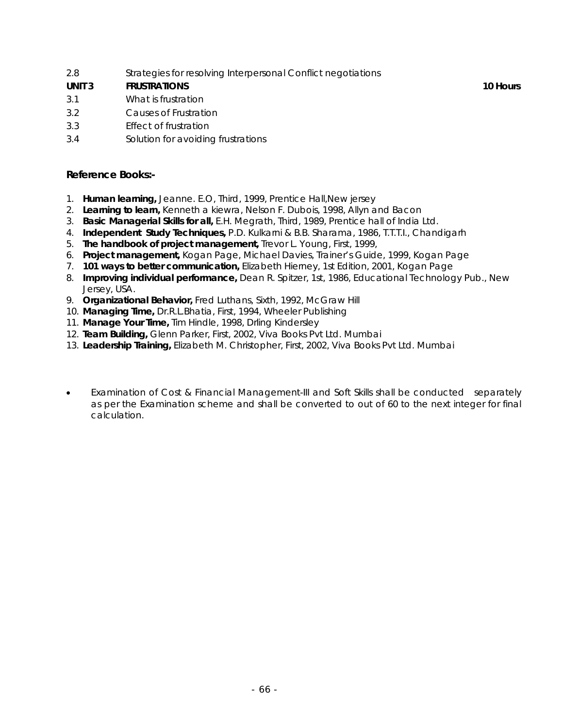2.8 Strategies for resolving Interpersonal Conflict negotiations

**UNIT 3 FRUSTRATIONS 10 Hours**

3.1 What is frustration

3.2 Causes of Frustration

3.3 Effect of frustration

3.4 Solution for avoiding frustrations

### Reference Books:-

1. **Human learning,** Jeanne. E.O, Third, 1999, Prentice Hall,New jersey
2. **Learning to learn,** Kenneth a kiewra, Nelson F. Dubois, 1998, Allyn and Bacon
3. **Basic Managerial Skills for all,** E.H. Megrath, Third, 1989, Prentice hall of India Ltd.
4. **Independent Study Techniques,** P.D. Kulkarni & B.B. Sharama, 1986, T.T.T.I., Chandigarh
5. **The handbook of project management,** Trevor L. Young, First, 1999,
6. **Project management,** Kogan Page, Michael Davies, Trainer's Guide, 1999, Kogan Page
7. **101 ways to better communication,** Elizabeth Hierney, 1st Edition, 2001, Kogan Page
8. **Improving individual performance,** Dean R. Spitzer, 1st, 1986, Educational Technology Pub., New Jersey, USA.
9. **Organizational Behavior,** Fred Luthans, Sixth, 1992, McGraw Hill
10. **Managing Time,** Dr.R.L.Bhatia, First, 1994, Wheeler Publishing
11. **Manage Your Time,** Tim Hindle, 1998, Drling Kindersley
12. **Team Building,** Glenn Parker, First, 2002, Viva Books Pvt Ltd. Mumbai
13. **Leadership Training,** Elizabeth M. Christopher, First, 2002, Viva Books Pvt Ltd. Mumbai

- Examination of Cost & Financial Management-III and Soft Skills shall be conducted separately as per the Examination scheme and shall be converted to out of 60 to the next integer for final calculation.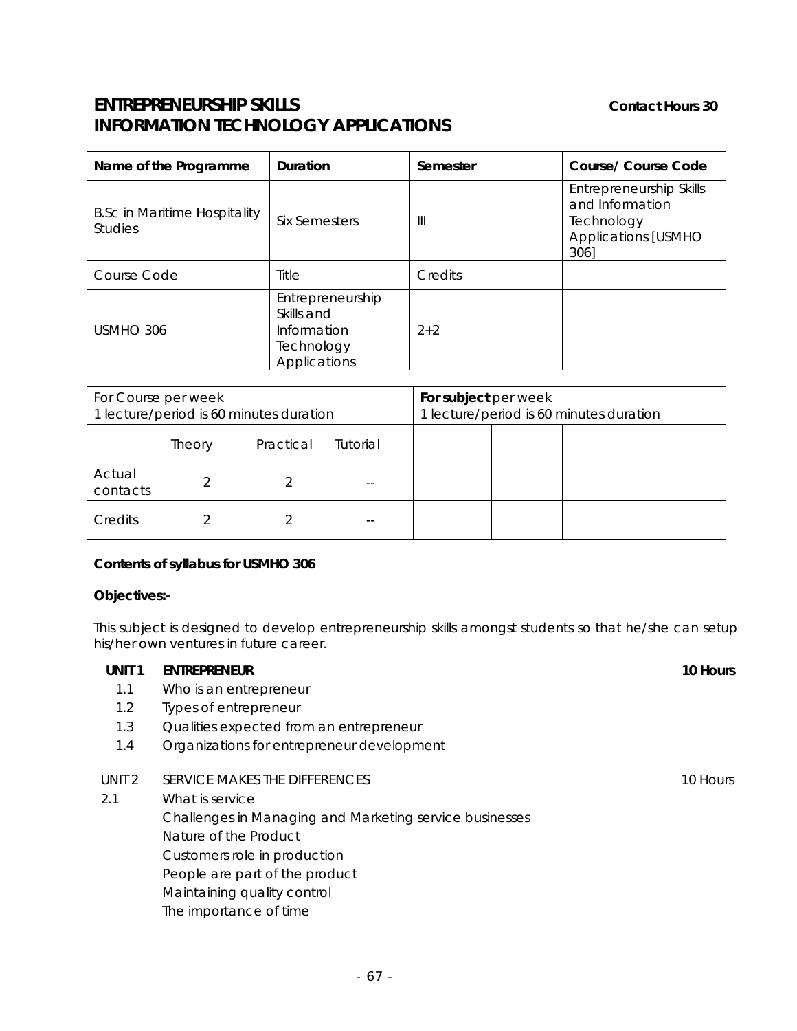## ENTREPRENEURSHIP SKILLS INFORMATION TECHNOLOGY APPLICATIONS

**Contact Hours 30**

| Name of the Programme | Duration | Semester | Course/ Course Code |
|---|---|---|---|
| B.Sc in Maritime Hospitality Studies | Six Semesters | III | Entrepreneurship Skills and Information Technology Applications [USMHO 306] |
| Course Code | Title | Credits | |
| USMHO 306 | Entrepreneurship Skills and Information Technology Applications | 2+2 | |

| For Course per week 1 lecture/period is 60 minutes duration | | | | **For subject** per week 1 lecture/period is 60 minutes duration | | | |
|---|---|---|---|---|---|---|---|
| | Theory | Practical | Tutorial | | | | |
| Actual contacts | 2 | 2 | -- | | | | |
| Credits | 2 | 2 | -- | | | | |

**Contents of syllabus for USMHO 306**

**Objectives:-**

This subject is designed to develop entrepreneurship skills amongst students so that he/she can setup his/her own ventures in future career.

**UNIT 1 ENTREPRENEUR** **10 Hours**

1.1 Who is an entrepreneur
1.2 Types of entrepreneur
1.3 Qualities expected from an entrepreneur
1.4 Organizations for entrepreneur development

UNIT 2 SERVICE MAKES THE DIFFERENCES 10 Hours

2.1 What is service
Challenges in Managing and Marketing service businesses
Nature of the Product
Customers role in production
People are part of the product
Maintaining quality control
The importance of time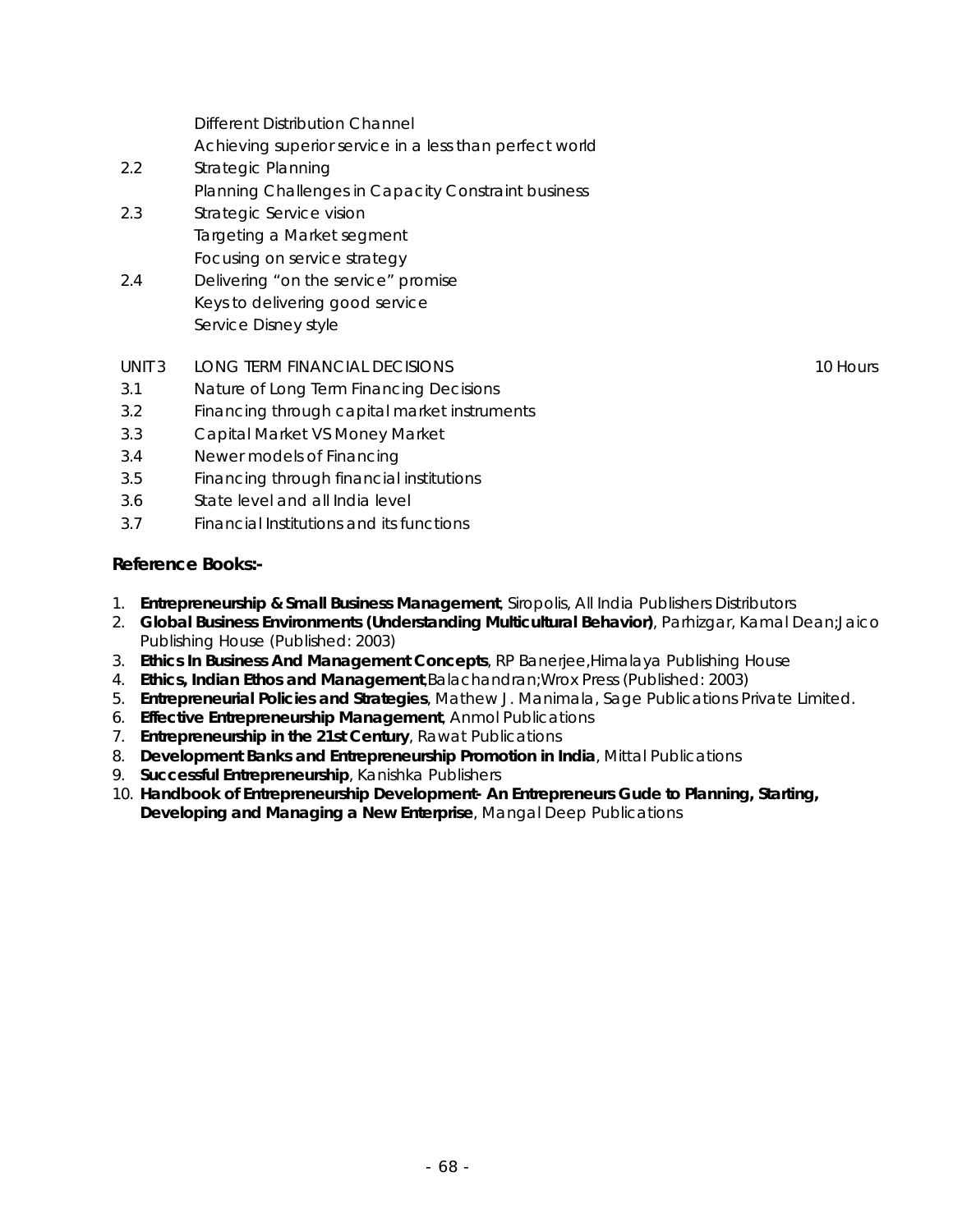Different Distribution Channel

Achieving superior service in a less than perfect world

2.2 Strategic Planning

Planning Challenges in Capacity Constraint business

2.3 Strategic Service vision

Targeting a Market segment

Focusing on service strategy

2.4 Delivering "on the service" promise

Keys to delivering good service

Service Disney style

UNIT 3 LONG TERM FINANCIAL DECISIONS 10 Hours

3.1 Nature of Long Term Financing Decisions

3.2 Financing through capital market instruments

3.3 Capital Market VS Money Market

3.4 Newer models of Financing

3.5 Financing through financial institutions

3.6 State level and all India level

3.7 Financial Institutions and its functions

**Reference Books:-**

1. **Entrepreneurship & Small Business Management**, Siropolis, All India Publishers Distributors
2. **Global Business Environments (Understanding Multicultural Behavior)**, Parhizgar, Kamal Dean;Jaico Publishing House (Published: 2003)
3. **Ethics In Business And Management Concepts**, RP Banerjee,Himalaya Publishing House
4. **Ethics, Indian Ethos and Management**,Balachandran;Wrox Press (Published: 2003)
5. **Entrepreneurial Policies and Strategies**, Mathew J. Manimala, Sage Publications Private Limited.
6. **Effective Entrepreneurship Management**, Anmol Publications
7. **Entrepreneurship in the 21st Century**, Rawat Publications
8. **Development Banks and Entrepreneurship Promotion in India**, Mittal Publications
9. **Successful Entrepreneurship**, Kanishka Publishers
10. **Handbook of Entrepreneurship Development- An Entrepreneurs Gude to Planning, Starting, Developing and Managing a New Enterprise**, Mangal Deep Publications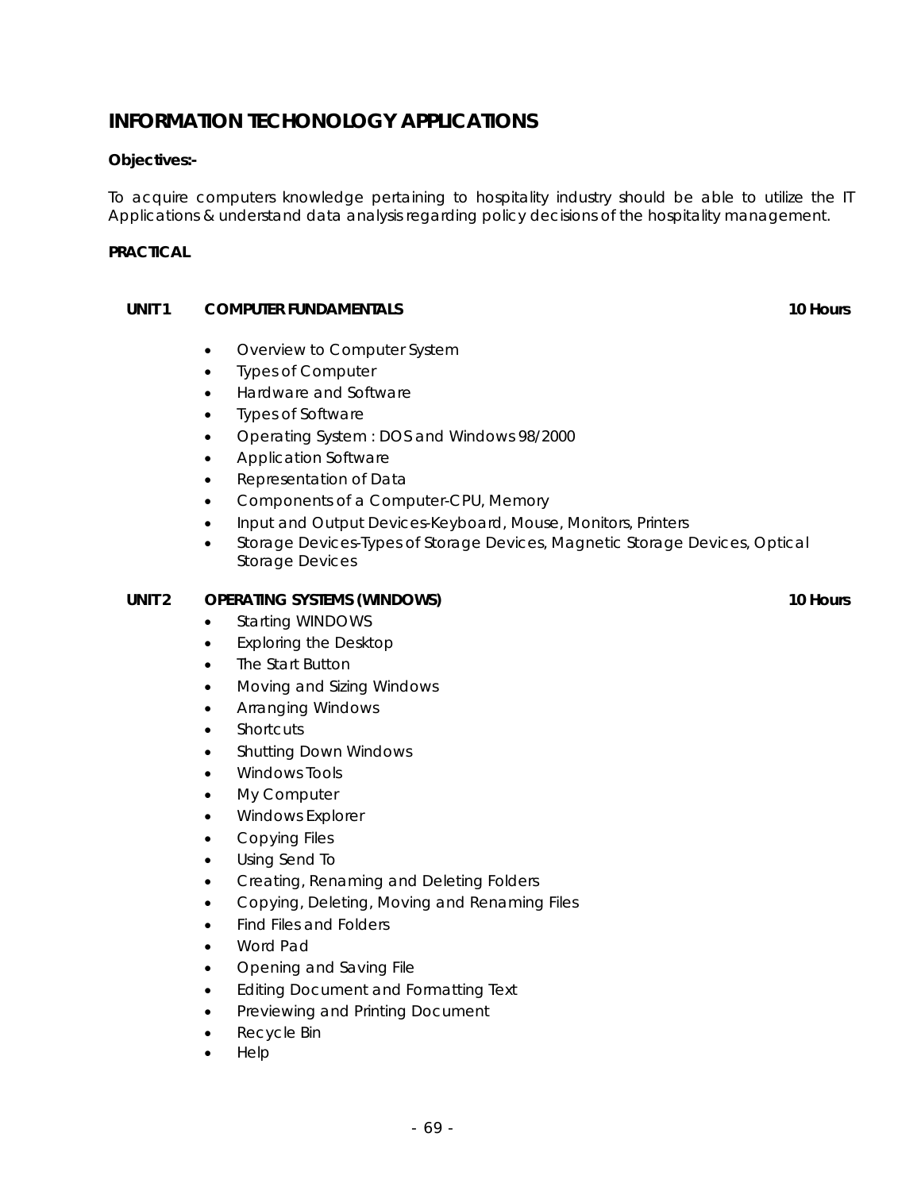# INFORMATION TECHONOLOGY APPLICATIONS

**Objectives:-**

To acquire computers knowledge pertaining to hospitality industry should be able to utilize the IT Applications & understand data analysis regarding policy decisions of the hospitality management.

**PRACTICAL**

**UNIT 1 COMPUTER FUNDAMENTALS 10 Hours**

- Overview to Computer System
- Types of Computer
- Hardware and Software
- Types of Software
- Operating System : DOS and Windows 98/2000
- Application Software
- Representation of Data
- Components of a Computer-CPU, Memory
- Input and Output Devices-Keyboard, Mouse, Monitors, Printers
- Storage Devices-Types of Storage Devices, Magnetic Storage Devices, Optical Storage Devices

**UNIT 2 OPERATING SYSTEMS (WINDOWS) 10 Hours**

- Starting WINDOWS
- Exploring the Desktop
- The Start Button
- Moving and Sizing Windows
- Arranging Windows
- Shortcuts
- Shutting Down Windows
- Windows Tools
- My Computer
- Windows Explorer
- Copying Files
- Using Send To
- Creating, Renaming and Deleting Folders
- Copying, Deleting, Moving and Renaming Files
- Find Files and Folders
- Word Pad
- Opening and Saving File
- Editing Document and Formatting Text
- Previewing and Printing Document
- Recycle Bin
- Help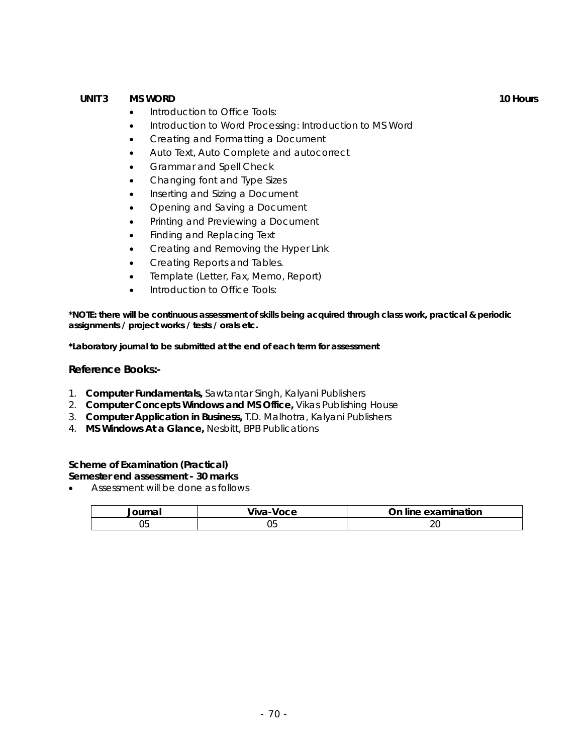**UNIT 3 MS WORD** **10 Hours**

- Introduction to Office Tools:
- Introduction to Word Processing: Introduction to MS Word
- Creating and Formatting a Document
- Auto Text, Auto Complete and autocorrect
- Grammar and Spell Check
- Changing font and Type Sizes
- Inserting and Sizing a Document
- Opening and Saving a Document
- Printing and Previewing a Document
- Finding and Replacing Text
- Creating and Removing the Hyper Link
- Creating Reports and Tables.
- Template (Letter, Fax, Memo, Report)
- Introduction to Office Tools:

**\*NOTE: there will be continuous assessment of skills being acquired through class work, practical & periodic assignments / project works / tests / orals etc.**

**\*Laboratory journal to be submitted at the end of each term for assessment**

## Reference Books:-

1. **Computer Fundamentals,** Sawtantar Singh, Kalyani Publishers
2. **Computer Concepts Windows and MS Office,** Vikas Publishing House
3. **Computer Application in Business,** T.D. Malhotra, Kalyani Publishers
4. **MS Windows At a Glance,** Nesbitt, BPB Publications

**Scheme of Examination (Practical)**
**Semester end assessment - 30 marks**

- Assessment will be done as follows

| Journal | Viva-Voce | On line examination |
|---|---|---|
| 05 | 05 | 20 |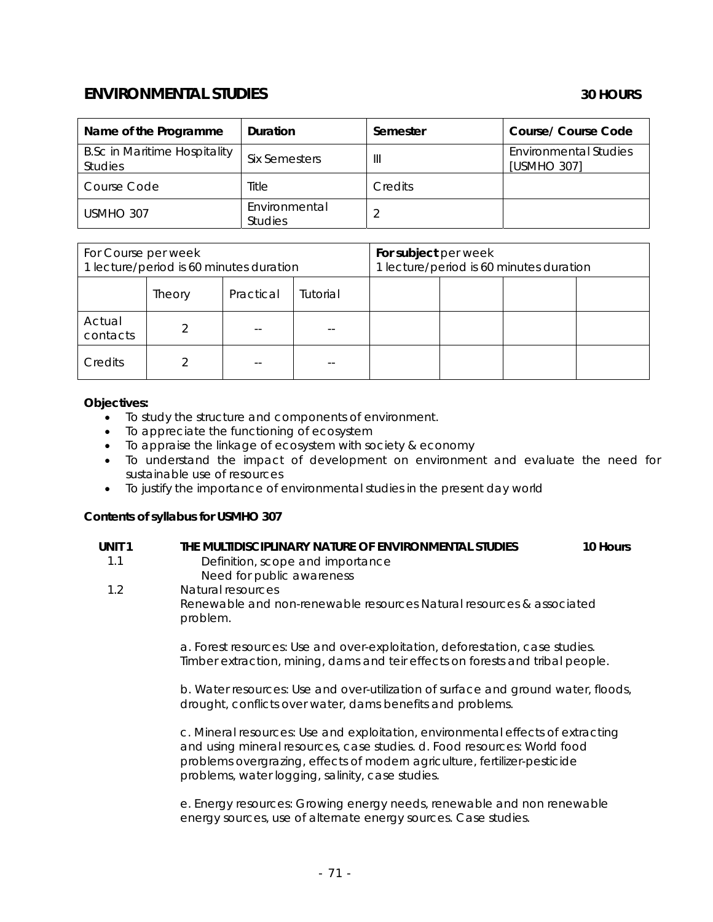## ENVIRONMENTAL STUDIES **30 HOURS**

| Name of the Programme | Duration | Semester | Course/ Course Code |
|---|---|---|---|
| B.Sc in Maritime Hospitality Studies | Six Semesters | III | Environmental Studies [USMHO 307] |
| Course Code | Title | Credits | |
| USMHO 307 | Environmental Studies | 2 | |

| For Course per week 1 lecture/period is 60 minutes duration | | | | **For subject** per week 1 lecture/period is 60 minutes duration | | | |
|---|---|---|---|---|---|---|---|
| | Theory | Practical | Tutorial | | | | |
| Actual contacts | 2 | -- | -- | | | | |
| Credits | 2 | -- | -- | | | | |

**Objectives:**

- To study the structure and components of environment.
- To appreciate the functioning of ecosystem
- To appraise the linkage of ecosystem with society & economy
- To understand the impact of development on environment and evaluate the need for sustainable use of resources
- To justify the importance of environmental studies in the present day world

**Contents of syllabus for USMHO 307**

**UNIT 1 THE MULTIDISCIPLINARY NATURE OF ENVIRONMENTAL STUDIES 10 Hours**

1.1 Definition, scope and importance
Need for public awareness

1.2 Natural resources
Renewable and non-renewable resources Natural resources & associated problem.

a. Forest resources: Use and over-exploitation, deforestation, case studies. Timber extraction, mining, dams and teir effects on forests and tribal people.

b. Water resources: Use and over-utilization of surface and ground water, floods, drought, conflicts over water, dams benefits and problems.

c. Mineral resources: Use and exploitation, environmental effects of extracting and using mineral resources, case studies. d. Food resources: World food problems overgrazing, effects of modern agriculture, fertilizer-pesticide problems, water logging, salinity, case studies.

e. Energy resources: Growing energy needs, renewable and non renewable energy sources, use of alternate energy sources. Case studies.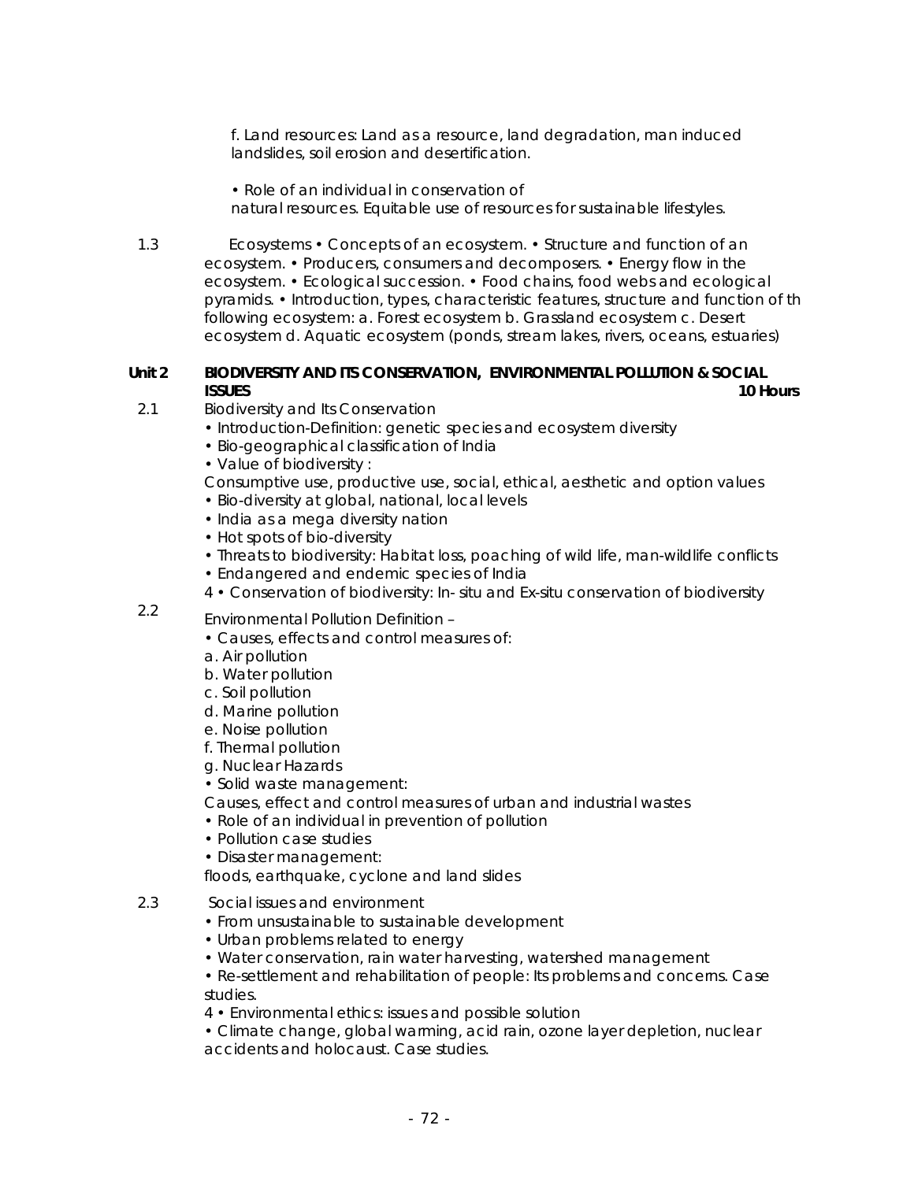f. Land resources: Land as a resource, land degradation, man induced landslides, soil erosion and desertification.

• Role of an individual in conservation of natural resources. Equitable use of resources for sustainable lifestyles.

1.3 Ecosystems • Concepts of an ecosystem. • Structure and function of an ecosystem. • Producers, consumers and decomposers. • Energy flow in the ecosystem. • Ecological succession. • Food chains, food webs and ecological pyramids. • Introduction, types, characteristic features, structure and function of th following ecosystem: a. Forest ecosystem b. Grassland ecosystem c. Desert ecosystem d. Aquatic ecosystem (ponds, stream lakes, rivers, oceans, estuaries)

**Unit 2 BIODIVERSITY AND ITS CONSERVATION, ENVIRONMENTAL POLLUTION & SOCIAL ISSUES 10 Hours**

2.1 Biodiversity and Its Conservation

- Introduction-Definition: genetic species and ecosystem diversity
- Bio-geographical classification of India
- Value of biodiversity :
  Consumptive use, productive use, social, ethical, aesthetic and option values
- Bio-diversity at global, national, local levels
- India as a mega diversity nation
- Hot spots of bio-diversity
- Threats to biodiversity: Habitat loss, poaching of wild life, man-wildlife conflicts
- Endangered and endemic species of India

4 • Conservation of biodiversity: In- situ and Ex-situ conservation of biodiversity

2.2 Environmental Pollution Definition –

- Causes, effects and control measures of:

a. Air pollution
b. Water pollution
c. Soil pollution
d. Marine pollution
e. Noise pollution
f. Thermal pollution
g. Nuclear Hazards

- Solid waste management:
  Causes, effect and control measures of urban and industrial wastes
- Role of an individual in prevention of pollution
- Pollution case studies
- Disaster management:
  floods, earthquake, cyclone and land slides

2.3 Social issues and environment

- From unsustainable to sustainable development
- Urban problems related to energy
- Water conservation, rain water harvesting, watershed management
- Re-settlement and rehabilitation of people: Its problems and concerns. Case studies.

4 • Environmental ethics: issues and possible solution

- Climate change, global warming, acid rain, ozone layer depletion, nuclear accidents and holocaust. Case studies.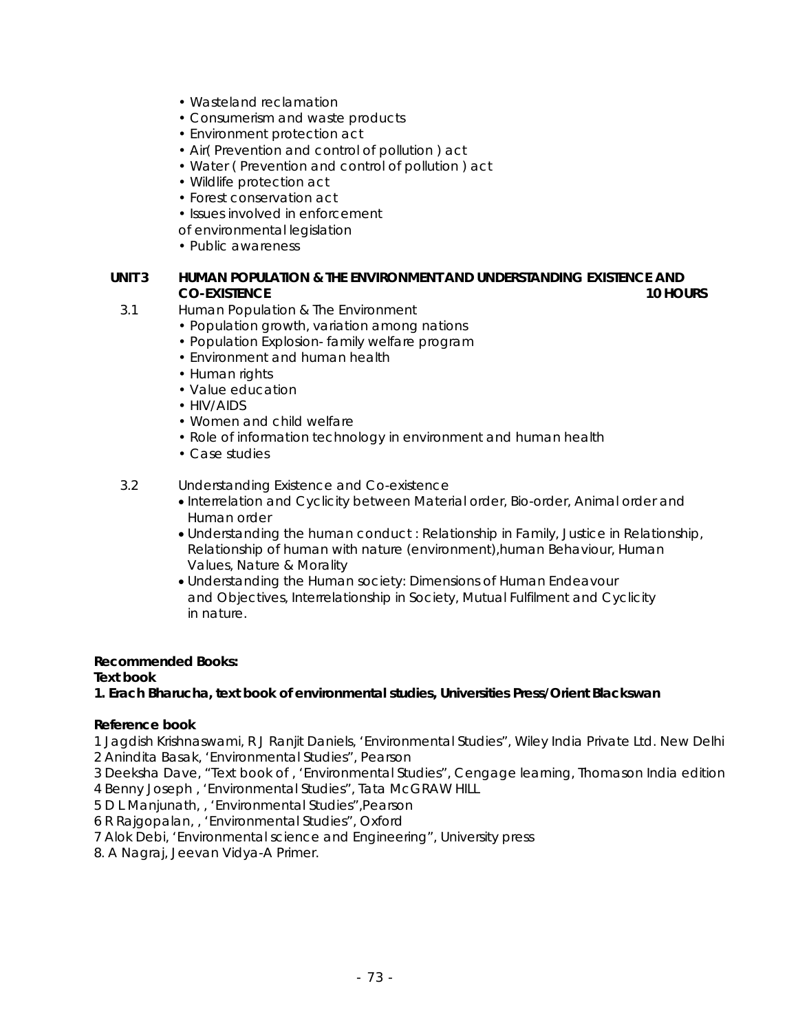- Wasteland reclamation
- Consumerism and waste products
- Environment protection act
- Air( Prevention and control of pollution ) act
- Water ( Prevention and control of pollution ) act
- Wildlife protection act
- Forest conservation act
- Issues involved in enforcement of environmental legislation
- Public awareness

**UNIT 3 HUMAN POPULATION & THE ENVIRONMENT AND UNDERSTANDING EXISTENCE AND CO-EXISTENCE 10 HOURS**

3.1 Human Population & The Environment

- Population growth, variation among nations
- Population Explosion- family welfare program
- Environment and human health
- Human rights
- Value education
- HIV/AIDS
- Women and child welfare
- Role of information technology in environment and human health
- Case studies

3.2 Understanding Existence and Co-existence

- Interrelation and Cyclicity between Material order, Bio-order, Animal order and Human order
- Understanding the human conduct : Relationship in Family, Justice in Relationship, Relationship of human with nature (environment),human Behaviour, Human Values, Nature & Morality
- Understanding the Human society: Dimensions of Human Endeavour and Objectives, Interrelationship in Society, Mutual Fulfilment and Cyclicity in nature.

**Recommended Books:**

**Text book**

**1. Erach Bharucha, text book of environmental studies, Universities Press/Orient Blackswan**

**Reference book**

1 Jagdish Krishnaswami, R J Ranjit Daniels, 'Environmental Studies", Wiley India Private Ltd. New Delhi
2 Anindita Basak, 'Environmental Studies", Pearson
3 Deeksha Dave, "Text book of , 'Environmental Studies", Cengage learning, Thomason India edition
4 Benny Joseph , 'Environmental Studies", Tata McGRAW HILL
5 D L Manjunath, , 'Environmental Studies",Pearson
6 R Rajgopalan, , 'Environmental Studies", Oxford
7 Alok Debi, 'Environmental science and Engineering", University press
8. A Nagraj, Jeevan Vidya-A Primer.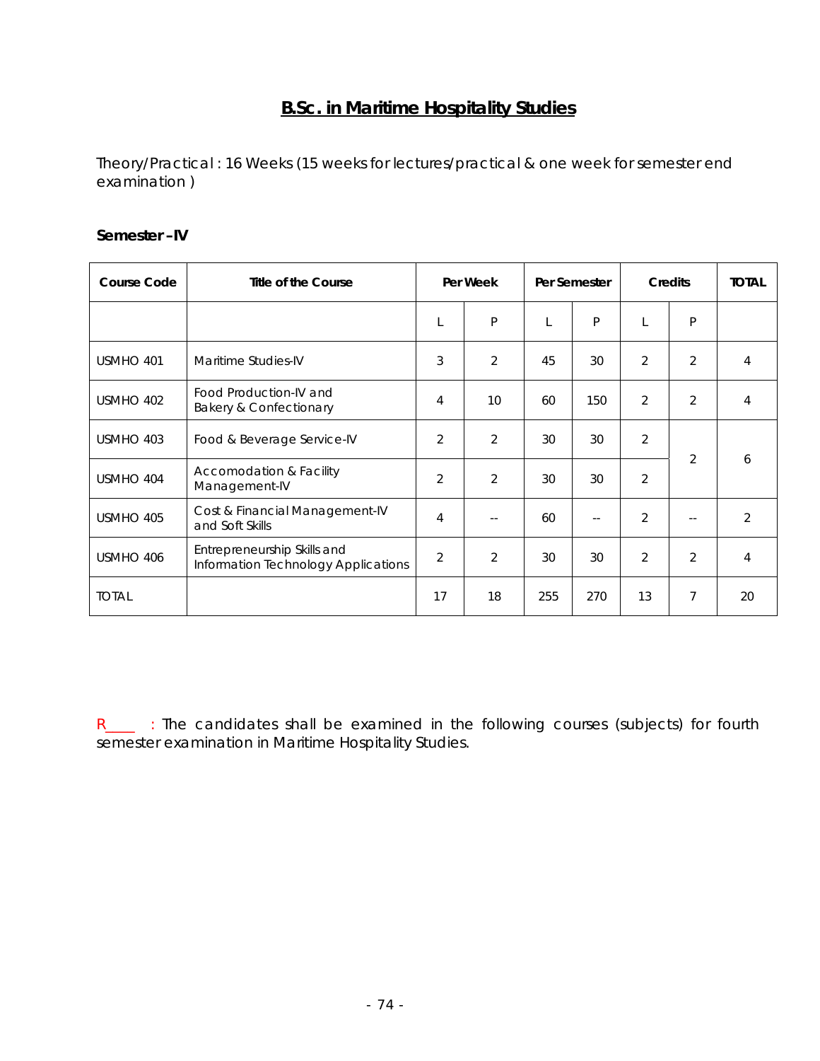# B.Sc. in Maritime Hospitality Studies

Theory/Practical : 16 Weeks (15 weeks for lectures/practical & one week for semester end examination )

**Semester –IV**

| Course Code | Title of the Course | Per Week | | Per Semester | | Credits | | TOTAL |
|---|---|---|---|---|---|---|---|---|
| | | L | P | L | P | L | P | |
| USMHO 401 | Maritime Studies-IV | 3 | 2 | 45 | 30 | 2 | 2 | 4 |
| USMHO 402 | Food Production-IV and Bakery & Confectionary | 4 | 10 | 60 | 150 | 2 | 2 | 4 |
| USMHO 403 | Food & Beverage Service-IV | 2 | 2 | 30 | 30 | 2 | 2 | 6 |
| USMHO 404 | Accomodation & Facility Management-IV | 2 | 2 | 30 | 30 | 2 | | |
| USMHO 405 | Cost & Financial Management-IV and Soft Skills | 4 | -- | 60 | -- | 2 | -- | 2 |
| USMHO 406 | Entrepreneurship Skills and Information Technology Applications | 2 | 2 | 30 | 30 | 2 | 2 | 4 |
| TOTAL | | 17 | 18 | 255 | 270 | 13 | 7 | 20 |

R____ : The candidates shall be examined in the following courses (subjects) for fourth semester examination in Maritime Hospitality Studies.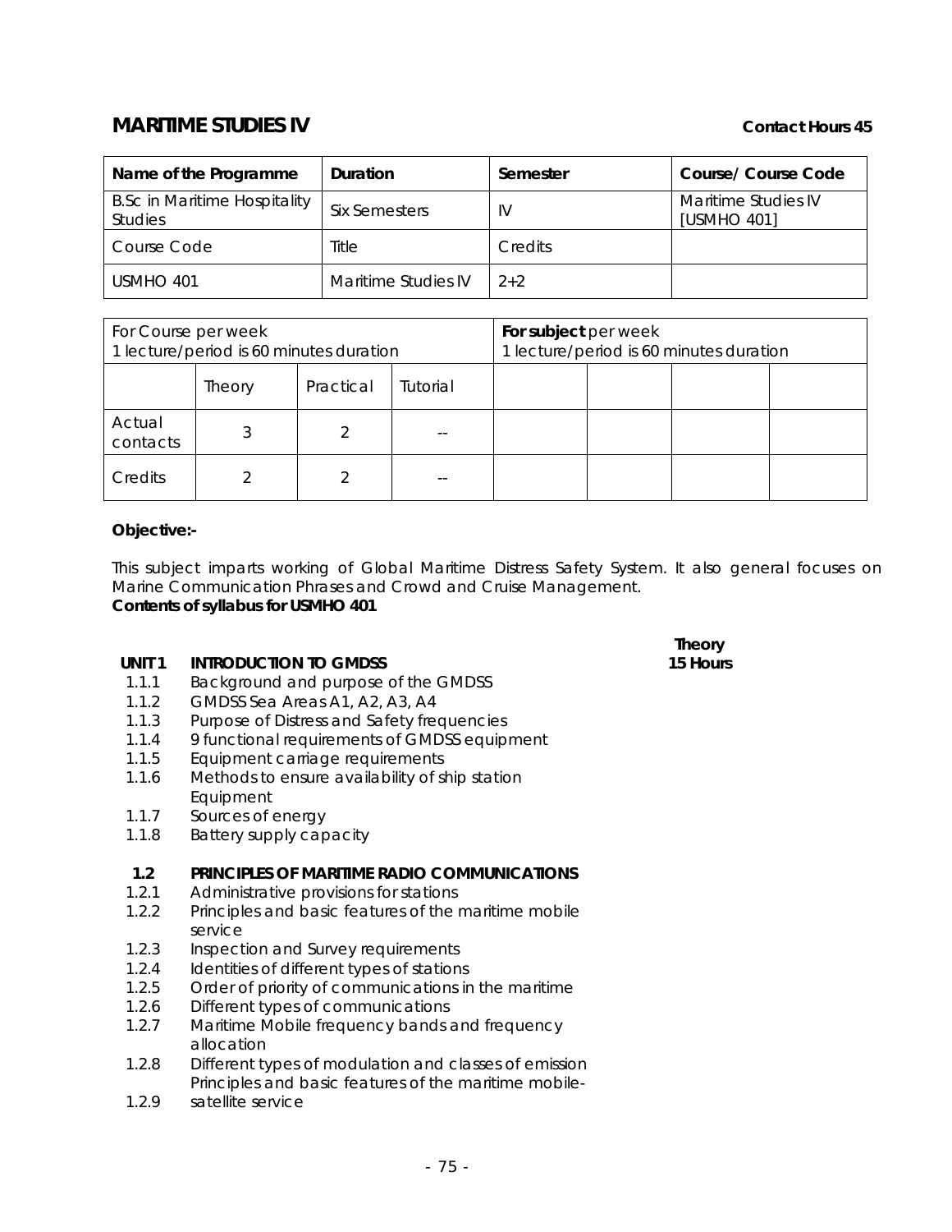## MARITIME STUDIES IV

**Contact Hours 45**

| Name of the Programme | Duration | Semester | Course/ Course Code |
|---|---|---|---|
| B.Sc in Maritime Hospitality Studies | Six Semesters | IV | Maritime Studies IV [USMHO 401] |
| Course Code | Title | Credits | |
| USMHO 401 | Maritime Studies IV | 2+2 | |

| For Course per week 1 lecture/period is 60 minutes duration | | | | **For subject** per week 1 lecture/period is 60 minutes duration | | | |
|---|---|---|---|---|---|---|---|
| | Theory | Practical | Tutorial | | | | |
| Actual contacts | 3 | 2 | -- | | | | |
| Credits | 2 | 2 | -- | | | | |

**Objective:-**

This subject imparts working of Global Maritime Distress Safety System. It also general focuses on Marine Communication Phrases and Crowd and Cruise Management.

**Contents of syllabus for USMHO 401**

| | | **Theory** |
|---|---|---|
| **UNIT 1** | **INTRODUCTION TO GMDSS** | **15 Hours** |
| 1.1.1 | Background and purpose of the GMDSS | |
| 1.1.2 | GMDSS Sea Areas A1, A2, A3, A4 | |
| 1.1.3 | Purpose of Distress and Safety frequencies | |
| 1.1.4 | 9 functional requirements of GMDSS equipment | |
| 1.1.5 | Equipment carriage requirements | |
| 1.1.6 | Methods to ensure availability of ship station Equipment | |
| 1.1.7 | Sources of energy | |
| 1.1.8 | Battery supply capacity | |
| **1.2** | **PRINCIPLES OF MARITIME RADIO COMMUNICATIONS** | |
| 1.2.1 | Administrative provisions for stations | |
| 1.2.2 | Principles and basic features of the maritime mobile service | |
| 1.2.3 | Inspection and Survey requirements | |
| 1.2.4 | Identities of different types of stations | |
| 1.2.5 | Order of priority of communications in the maritime | |
| 1.2.6 | Different types of communications | |
| 1.2.7 | Maritime Mobile frequency bands and frequency allocation | |
| 1.2.8 | Different types of modulation and classes of emission | |
| 1.2.9 | Principles and basic features of the maritime mobile-satellite service | |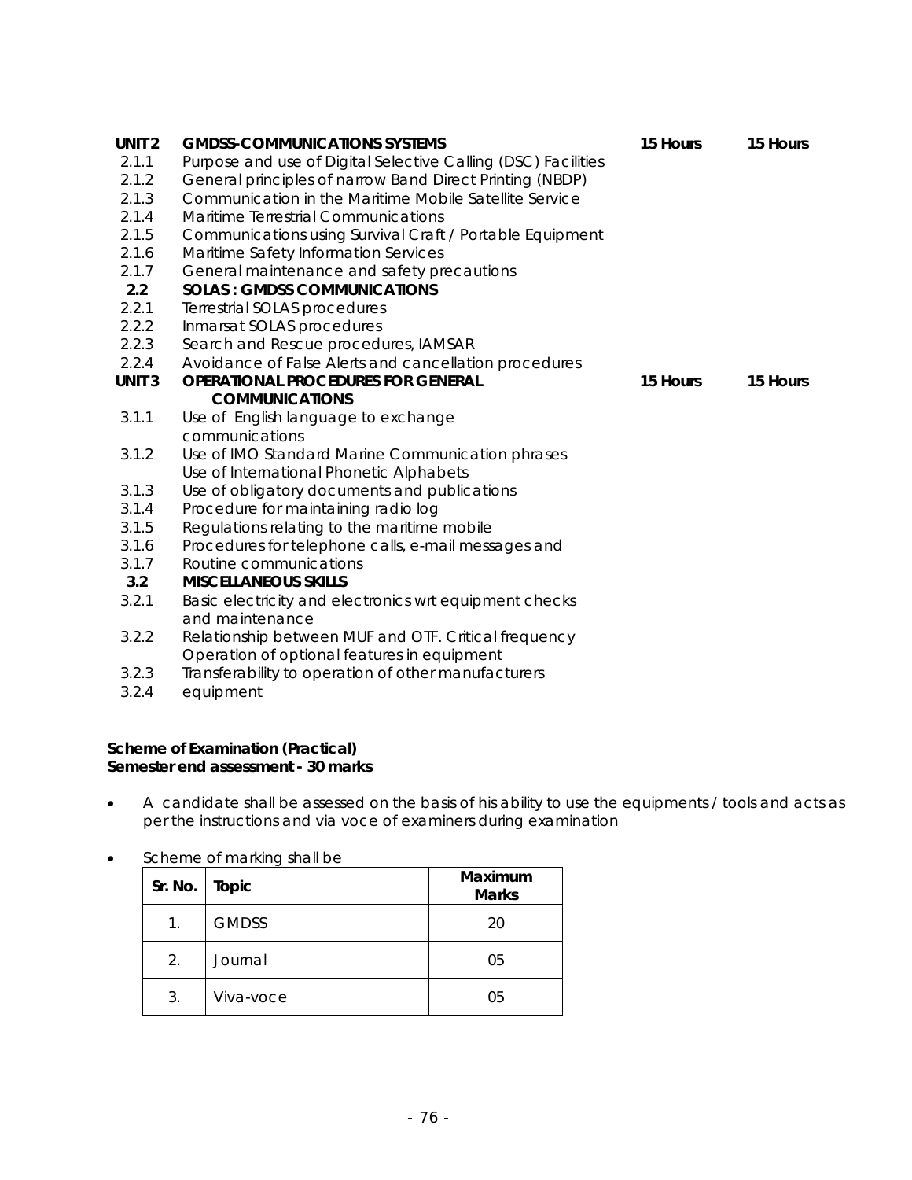| | | | |
|---|---|---|---|
| **UNIT 2** | **GMDSS-COMMUNICATIONS SYSTEMS** | **15 Hours** | **15 Hours** |
| 2.1.1 | Purpose and use of Digital Selective Calling (DSC) Facilities | | |
| 2.1.2 | General principles of narrow Band Direct Printing (NBDP) | | |
| 2.1.3 | Communication in the Maritime Mobile Satellite Service | | |
| 2.1.4 | Maritime Terrestrial Communications | | |
| 2.1.5 | Communications using Survival Craft / Portable Equipment | | |
| 2.1.6 | Maritime Safety Information Services | | |
| 2.1.7 | General maintenance and safety precautions | | |
| **2.2** | **SOLAS : GMDSS COMMUNICATIONS** | | |
| 2.2.1 | Terrestrial SOLAS procedures | | |
| 2.2.2 | Inmarsat SOLAS procedures | | |
| 2.2.3 | Search and Rescue procedures, IAMSAR | | |
| 2.2.4 | Avoidance of False Alerts and cancellation procedures | | |
| **UNIT 3** | **OPERATIONAL PROCEDURES FOR GENERAL COMMUNICATIONS** | **15 Hours** | **15 Hours** |
| 3.1.1 | Use of English language to exchange communications | | |
| 3.1.2 | Use of IMO Standard Marine Communication phrases Use of International Phonetic Alphabets | | |
| 3.1.3 | Use of obligatory documents and publications | | |
| 3.1.4 | Procedure for maintaining radio log | | |
| 3.1.5 | Regulations relating to the maritime mobile | | |
| 3.1.6 | Procedures for telephone calls, e-mail messages and | | |
| 3.1.7 | Routine communications | | |
| **3.2** | **MISCELLANEOUS SKILLS** | | |
| 3.2.1 | Basic electricity and electronics wrt equipment checks and maintenance | | |
| 3.2.2 | Relationship between MUF and OTF. Critical frequency Operation of optional features in equipment | | |
| 3.2.3 | Transferability to operation of other manufacturers | | |
| 3.2.4 | equipment | | |

**Scheme of Examination (Practical)**
**Semester end assessment - 30 marks**

- A candidate shall be assessed on the basis of his ability to use the equipments / tools and acts as per the instructions and via voce of examiners during examination
- Scheme of marking shall be

| Sr. No. | Topic | Maximum Marks |
|---|---|---|
| 1. | GMDSS | 20 |
| 2. | Journal | 05 |
| 3. | Viva-voce | 05 |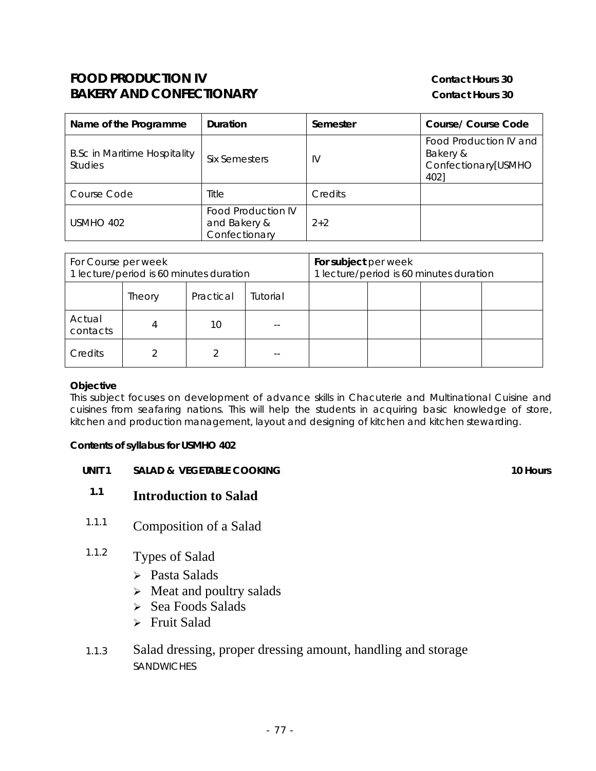**FOOD PRODUCTION IV** **Contact Hours 30**
**BAKERY AND CONFECTIONARY** **Contact Hours 30**

| Name of the Programme | Duration | Semester | Course/ Course Code |
|---|---|---|---|
| B.Sc in Maritime Hospitality Studies | Six Semesters | IV | Food Production IV and Bakery & Confectionary[USMHO 402] |
| Course Code | Title | Credits | |
| USMHO 402 | Food Production IV and Bakery & Confectionary | 2+2 | |

| For Course per week 1 lecture/period is 60 minutes duration | | | | **For subject** per week 1 lecture/period is 60 minutes duration | | | |
|---|---|---|---|---|---|---|---|
| | Theory | Practical | Tutorial | | | | |
| Actual contacts | 4 | 10 | -- | | | | |
| Credits | 2 | 2 | -- | | | | |

**Objective**

This subject focuses on development of advance skills in Chacuterie and Multinational Cuisine and cuisines from seafaring nations. This will help the students in acquiring basic knowledge of store, kitchen and production management, layout and designing of kitchen and kitchen stewarding.

**Contents of syllabus for USMHO 402**

**UNIT 1 SALAD & VEGETABLE COOKING** **10 Hours**

**1.1 Introduction to Salad**

1.1.1 Composition of a Salad

1.1.2 Types of Salad

- Pasta Salads
- Meat and poultry salads
- Sea Foods Salads
- Fruit Salad

1.1.3 Salad dressing, proper dressing amount, handling and storage

SANDWICHES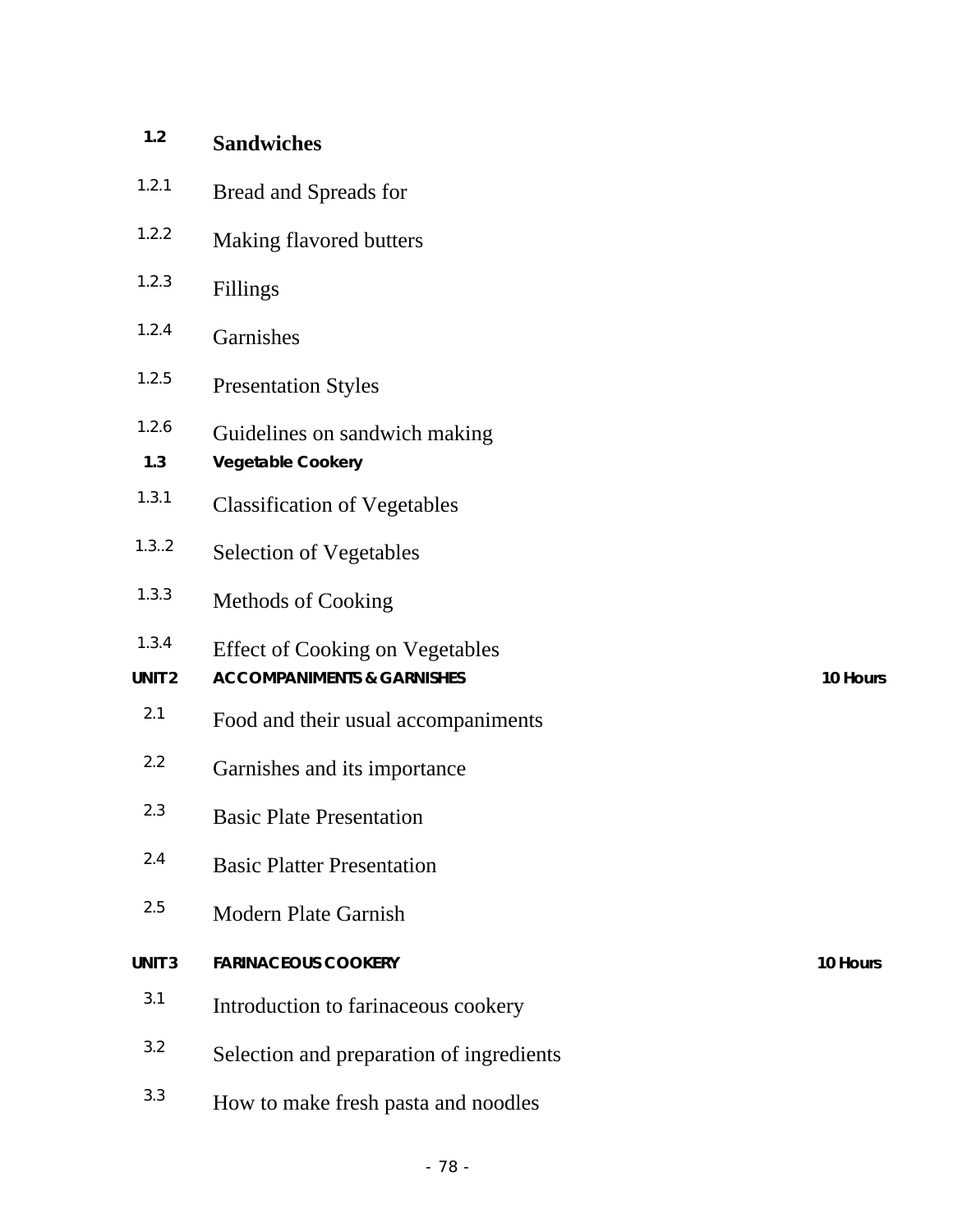**1.2 Sandwiches**

1.2.1 Bread and Spreads for

1.2.2 Making flavored butters

1.2.3 Fillings

1.2.4 Garnishes

1.2.5 Presentation Styles

1.2.6 Guidelines on sandwich making

**1.3 Vegetable Cookery**

1.3.1 Classification of Vegetables

1.3..2 Selection of Vegetables

1.3.3 Methods of Cooking

1.3.4 Effect of Cooking on Vegetables

**UNIT 2 ACCOMPANIMENTS & GARNISHES 10 Hours**

2.1 Food and their usual accompaniments

2.2 Garnishes and its importance

2.3 Basic Plate Presentation

2.4 Basic Platter Presentation

2.5 Modern Plate Garnish

**UNIT 3 FARINACEOUS COOKERY 10 Hours**

3.1 Introduction to farinaceous cookery

3.2 Selection and preparation of ingredients

3.3 How to make fresh pasta and noodles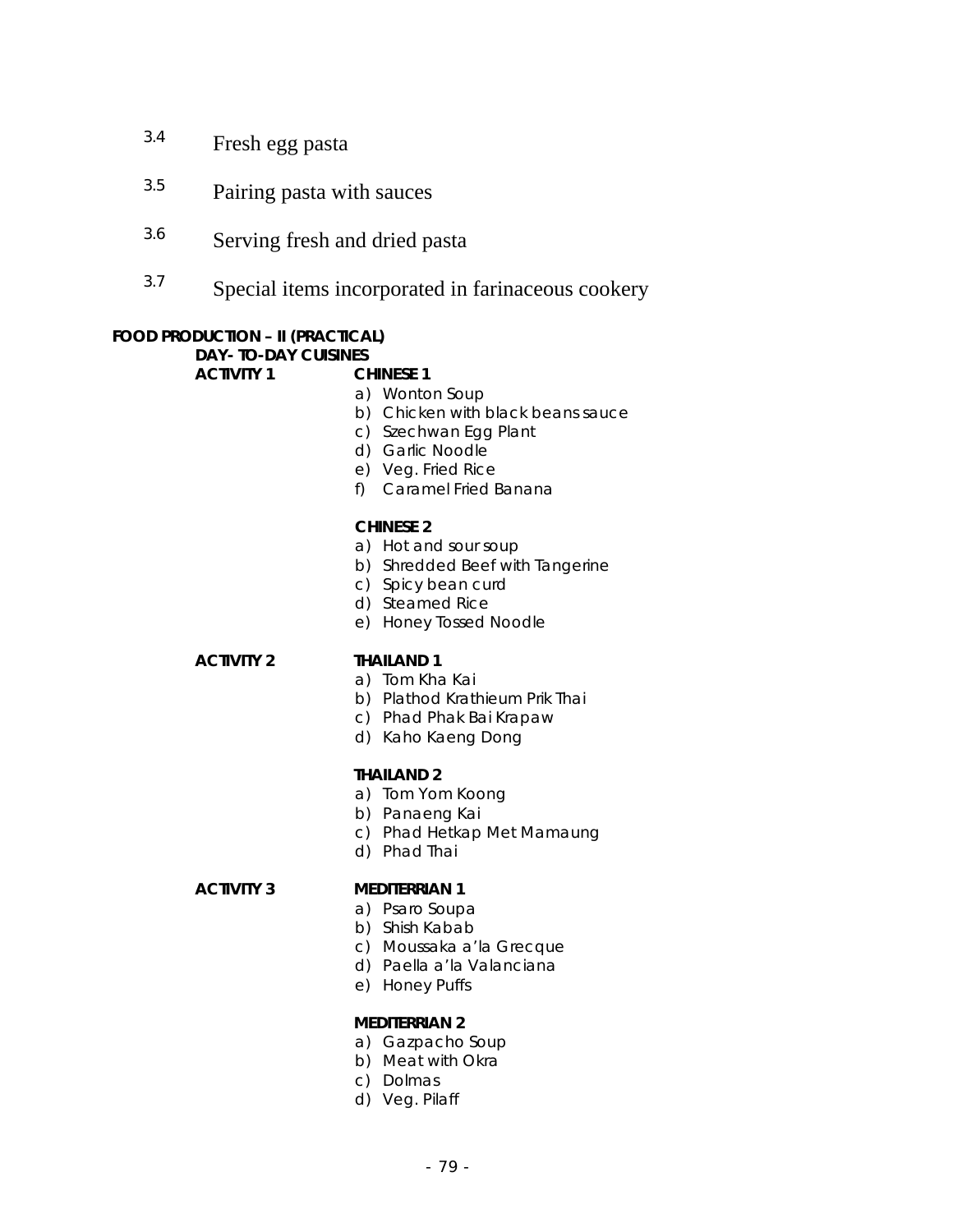3.4 Fresh egg pasta

3.5 Pairing pasta with sauces

3.6 Serving fresh and dried pasta

3.7 Special items incorporated in farinaceous cookery

**FOOD PRODUCTION – II (PRACTICAL)**

**DAY- TO-DAY CUISINES**

**ACTIVITY 1**

**CHINESE 1**

a) Wonton Soup
b) Chicken with black beans sauce
c) Szechwan Egg Plant
d) Garlic Noodle
e) Veg. Fried Rice
f) Caramel Fried Banana

**CHINESE 2**

a) Hot and sour soup
b) Shredded Beef with Tangerine
c) Spicy bean curd
d) Steamed Rice
e) Honey Tossed Noodle

**ACTIVITY 2**

**THAILAND 1**

a) Tom Kha Kai
b) Plathod Krathieum Prik Thai
c) Phad Phak Bai Krapaw
d) Kaho Kaeng Dong

**THAILAND 2**

a) Tom Yom Koong
b) Panaeng Kai
c) Phad Hetkap Met Mamaung
d) Phad Thai

**ACTIVITY 3**

**MEDITERRIAN 1**

a) Psaro Soupa
b) Shish Kabab
c) Moussaka a'la Grecque
d) Paella a'la Valanciana
e) Honey Puffs

**MEDITERRIAN 2**

a) Gazpacho Soup
b) Meat with Okra
c) Dolmas
d) Veg. Pilaff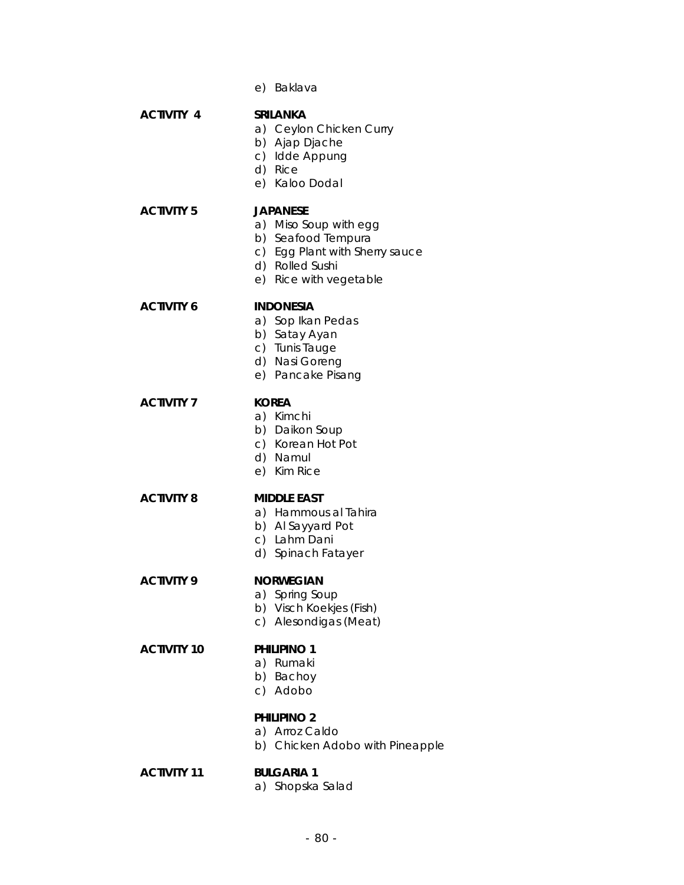e) Baklava

**ACTIVITY 4** **SRILANKA**

a) Ceylon Chicken Curry
b) Ajap Djache
c) Idde Appung
d) Rice
e) Kaloo Dodal

**ACTIVITY 5** **JAPANESE**

a) Miso Soup with egg
b) Seafood Tempura
c) Egg Plant with Sherry sauce
d) Rolled Sushi
e) Rice with vegetable

**ACTIVITY 6** **INDONESIA**

a) Sop Ikan Pedas
b) Satay Ayan
c) Tunis Tauge
d) Nasi Goreng
e) Pancake Pisang

**ACTIVITY 7** **KOREA**

a) Kimchi
b) Daikon Soup
c) Korean Hot Pot
d) Namul
e) Kim Rice

**ACTIVITY 8** **MIDDLE EAST**

a) Hammous al Tahira
b) Al Sayyard Pot
c) Lahm Dani
d) Spinach Fatayer

**ACTIVITY 9** **NORWEGIAN**

a) Spring Soup
b) Visch Koekjes (Fish)
c) Alesondigas (Meat)

**ACTIVITY 10** **PHILIPINO 1**

a) Rumaki
b) Bachoy
c) Adobo

**PHILIPINO 2**

a) Arroz Caldo
b) Chicken Adobo with Pineapple

**ACTIVITY 11** **BULGARIA 1**

a) Shopska Salad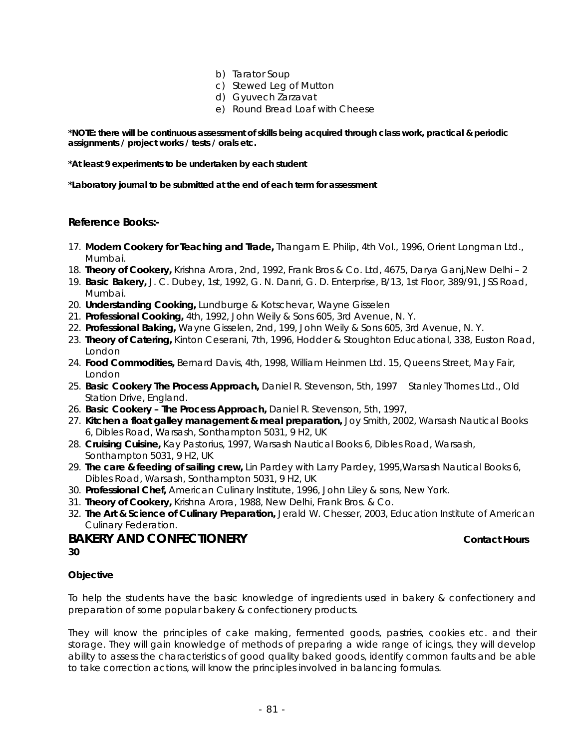b) Tarator Soup
c) Stewed Leg of Mutton
d) Gyuvech Zarzavat
e) Round Bread Loaf with Cheese

**\*NOTE: there will be continuous assessment of skills being acquired through class work, practical & periodic assignments / project works / tests / orals etc.**

**\*At least 9 experiments to be undertaken by each student**

**\*Laboratory journal to be submitted at the end of each term for assessment**

### Reference Books:-

17. **Modern Cookery for Teaching and Trade,** Thangam E. Philip, 4th Vol., 1996, Orient Longman Ltd., Mumbai.
18. **Theory of Cookery,** Krishna Arora, 2nd, 1992, Frank Bros & Co. Ltd, 4675, Darya Ganj,New Delhi – 2
19. **Basic Bakery,** J. C. Dubey, 1st, 1992, G. N. Danri, G. D. Enterprise, B/13, 1st Floor, 389/91, JSS Road, Mumbai.
20. **Understanding Cooking,** Lundburge & Kotschevar, Wayne Gisselen
21. **Professional Cooking,** 4th, 1992, John Weily & Sons 605, 3rd Avenue, N. Y.
22. **Professional Baking,** Wayne Gisselen, 2nd, 199, John Weily & Sons 605, 3rd Avenue, N. Y.
23. **Theory of Catering,** Kinton Ceserani, 7th, 1996, Hodder & Stoughton Educational, 338, Euston Road, London
24. **Food Commodities,** Bernard Davis, 4th, 1998, William Heinmen Ltd. 15, Queens Street, May Fair, London
25. **Basic Cookery The Process Approach,** Daniel R. Stevenson, 5th, 1997 Stanley Thornes Ltd., Old Station Drive, England.
26. **Basic Cookery – The Process Approach,** Daniel R. Stevenson, 5th, 1997,
27. **Kitchen a float galley management & meal preparation,** Joy Smith, 2002, Warsash Nautical Books 6, Dibles Road, Warsash, Sonthampton 5031, 9 H2, UK
28. **Cruising Cuisine,** Kay Pastorius, 1997, Warsash Nautical Books 6, Dibles Road, Warsash, Sonthampton 5031, 9 H2, UK
29. **The care & feeding of sailing crew,** Lin Pardey with Larry Pardey, 1995,Warsash Nautical Books 6, Dibles Road, Warsash, Sonthampton 5031, 9 H2, UK
30. **Professional Chef,** American Culinary Institute, 1996, John Liley & sons, New York.
31. **Theory of Cookery,** Krishna Arora, 1988, New Delhi, Frank Bros. & Co.
32. **The Art & Science of Culinary Preparation,** Jerald W. Chesser, 2003, Education Institute of American Culinary Federation.

## BAKERY AND CONFECTIONERY **Contact Hours 30**

**Objective**

To help the students have the basic knowledge of ingredients used in bakery & confectionery and preparation of some popular bakery & confectionery products.

They will know the principles of cake making, fermented goods, pastries, cookies etc. and their storage. They will gain knowledge of methods of preparing a wide range of icings, they will develop ability to assess the characteristics of good quality baked goods, identify common faults and be able to take correction actions, will know the principles involved in balancing formulas.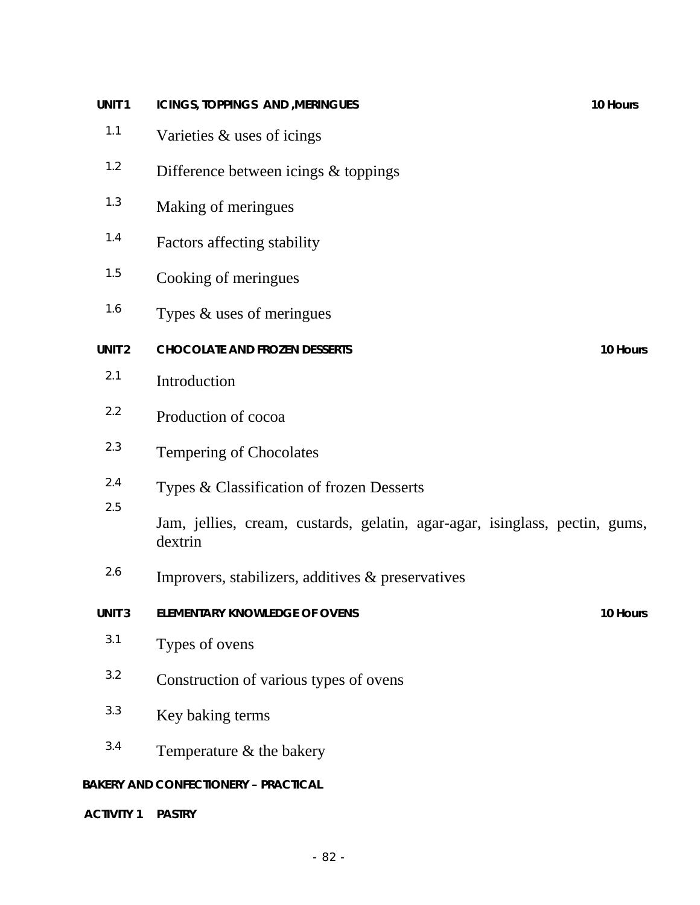**UNIT 1 ICINGS, TOPPINGS AND ,MERINGUES** **10 Hours**

1.1 Varieties & uses of icings

1.2 Difference between icings & toppings

1.3 Making of meringues

1.4 Factors affecting stability

1.5 Cooking of meringues

1.6 Types & uses of meringues

**UNIT 2 CHOCOLATE AND FROZEN DESSERTS** **10 Hours**

2.1 Introduction

2.2 Production of cocoa

2.3 Tempering of Chocolates

2.4 Types & Classification of frozen Desserts

2.5 Jam, jellies, cream, custards, gelatin, agar-agar, isinglass, pectin, gums, dextrin

2.6 Improvers, stabilizers, additives & preservatives

**UNIT 3 ELEMENTARY KNOWLEDGE OF OVENS** **10 Hours**

3.1 Types of ovens

3.2 Construction of various types of ovens

3.3 Key baking terms

3.4 Temperature & the bakery

**BAKERY AND CONFECTIONERY – PRACTICAL**

**ACTIVITY 1 PASTRY**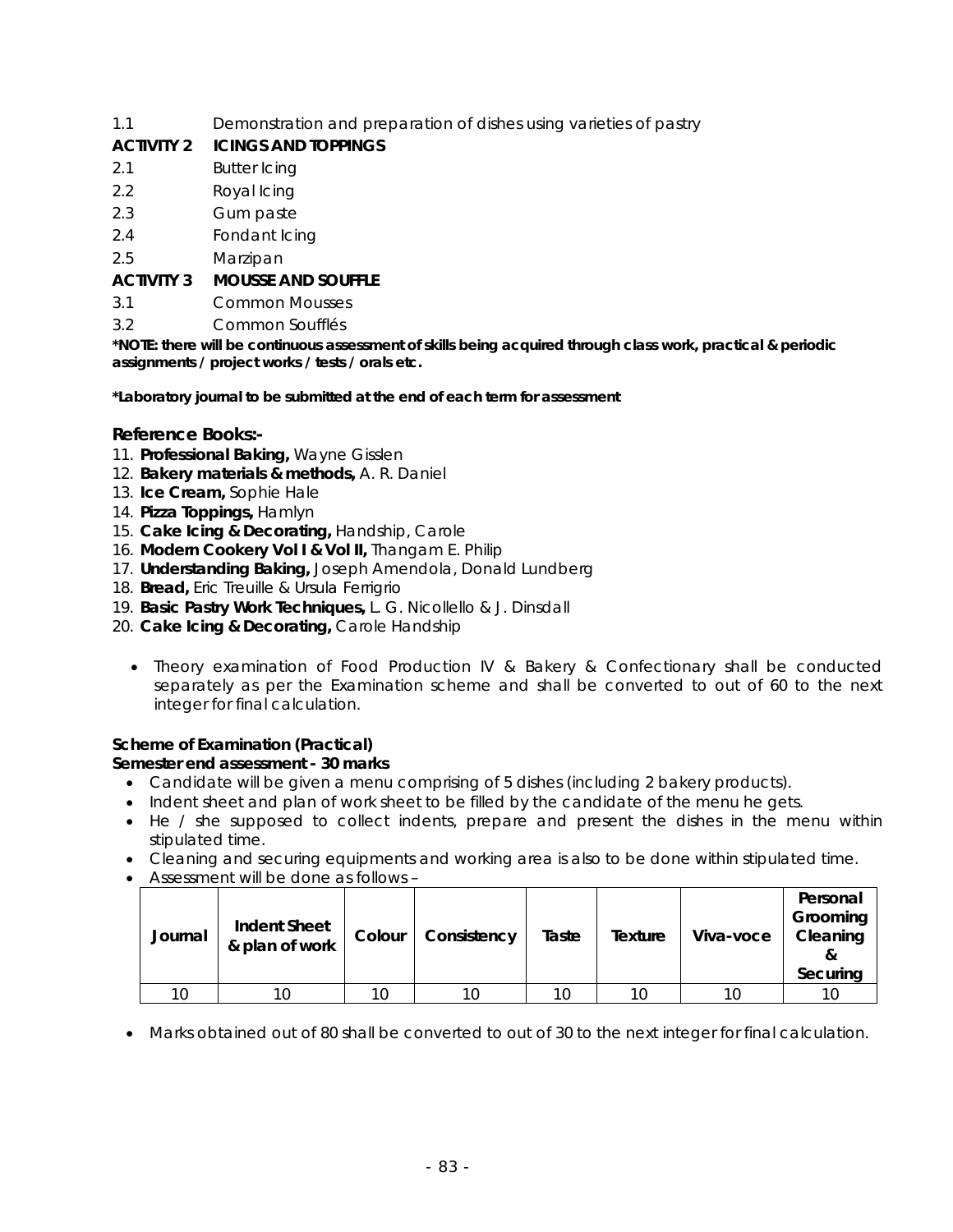1.1 Demonstration and preparation of dishes using varieties of pastry

**ACTIVITY 2 ICINGS AND TOPPINGS**

2.1 Butter Icing

2.2 Royal Icing

2.3 Gum paste

2.4 Fondant Icing

2.5 Marzipan

**ACTIVITY 3 MOUSSE AND SOUFFLE**

3.1 Common Mousses

3.2 Common Soufflés

**\*NOTE: there will be continuous assessment of skills being acquired through class work, practical & periodic assignments / project works / tests / orals etc.**

**\*Laboratory journal to be submitted at the end of each term for assessment**

### Reference Books:-

11. **Professional Baking,** Wayne Gisslen
12. **Bakery materials & methods,** A. R. Daniel
13. **Ice Cream,** Sophie Hale
14. **Pizza Toppings,** Hamlyn
15. **Cake Icing & Decorating,** Handship, Carole
16. **Modern Cookery Vol I & Vol II,** Thangam E. Philip
17. **Understanding Baking,** Joseph Amendola, Donald Lundberg
18. **Bread,** Eric Treuille & Ursula Ferrigrio
19. **Basic Pastry Work Techniques,** L. G. Nicollello & J. Dinsdall
20. **Cake Icing & Decorating,** Carole Handship

- Theory examination of Food Production IV & Bakery & Confectionary shall be conducted separately as per the Examination scheme and shall be converted to out of 60 to the next integer for final calculation.

**Scheme of Examination (Practical)**

**Semester end assessment - 30 marks**

- Candidate will be given a menu comprising of 5 dishes (including 2 bakery products).
- Indent sheet and plan of work sheet to be filled by the candidate of the menu he gets.
- He / she supposed to collect indents, prepare and present the dishes in the menu within stipulated time.
- Cleaning and securing equipments and working area is also to be done within stipulated time.
- Assessment will be done as follows –

| Journal | Indent Sheet & plan of work | Colour | Consistency | Taste | Texture | Viva-voce | Personal Grooming Cleaning & Securing |
|---|---|---|---|---|---|---|---|
| 10 | 10 | 10 | 10 | 10 | 10 | 10 | 10 |

- Marks obtained out of 80 shall be converted to out of 30 to the next integer for final calculation.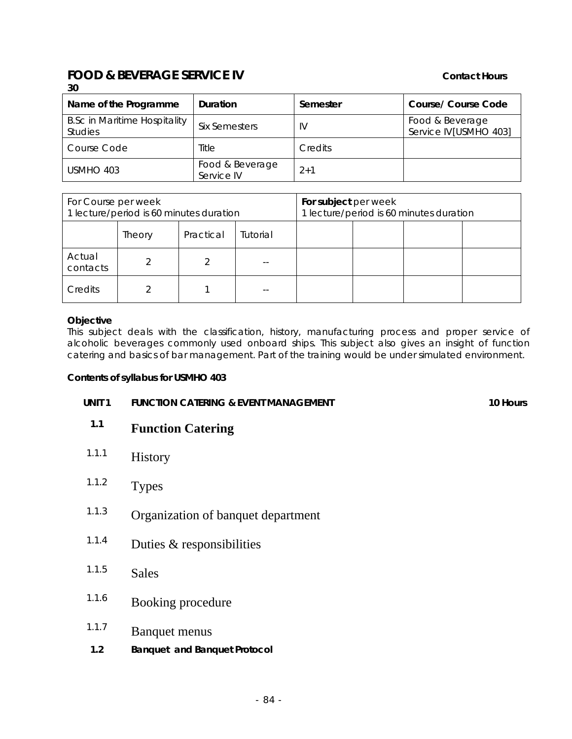## FOOD & BEVERAGE SERVICE IV

**Contact Hours 30**

| Name of the Programme | Duration | Semester | Course/ Course Code |
|---|---|---|---|
| B.Sc in Maritime Hospitality Studies | Six Semesters | IV | Food & Beverage Service IV[USMHO 403] |
| Course Code | Title | Credits | |
| USMHO 403 | Food & Beverage Service IV | 2+1 | |

| For Course per week 1 lecture/period is 60 minutes duration | | | | **For subject** per week 1 lecture/period is 60 minutes duration | | | |
|---|---|---|---|---|---|---|---|
| | Theory | Practical | Tutorial | | | | |
| Actual contacts | 2 | 2 | -- | | | | |
| Credits | 2 | 1 | -- | | | | |

**Objective**

This subject deals with the classification, history, manufacturing process and proper service of alcoholic beverages commonly used onboard ships. This subject also gives an insight of function catering and basics of bar management. Part of the training would be under simulated environment.

**Contents of syllabus for USMHO 403**

**UNIT 1 FUNCTION CATERING & EVENT MANAGEMENT** **10 Hours**

**1.1 Function Catering**

1.1.1 History

1.1.2 Types

1.1.3 Organization of banquet department

1.1.4 Duties & responsibilities

1.1.5 Sales

1.1.6 Booking procedure

1.1.7 Banquet menus

**1.2 Banquet and Banquet Protocol**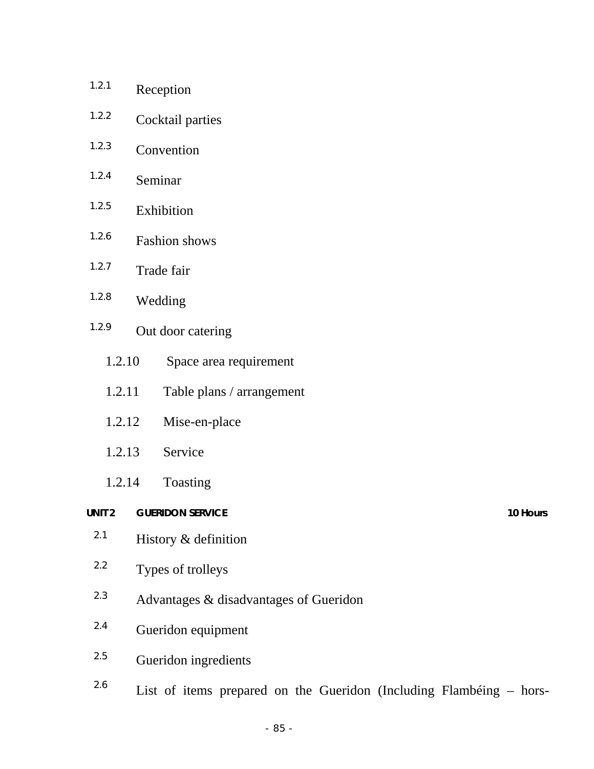1.2.1 Reception

1.2.2 Cocktail parties

1.2.3 Convention

1.2.4 Seminar

1.2.5 Exhibition

1.2.6 Fashion shows

1.2.7 Trade fair

1.2.8 Wedding

1.2.9 Out door catering

1.2.10 Space area requirement

1.2.11 Table plans / arrangement

1.2.12 Mise-en-place

1.2.13 Service

1.2.14 Toasting

**UNIT 2 GUERIDON SERVICE 10 Hours**

2.1 History & definition

2.2 Types of trolleys

2.3 Advantages & disadvantages of Gueridon

2.4 Gueridon equipment

2.5 Gueridon ingredients

2.6 List of items prepared on the Gueridon (Including Flambéing – hors-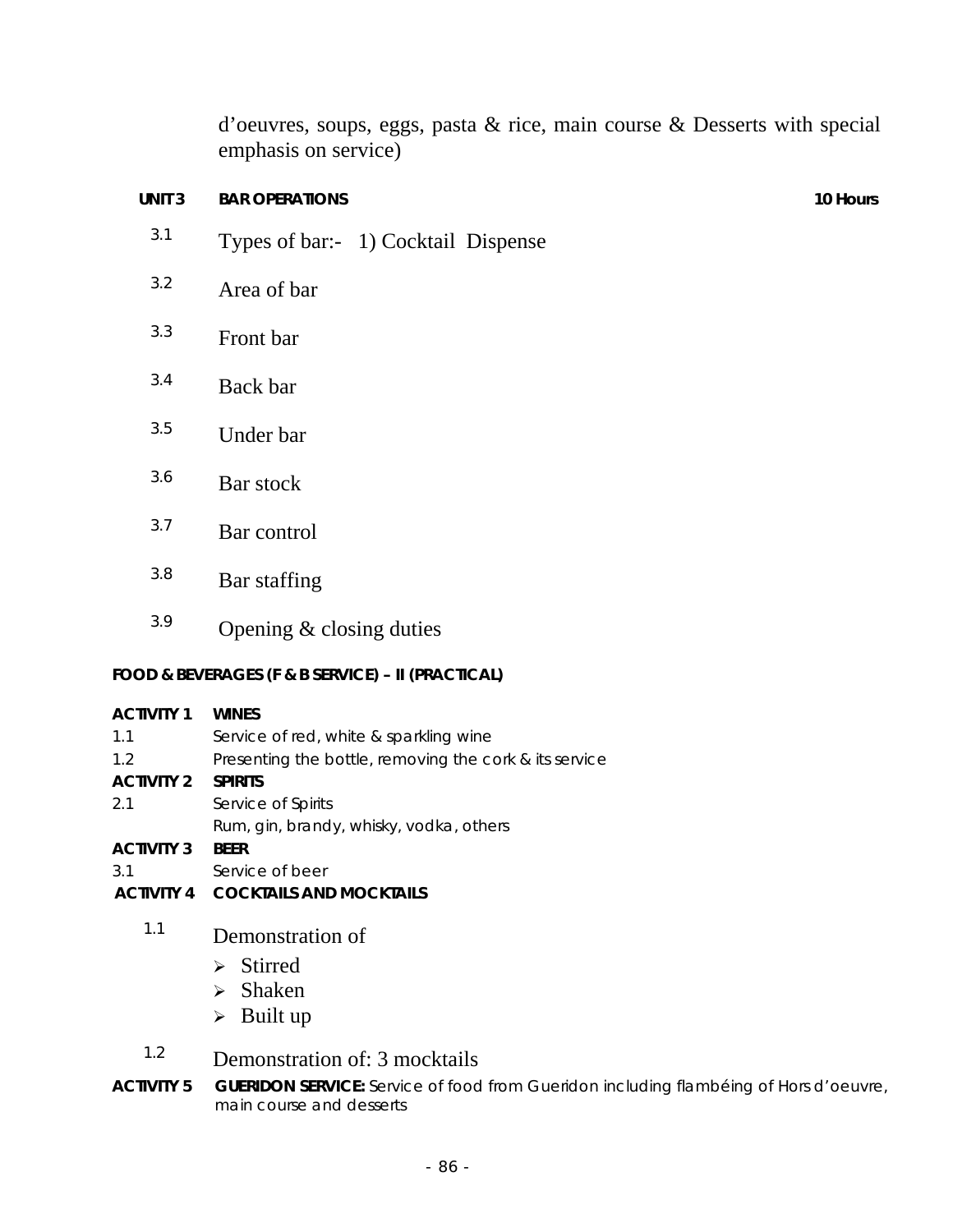d'oeuvres, soups, eggs, pasta & rice, main course & Desserts with special emphasis on service)

**UNIT 3 BAR OPERATIONS** **10 Hours**

3.1 Types of bar:- 1) Cocktail Dispense

3.2 Area of bar

3.3 Front bar

3.4 Back bar

3.5 Under bar

3.6 Bar stock

3.7 Bar control

3.8 Bar staffing

3.9 Opening & closing duties

**FOOD & BEVERAGES (F & B SERVICE) – II (PRACTICAL)**

**ACTIVITY 1 WINES**

1.1 Service of red, white & sparkling wine

1.2 Presenting the bottle, removing the cork & its service

**ACTIVITY 2 SPIRITS**

2.1 Service of Spirits
Rum, gin, brandy, whisky, vodka, others

**ACTIVITY 3 BEER**

3.1 Service of beer

**ACTIVITY 4 COCKTAILS AND MOCKTAILS**

1.1 Demonstration of

- Stirred
- Shaken
- Built up

1.2 Demonstration of: 3 mocktails

**ACTIVITY 5 GUERIDON SERVICE:** Service of food from Gueridon including flambéing of Hors d'oeuvre, main course and desserts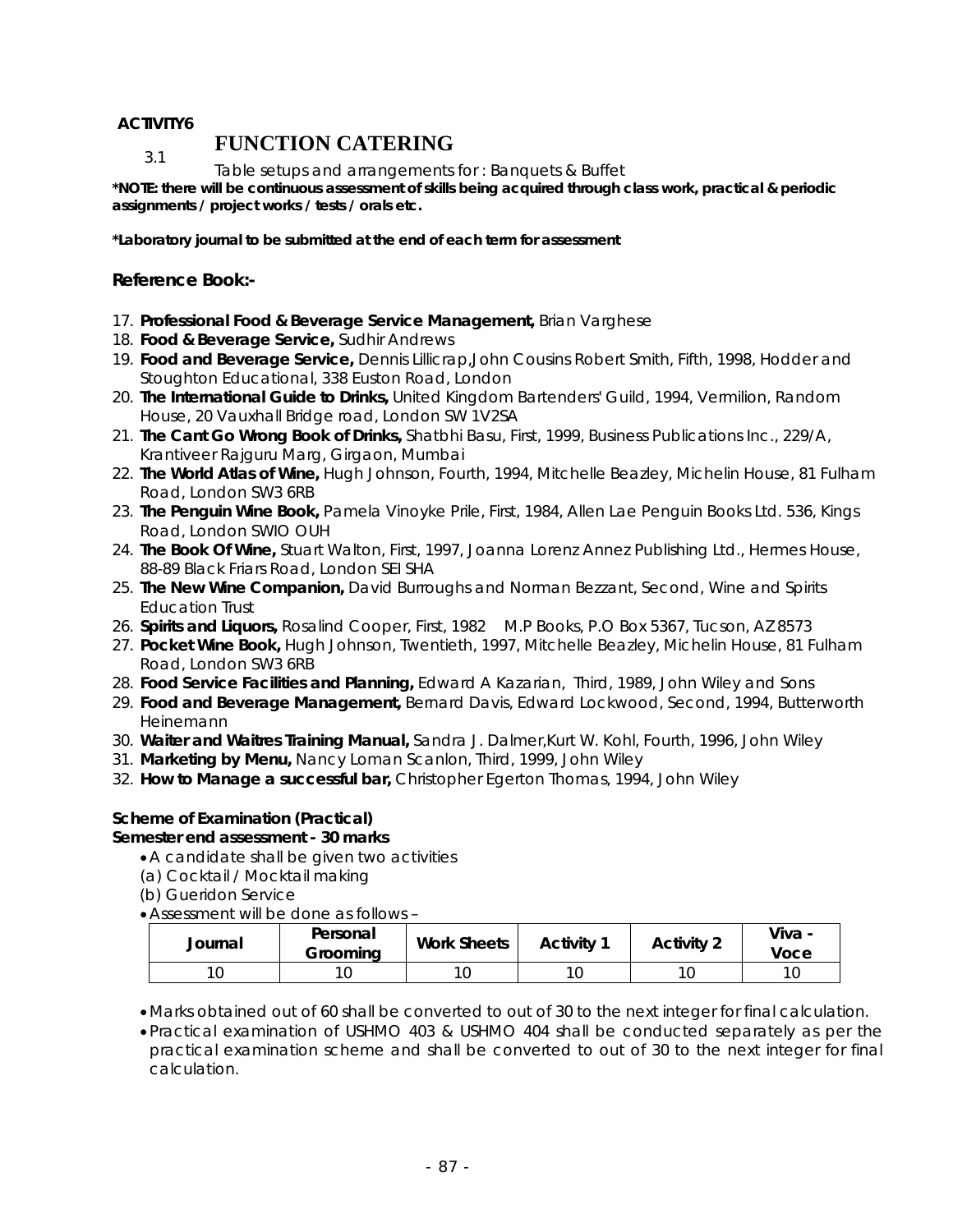**ACTIVITY6**

3.1 **FUNCTION CATERING**

Table setups and arrangements for : Banquets & Buffet

**\*NOTE: there will be continuous assessment of skills being acquired through class work, practical & periodic assignments / project works / tests / orals etc.**

**\*Laboratory journal to be submitted at the end of each term for assessment**

**Reference Book:-**

17. **Professional Food & Beverage Service Management,** Brian Varghese
18. **Food & Beverage Service,** Sudhir Andrews
19. **Food and Beverage Service,** Dennis Lillicrap,John Cousins Robert Smith, Fifth, 1998, Hodder and Stoughton Educational, 338 Euston Road, London
20. **The International Guide to Drinks,** United Kingdom Bartenders' Guild, 1994, Vermilion, Random House, 20 Vauxhall Bridge road, London SW 1V2SA
21. **The Cant Go Wrong Book of Drinks,** Shatbhi Basu, First, 1999, Business Publications Inc., 229/A, Krantiveer Rajguru Marg, Girgaon, Mumbai
22. **The World Atlas of Wine,** Hugh Johnson, Fourth, 1994, Mitchelle Beazley, Michelin House, 81 Fulham Road, London SW3 6RB
23. **The Penguin Wine Book,** Pamela Vinoyke Prile, First, 1984, Allen Lae Penguin Books Ltd. 536, Kings Road, London SWIO OUH
24. **The Book Of Wine,** Stuart Walton, First, 1997, Joanna Lorenz Annez Publishing Ltd., Hermes House, 88-89 Black Friars Road, London SEI SHA
25. **The New Wine Companion,** David Burroughs and Norman Bezzant, Second, Wine and Spirits Education Trust
26. **Spirits and Liquors,** Rosalind Cooper, First, 1982 M.P Books, P.O Box 5367, Tucson, AZ 8573
27. **Pocket Wine Book,** Hugh Johnson, Twentieth, 1997, Mitchelle Beazley, Michelin House, 81 Fulham Road, London SW3 6RB
28. **Food Service Facilities and Planning,** Edward A Kazarian, Third, 1989, John Wiley and Sons
29. **Food and Beverage Management,** Bernard Davis, Edward Lockwood, Second, 1994, Butterworth Heinemann
30. **Waiter and Waitres Training Manual,** Sandra J. Dalmer,Kurt W. Kohl, Fourth, 1996, John Wiley
31. **Marketing by Menu,** Nancy Loman Scanlon, Third, 1999, John Wiley
32. **How to Manage a successful bar,** Christopher Egerton Thomas, 1994, John Wiley

**Scheme of Examination (Practical)**
**Semester end assessment - 30 marks**

- A candidate shall be given two activities

(a) Cocktail / Mocktail making

(b) Gueridon Service

- Assessment will be done as follows –

| Journal | Personal Grooming | Work Sheets | Activity 1 | Activity 2 | Viva - Voce |
|---|---|---|---|---|---|
| 10 | 10 | 10 | 10 | 10 | 10 |

- Marks obtained out of 60 shall be converted to out of 30 to the next integer for final calculation.
- Practical examination of USHMO 403 & USHMO 404 shall be conducted separately as per the practical examination scheme and shall be converted to out of 30 to the next integer for final calculation.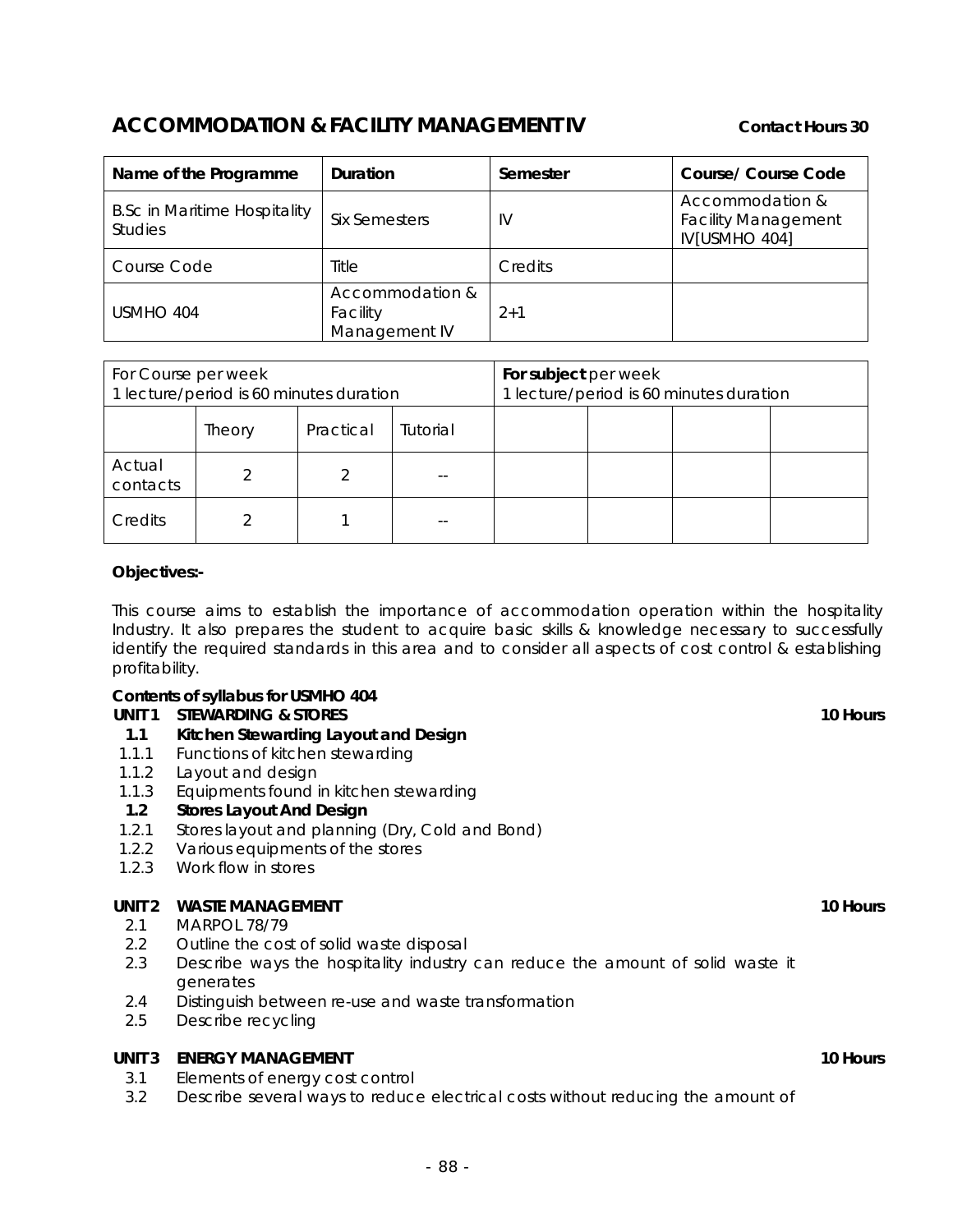## ACCOMMODATION & FACILITY MANAGEMENT IV

**Contact Hours 30**

| Name of the Programme | Duration | Semester | Course/ Course Code |
|---|---|---|---|
| B.Sc in Maritime Hospitality Studies | Six Semesters | IV | Accommodation & Facility Management IV[USMHO 404] |
| Course Code | Title | Credits | |
| USMHO 404 | Accommodation & Facility Management IV | 2+1 | |

| For Course per week<br>1 lecture/period is 60 minutes duration | | | | For subject per week<br>1 lecture/period is 60 minutes duration | | | |
|---|---|---|---|---|---|---|---|
| | Theory | Practical | Tutorial | | | | |
| Actual contacts | 2 | 2 | -- | | | | |
| Credits | 2 | 1 | -- | | | | |

**Objectives:-**

This course aims to establish the importance of accommodation operation within the hospitality Industry. It also prepares the student to acquire basic skills & knowledge necessary to successfully identify the required standards in this area and to consider all aspects of cost control & establishing profitability.

**Contents of syllabus for USMHO 404**

**UNIT 1 STEWARDING & STORES** **10 Hours**

- **1.1 Kitchen Stewarding Layout and Design**
  - 1.1.1 Functions of kitchen stewarding
  - 1.1.2 Layout and design
  - 1.1.3 Equipments found in kitchen stewarding
- **1.2 Stores Layout And Design**
  - 1.2.1 Stores layout and planning (Dry, Cold and Bond)
  - 1.2.2 Various equipments of the stores
  - 1.2.3 Work flow in stores

**UNIT 2 WASTE MANAGEMENT** **10 Hours**

- 2.1 MARPOL 78/79
- 2.2 Outline the cost of solid waste disposal
- 2.3 Describe ways the hospitality industry can reduce the amount of solid waste it generates
- 2.4 Distinguish between re-use and waste transformation
- 2.5 Describe recycling

**UNIT 3 ENERGY MANAGEMENT** **10 Hours**

- 3.1 Elements of energy cost control
- 3.2 Describe several ways to reduce electrical costs without reducing the amount of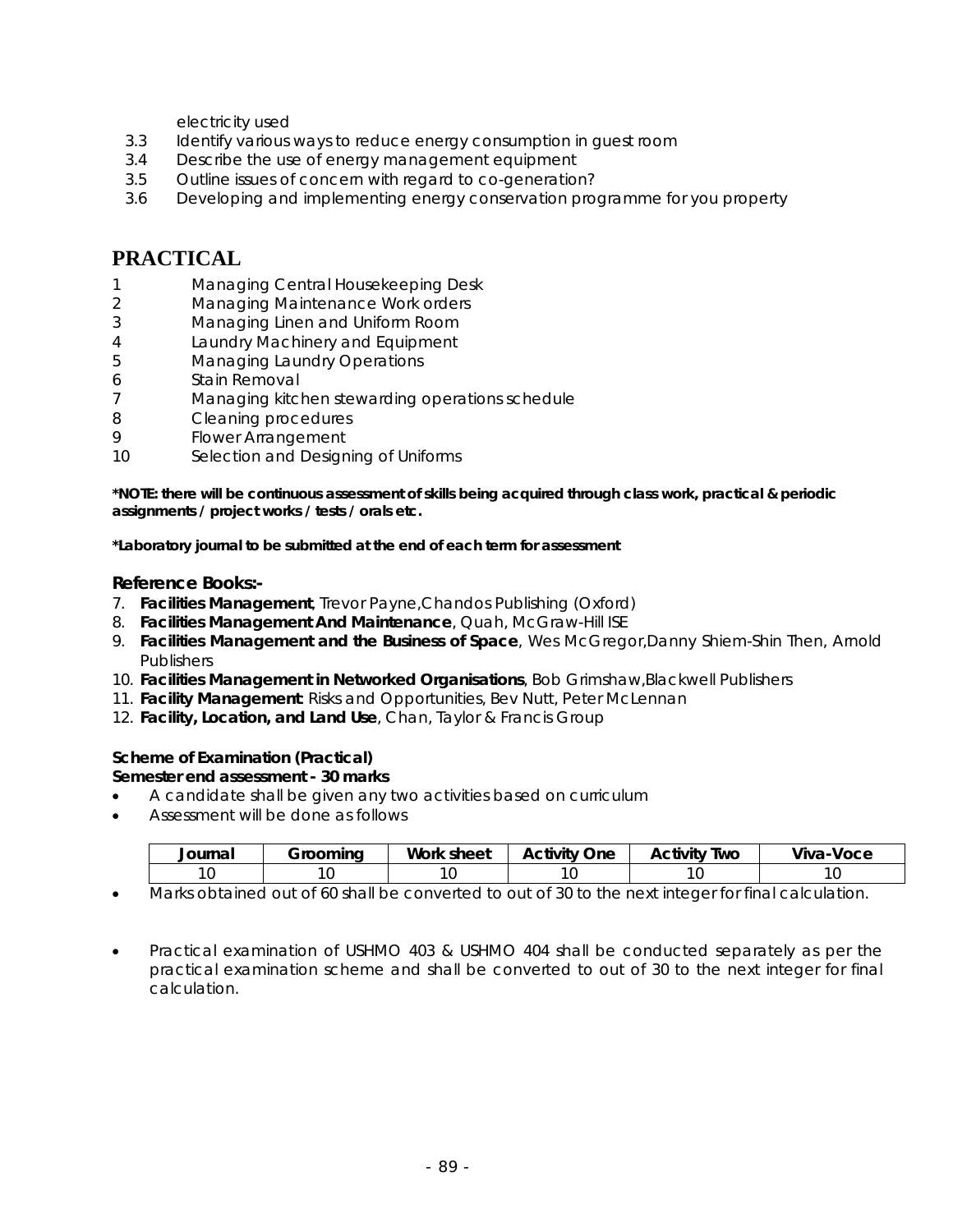electricity used

3.3 Identify various ways to reduce energy consumption in guest room
3.4 Describe the use of energy management equipment
3.5 Outline issues of concern with regard to co-generation?
3.6 Developing and implementing energy conservation programme for you property

## PRACTICAL

1 Managing Central Housekeeping Desk
2 Managing Maintenance Work orders
3 Managing Linen and Uniform Room
4 Laundry Machinery and Equipment
5 Managing Laundry Operations
6 Stain Removal
7 Managing kitchen stewarding operations schedule
8 Cleaning procedures
9 Flower Arrangement
10 Selection and Designing of Uniforms

**\*NOTE: there will be continuous assessment of skills being acquired through class work, practical & periodic assignments / project works / tests / orals etc.**

**\*Laboratory journal to be submitted at the end of each term for assessment**

### Reference Books:-

7. **Facilities Management**, Trevor Payne,Chandos Publishing (Oxford)
8. **Facilities Management And Maintenance**, Quah, McGraw-Hill ISE
9. **Facilities Management and the Business of Space**, Wes McGregor,Danny Shiem-Shin Then, Arnold Publishers
10. **Facilities Management in Networked Organisations**, Bob Grimshaw,Blackwell Publishers
11. **Facility Management**: Risks and Opportunities, Bev Nutt, Peter McLennan
12. **Facility, Location, and Land Use**, Chan, Taylor & Francis Group

**Scheme of Examination (Practical)**
**Semester end assessment - 30 marks**

- A candidate shall be given any two activities based on curriculum
- Assessment will be done as follows

| Journal | Grooming | Work sheet | Activity One | Activity Two | Viva-Voce |
|---|---|---|---|---|---|
| 10 | 10 | 10 | 10 | 10 | 10 |

- Marks obtained out of 60 shall be converted to out of 30 to the next integer for final calculation.

- Practical examination of USHMO 403 & USHMO 404 shall be conducted separately as per the practical examination scheme and shall be converted to out of 30 to the next integer for final calculation.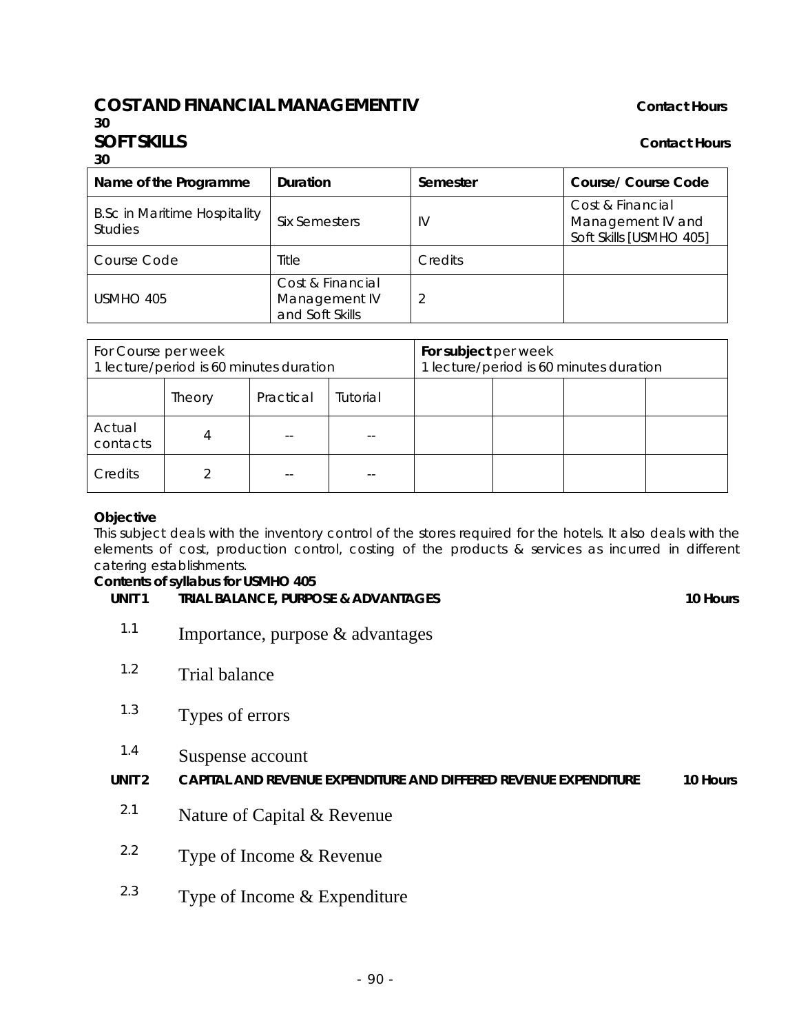**COST AND FINANCIAL MANAGEMENT IV** **Contact Hours 30**

**SOFT SKILLS** **Contact Hours 30**

| Name of the Programme | Duration | Semester | Course/ Course Code |
|---|---|---|---|
| B.Sc in Maritime Hospitality Studies | Six Semesters | IV | Cost & Financial Management IV and Soft Skills [USMHO 405] |
| Course Code | Title | Credits | |
| USMHO 405 | Cost & Financial Management IV and Soft Skills | 2 | |

| For Course per week 1 lecture/period is 60 minutes duration | | | | **For subject** per week 1 lecture/period is 60 minutes duration | | | |
|---|---|---|---|---|---|---|---|
| | Theory | Practical | Tutorial | | | | |
| Actual contacts | 4 | -- | -- | | | | |
| Credits | 2 | -- | -- | | | | |

**Objective**

This subject deals with the inventory control of the stores required for the hotels. It also deals with the elements of cost, production control, costing of the products & services as incurred in different catering establishments.

**Contents of syllabus for USMHO 405**

**UNIT 1 TRIAL BALANCE, PURPOSE & ADVANTAGES 10 Hours**

1.1 Importance, purpose & advantages

1.2 Trial balance

1.3 Types of errors

1.4 Suspense account

**UNIT 2 CAPITAL AND REVENUE EXPENDITURE AND DIFFERED REVENUE EXPENDITURE 10 Hours**

2.1 Nature of Capital & Revenue

2.2 Type of Income & Revenue

2.3 Type of Income & Expenditure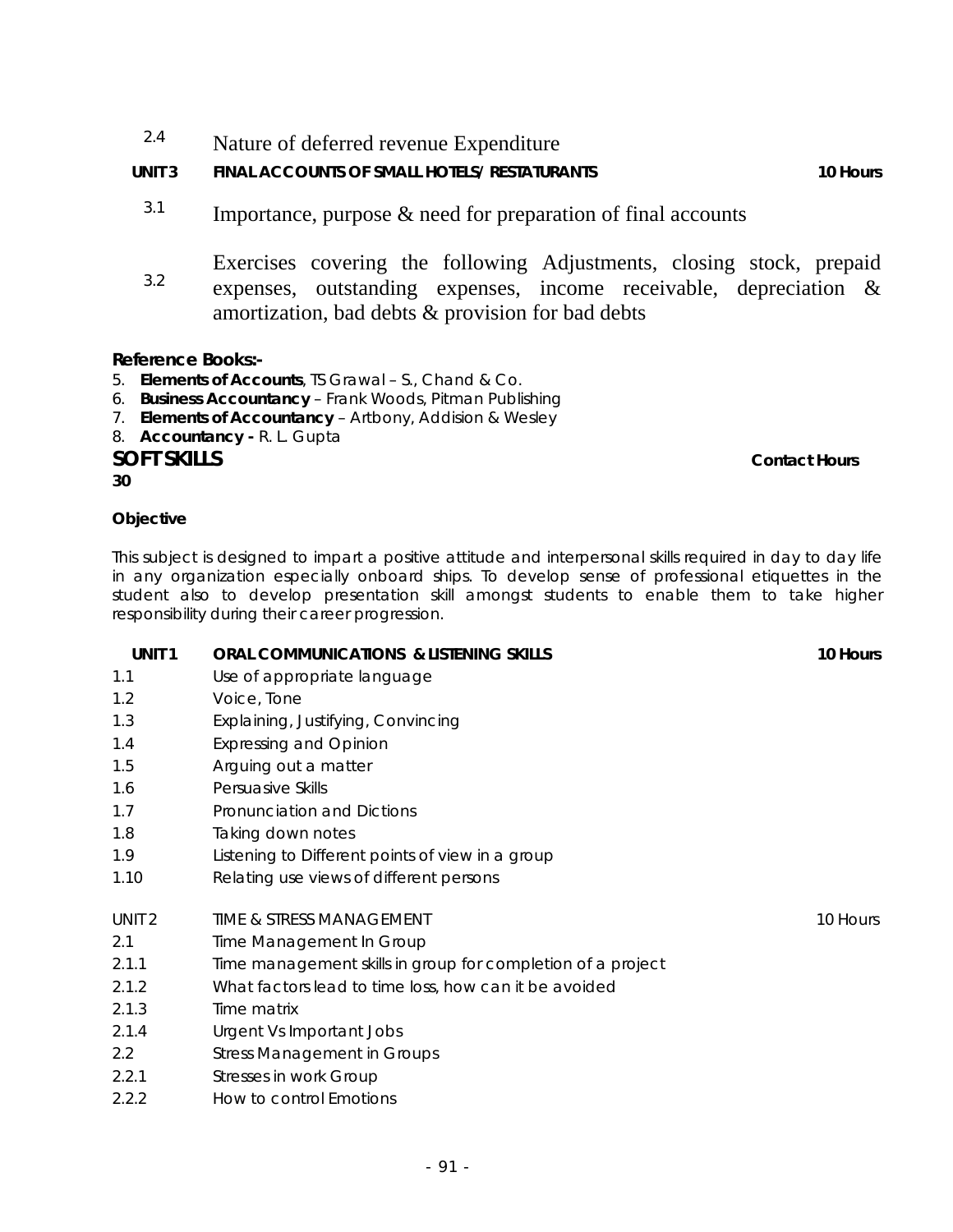2.4 Nature of deferred revenue Expenditure

**UNIT 3 FINAL ACCOUNTS OF SMALL HOTELS/ RESTATURANTS 10 Hours**

3.1 Importance, purpose & need for preparation of final accounts

3.2 Exercises covering the following Adjustments, closing stock, prepaid expenses, outstanding expenses, income receivable, depreciation & amortization, bad debts & provision for bad debts

**Reference Books:-**

5. **Elements of Accounts**, TS Grawal – S., Chand & Co.
6. **Business Accountancy** – Frank Woods, Pitman Publishing
7. **Elements of Accountancy** – Artbony, Addision & Wesley
8. **Accountancy -** R. L. Gupta

## SOFT SKILLS

**Contact Hours 30**

**Objective**

This subject is designed to impart a positive attitude and interpersonal skills required in day to day life in any organization especially onboard ships. To develop sense of professional etiquettes in the student also to develop presentation skill amongst students to enable them to take higher responsibility during their career progression.

**UNIT 1 ORAL COMMUNICATIONS & LISTENING SKILLS 10 Hours**

1.1 Use of appropriate language
1.2 Voice, Tone
1.3 Explaining, Justifying, Convincing
1.4 Expressing and Opinion
1.5 Arguing out a matter
1.6 Persuasive Skills
1.7 Pronunciation and Dictions
1.8 Taking down notes
1.9 Listening to Different points of view in a group
1.10 Relating use views of different persons

UNIT 2 TIME & STRESS MANAGEMENT 10 Hours

2.1 Time Management In Group
2.1.1 Time management skills in group for completion of a project
2.1.2 What factors lead to time loss, how can it be avoided
2.1.3 Time matrix
2.1.4 Urgent Vs Important Jobs
2.2 Stress Management in Groups
2.2.1 Stresses in work Group
2.2.2 How to control Emotions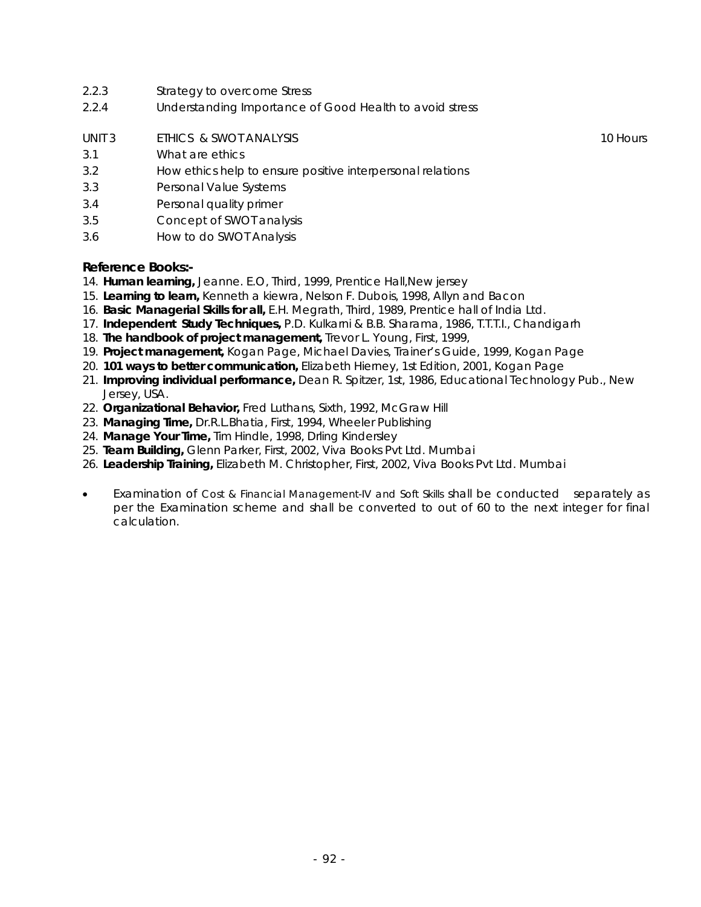2.2.3 Strategy to overcome Stress

2.2.4 Understanding Importance of Good Health to avoid stress

UNIT 3 ETHICS & SWOT ANALYSIS 10 Hours

3.1 What are ethics

3.2 How ethics help to ensure positive interpersonal relations

3.3 Personal Value Systems

3.4 Personal quality primer

3.5 Concept of SWOT analysis

3.6 How to do SWOT Analysis

**Reference Books:-**

14. **Human learning,** Jeanne. E.O, Third, 1999, Prentice Hall,New jersey
15. **Learning to learn,** Kenneth a kiewra, Nelson F. Dubois, 1998, Allyn and Bacon
16. **Basic Managerial Skills for all,** E.H. Megrath, Third, 1989, Prentice hall of India Ltd.
17. **Independent Study Techniques,** P.D. Kulkarni & B.B. Sharama, 1986, T.T.T.I., Chandigarh
18. **The handbook of project management,** Trevor L. Young, First, 1999,
19. **Project management,** Kogan Page, Michael Davies, Trainer's Guide, 1999, Kogan Page
20. **101 ways to better communication,** Elizabeth Hierney, 1st Edition, 2001, Kogan Page
21. **Improving individual performance,** Dean R. Spitzer, 1st, 1986, Educational Technology Pub., New Jersey, USA.
22. **Organizational Behavior,** Fred Luthans, Sixth, 1992, McGraw Hill
23. **Managing Time,** Dr.R.L.Bhatia, First, 1994, Wheeler Publishing
24. **Manage Your Time,** Tim Hindle, 1998, Drling Kindersley
25. **Team Building,** Glenn Parker, First, 2002, Viva Books Pvt Ltd. Mumbai
26. **Leadership Training,** Elizabeth M. Christopher, First, 2002, Viva Books Pvt Ltd. Mumbai

- Examination of Cost & Financial Management-IV and Soft Skills shall be conducted separately as per the Examination scheme and shall be converted to out of 60 to the next integer for final calculation.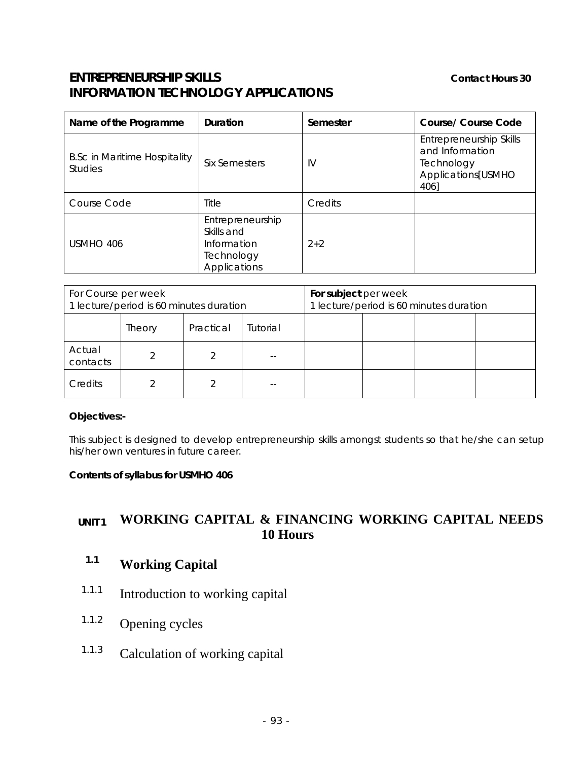## ENTREPRENEURSHIP SKILLS INFORMATION TECHNOLOGY APPLICATIONS

**Contact Hours 30**

| Name of the Programme | Duration | Semester | Course/ Course Code |
|---|---|---|---|
| B.Sc in Maritime Hospitality Studies | Six Semesters | IV | Entrepreneurship Skills and Information Technology Applications[USMHO 406] |
| Course Code | Title | Credits | |
| USMHO 406 | Entrepreneurship Skills and Information Technology Applications | 2+2 | |

| For Course per week 1 lecture/period is 60 minutes duration | | | | **For subject** per week 1 lecture/period is 60 minutes duration | | | |
|---|---|---|---|---|---|---|---|
| | Theory | Practical | Tutorial | | | | |
| Actual contacts | 2 | 2 | -- | | | | |
| Credits | 2 | 2 | -- | | | | |

**Objectives:-**

This subject is designed to develop entrepreneurship skills amongst students so that he/she can setup his/her own ventures in future career.

**Contents of syllabus for USMHO 406**

### UNIT 1 WORKING CAPITAL & FINANCING WORKING CAPITAL NEEDS 10 Hours

#### 1.1 Working Capital

1.1.1 Introduction to working capital

1.1.2 Opening cycles

1.1.3 Calculation of working capital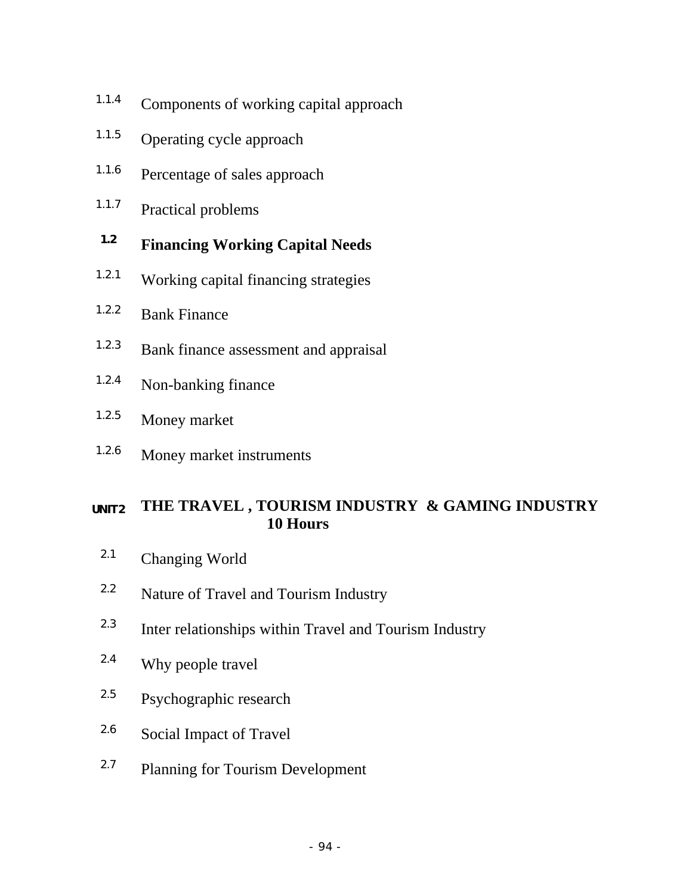1.1.4 Components of working capital approach

1.1.5 Operating cycle approach

1.1.6 Percentage of sales approach

1.1.7 Practical problems

**1.2 Financing Working Capital Needs**

1.2.1 Working capital financing strategies

1.2.2 Bank Finance

1.2.3 Bank finance assessment and appraisal

1.2.4 Non-banking finance

1.2.5 Money market

1.2.6 Money market instruments

**UNIT 2 THE TRAVEL , TOURISM INDUSTRY & GAMING INDUSTRY 10 Hours**

2.1 Changing World

2.2 Nature of Travel and Tourism Industry

2.3 Inter relationships within Travel and Tourism Industry

2.4 Why people travel

2.5 Psychographic research

2.6 Social Impact of Travel

2.7 Planning for Tourism Development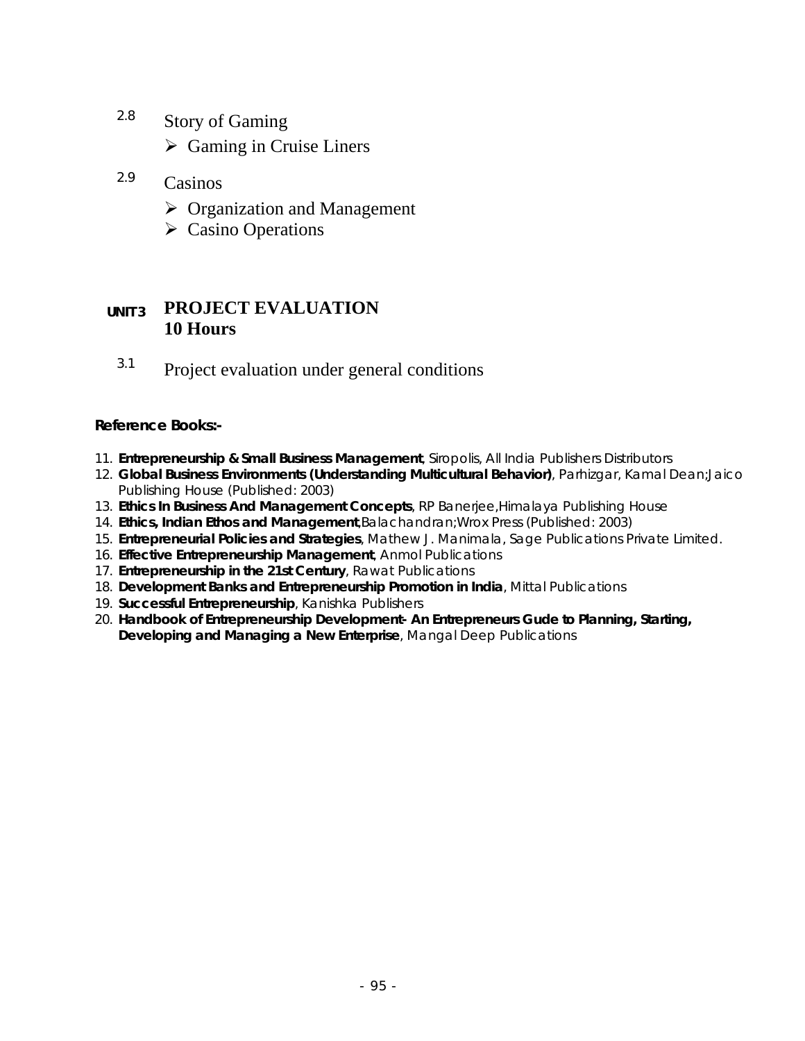2.8 Story of Gaming

- Gaming in Cruise Liners

2.9 Casinos

- Organization and Management
- Casino Operations

## UNIT3 PROJECT EVALUATION
**10 Hours**

3.1 Project evaluation under general conditions

**Reference Books:-**

11. **Entrepreneurship & Small Business Management**, Siropolis, All India Publishers Distributors
12. **Global Business Environments (Understanding Multicultural Behavior)**, Parhizgar, Kamal Dean;Jaico Publishing House (Published: 2003)
13. **Ethics In Business And Management Concepts**, RP Banerjee,Himalaya Publishing House
14. **Ethics, Indian Ethos and Management**,Balachandran;Wrox Press (Published: 2003)
15. **Entrepreneurial Policies and Strategies**, Mathew J. Manimala, Sage Publications Private Limited.
16. **Effective Entrepreneurship Management**, Anmol Publications
17. **Entrepreneurship in the 21st Century**, Rawat Publications
18. **Development Banks and Entrepreneurship Promotion in India**, Mittal Publications
19. **Successful Entrepreneurship**, Kanishka Publishers
20. **Handbook of Entrepreneurship Development- An Entrepreneurs Gude to Planning, Starting, Developing and Managing a New Enterprise**, Mangal Deep Publications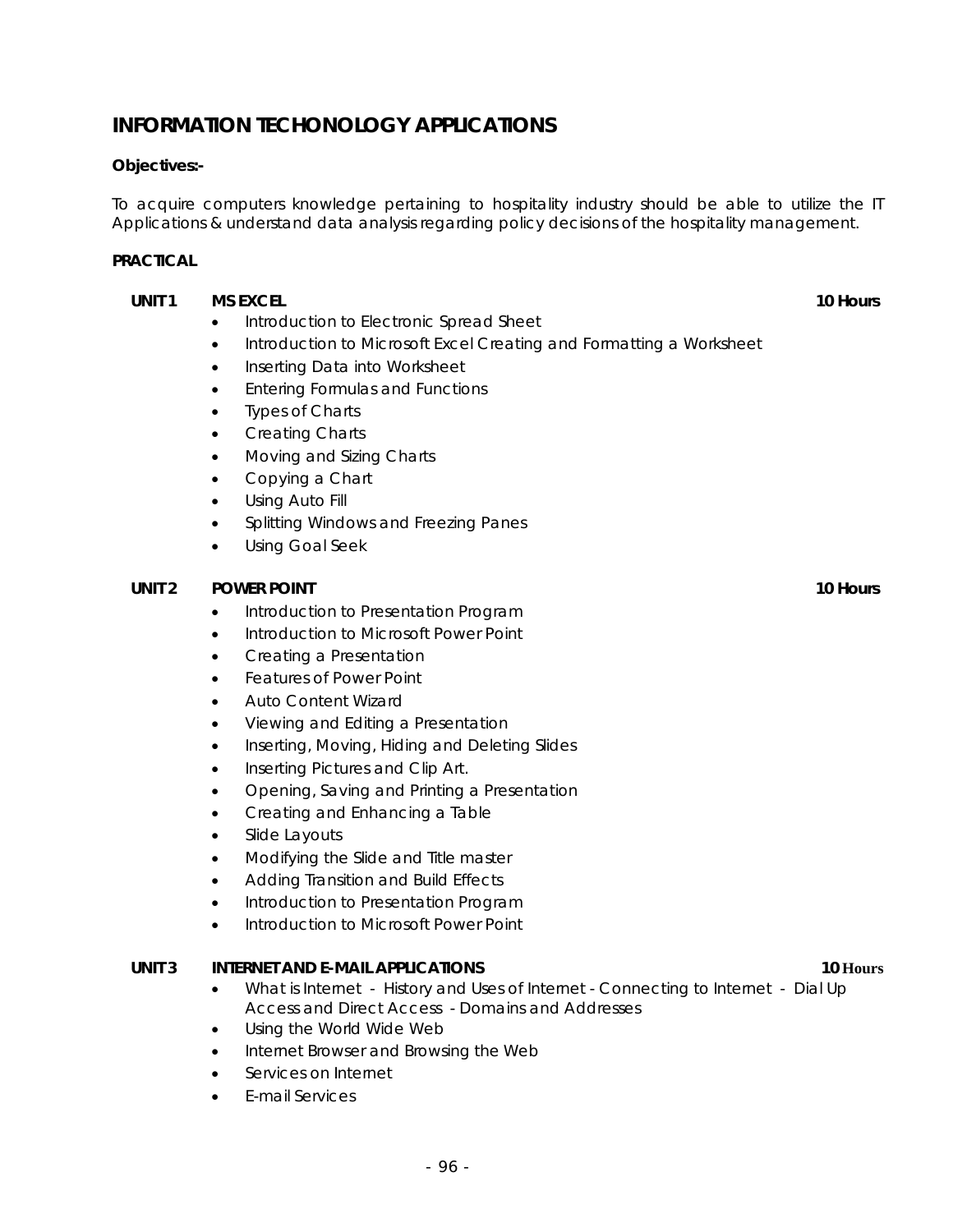# INFORMATION TECHONOLOGY APPLICATIONS

**Objectives:-**

To acquire computers knowledge pertaining to hospitality industry should be able to utilize the IT Applications & understand data analysis regarding policy decisions of the hospitality management.

**PRACTICAL**

**UNIT 1 MS EXCEL** **10 Hours**

- Introduction to Electronic Spread Sheet
- Introduction to Microsoft Excel Creating and Formatting a Worksheet
- Inserting Data into Worksheet
- Entering Formulas and Functions
- Types of Charts
- Creating Charts
- Moving and Sizing Charts
- Copying a Chart
- Using Auto Fill
- Splitting Windows and Freezing Panes
- Using Goal Seek

**UNIT 2 POWER POINT** **10 Hours**

- Introduction to Presentation Program
- Introduction to Microsoft Power Point
- Creating a Presentation
- Features of Power Point
- Auto Content Wizard
- Viewing and Editing a Presentation
- Inserting, Moving, Hiding and Deleting Slides
- Inserting Pictures and Clip Art.
- Opening, Saving and Printing a Presentation
- Creating and Enhancing a Table
- Slide Layouts
- Modifying the Slide and Title master
- Adding Transition and Build Effects
- Introduction to Presentation Program
- Introduction to Microsoft Power Point

**UNIT 3 INTERNET AND E-MAIL APPLICATIONS** **10 Hours**

- What is Internet - History and Uses of Internet - Connecting to Internet - Dial Up Access and Direct Access - Domains and Addresses
- Using the World Wide Web
- Internet Browser and Browsing the Web
- Services on Internet
- E-mail Services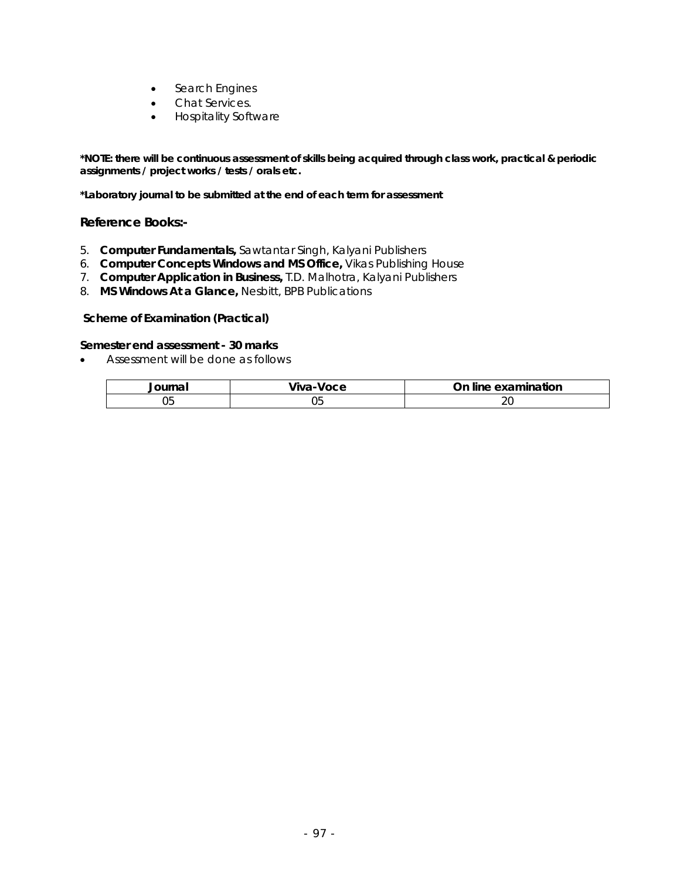- Search Engines
- Chat Services.
- Hospitality Software

**\*NOTE: there will be continuous assessment of skills being acquired through class work, practical & periodic assignments / project works / tests / orals etc.**

**\*Laboratory journal to be submitted at the end of each term for assessment**

## Reference Books:-

5. **Computer Fundamentals,** Sawtantar Singh, Kalyani Publishers
6. **Computer Concepts Windows and MS Office,** Vikas Publishing House
7. **Computer Application in Business,** T.D. Malhotra, Kalyani Publishers
8. **MS Windows At a Glance,** Nesbitt, BPB Publications

**Scheme of Examination (Practical)**

**Semester end assessment - 30 marks**

- Assessment will be done as follows

| Journal | Viva-Voce | On line examination |
|---|---|---|
| 05 | 05 | 20 |